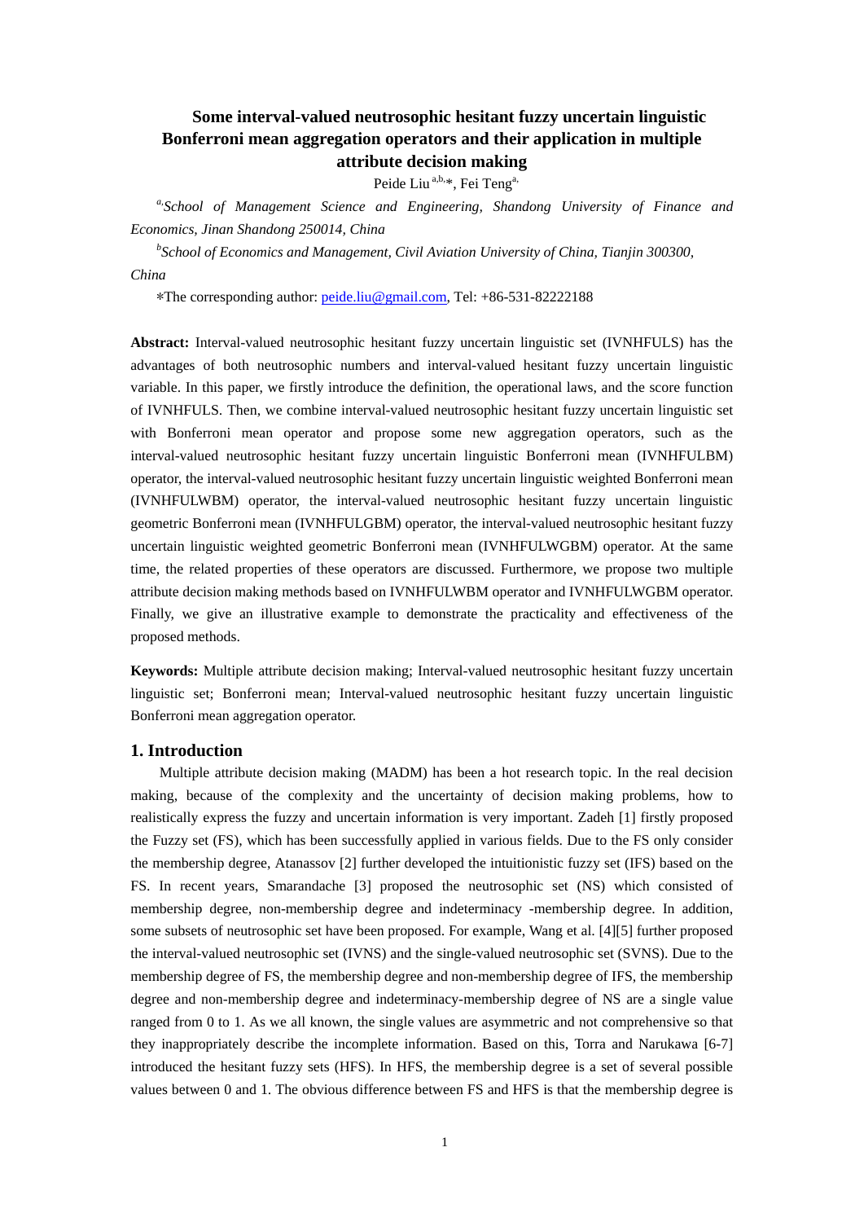# Some interval-valued neutrosophic hesitant fuzzy uncertain linguistic Bonferroni mean aggregation operators and their application in multiple attribute decision making

Peide Liu [a,b,*], Fei Teng [a,]

[a,] *School of Management Science and Engineering, Shandong University of Finance and Economics, Jinan Shandong 250014, China*

[b] *School of Economics and Management, Civil Aviation University of China, Tianjin 300300, China*

*The corresponding author: peide.liu@gmail.com, Tel: +86-531-82222188

**Abstract:** Interval-valued neutrosophic hesitant fuzzy uncertain linguistic set (IVNHFULS) has the advantages of both neutrosophic numbers and interval-valued hesitant fuzzy uncertain linguistic variable. In this paper, we firstly introduce the definition, the operational laws, and the score function of IVNHFULS. Then, we combine interval-valued neutrosophic hesitant fuzzy uncertain linguistic set with Bonferroni mean operator and propose some new aggregation operators, such as the interval-valued neutrosophic hesitant fuzzy uncertain linguistic Bonferroni mean (IVNHFULBM) operator, the interval-valued neutrosophic hesitant fuzzy uncertain linguistic weighted Bonferroni mean (IVNHFULWBM) operator, the interval-valued neutrosophic hesitant fuzzy uncertain linguistic geometric Bonferroni mean (IVNHFULGBM) operator, the interval-valued neutrosophic hesitant fuzzy uncertain linguistic weighted geometric Bonferroni mean (IVNHFULWGBM) operator. At the same time, the related properties of these operators are discussed. Furthermore, we propose two multiple attribute decision making methods based on IVNHFULWBM operator and IVNHFULWGBM operator. Finally, we give an illustrative example to demonstrate the practicality and effectiveness of the proposed methods.

**Keywords:** Multiple attribute decision making; Interval-valued neutrosophic hesitant fuzzy uncertain linguistic set; Bonferroni mean; Interval-valued neutrosophic hesitant fuzzy uncertain linguistic Bonferroni mean aggregation operator.

## 1. Introduction

Multiple attribute decision making (MADM) has been a hot research topic. In the real decision making, because of the complexity and the uncertainty of decision making problems, how to realistically express the fuzzy and uncertain information is very important. Zadeh [1] firstly proposed the Fuzzy set (FS), which has been successfully applied in various fields. Due to the FS only consider the membership degree, Atanassov [2] further developed the intuitionistic fuzzy set (IFS) based on the FS. In recent years, Smarandache [3] proposed the neutrosophic set (NS) which consisted of membership degree, non-membership degree and indeterminacy -membership degree. In addition, some subsets of neutrosophic set have been proposed. For example, Wang et al. [4][5] further proposed the interval-valued neutrosophic set (IVNS) and the single-valued neutrosophic set (SVNS). Due to the membership degree of FS, the membership degree and non-membership degree of IFS, the membership degree and non-membership degree and indeterminacy-membership degree of NS are a single value ranged from 0 to 1. As we all known, the single values are asymmetric and not comprehensive so that they inappropriately describe the incomplete information. Based on this, Torra and Narukawa [6-7] introduced the hesitant fuzzy sets (HFS). In HFS, the membership degree is a set of several possible values between 0 and 1. The obvious difference between FS and HFS is that the membership degree is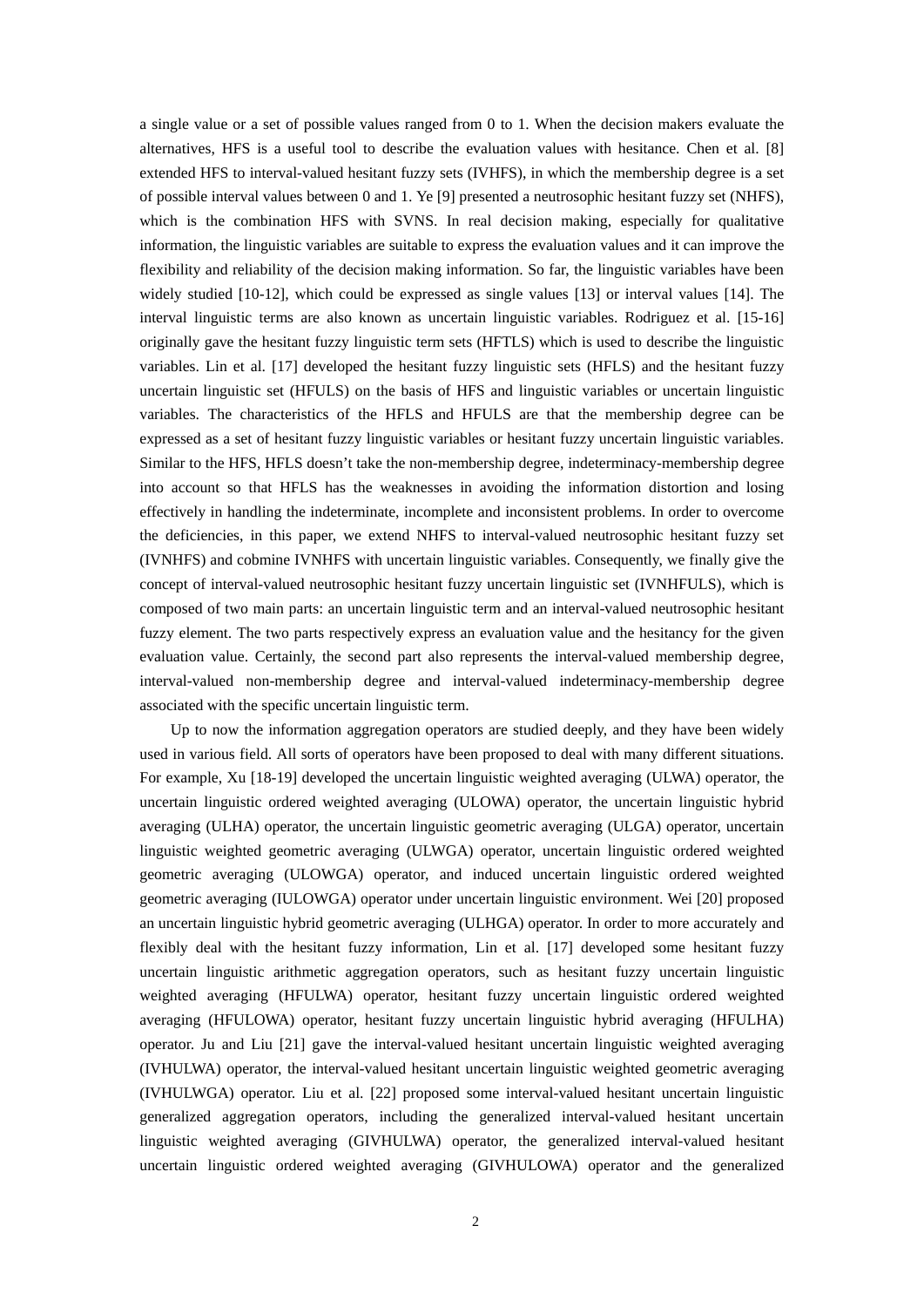a single value or a set of possible values ranged from 0 to 1. When the decision makers evaluate the alternatives, HFS is a useful tool to describe the evaluation values with hesitance. Chen et al. [8] extended HFS to interval-valued hesitant fuzzy sets (IVHFS), in which the membership degree is a set of possible interval values between 0 and 1. Ye [9] presented a neutrosophic hesitant fuzzy set (NHFS), which is the combination HFS with SVNS. In real decision making, especially for qualitative information, the linguistic variables are suitable to express the evaluation values and it can improve the flexibility and reliability of the decision making information. So far, the linguistic variables have been widely studied [10-12], which could be expressed as single values [13] or interval values [14]. The interval linguistic terms are also known as uncertain linguistic variables. Rodriguez et al. [15-16] originally gave the hesitant fuzzy linguistic term sets (HFTLS) which is used to describe the linguistic variables. Lin et al. [17] developed the hesitant fuzzy linguistic sets (HFLS) and the hesitant fuzzy uncertain linguistic set (HFULS) on the basis of HFS and linguistic variables or uncertain linguistic variables. The characteristics of the HFLS and HFULS are that the membership degree can be expressed as a set of hesitant fuzzy linguistic variables or hesitant fuzzy uncertain linguistic variables. Similar to the HFS, HFLS doesn't take the non-membership degree, indeterminacy-membership degree into account so that HFLS has the weaknesses in avoiding the information distortion and losing effectively in handling the indeterminate, incomplete and inconsistent problems. In order to overcome the deficiencies, in this paper, we extend NHFS to interval-valued neutrosophic hesitant fuzzy set (IVNHFS) and cobmine IVNHFS with uncertain linguistic variables. Consequently, we finally give the concept of interval-valued neutrosophic hesitant fuzzy uncertain linguistic set (IVNHFULS), which is composed of two main parts: an uncertain linguistic term and an interval-valued neutrosophic hesitant fuzzy element. The two parts respectively express an evaluation value and the hesitancy for the given evaluation value. Certainly, the second part also represents the interval-valued membership degree, interval-valued non-membership degree and interval-valued indeterminacy-membership degree associated with the specific uncertain linguistic term.

Up to now the information aggregation operators are studied deeply, and they have been widely used in various field. All sorts of operators have been proposed to deal with many different situations. For example, Xu [18-19] developed the uncertain linguistic weighted averaging (ULWA) operator, the uncertain linguistic ordered weighted averaging (ULOWA) operator, the uncertain linguistic hybrid averaging (ULHA) operator, the uncertain linguistic geometric averaging (ULGA) operator, uncertain linguistic weighted geometric averaging (ULWGA) operator, uncertain linguistic ordered weighted geometric averaging (ULOWGA) operator, and induced uncertain linguistic ordered weighted geometric averaging (IULOWGA) operator under uncertain linguistic environment. Wei [20] proposed an uncertain linguistic hybrid geometric averaging (ULHGA) operator. In order to more accurately and flexibly deal with the hesitant fuzzy information, Lin et al. [17] developed some hesitant fuzzy uncertain linguistic arithmetic aggregation operators, such as hesitant fuzzy uncertain linguistic weighted averaging (HFULWA) operator, hesitant fuzzy uncertain linguistic ordered weighted averaging (HFULOWA) operator, hesitant fuzzy uncertain linguistic hybrid averaging (HFULHA) operator. Ju and Liu [21] gave the interval-valued hesitant uncertain linguistic weighted averaging (IVHULWA) operator, the interval-valued hesitant uncertain linguistic weighted geometric averaging (IVHULWGA) operator. Liu et al. [22] proposed some interval-valued hesitant uncertain linguistic generalized aggregation operators, including the generalized interval-valued hesitant uncertain linguistic weighted averaging (GIVHULWA) operator, the generalized interval-valued hesitant uncertain linguistic ordered weighted averaging (GIVHULOWA) operator and the generalized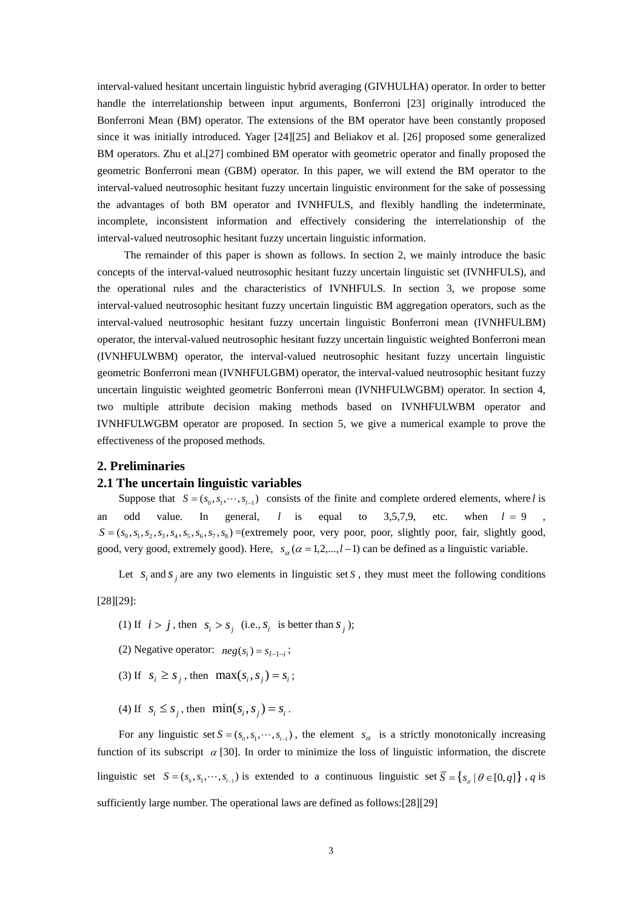interval-valued hesitant uncertain linguistic hybrid averaging (GIVHULHA) operator. In order to better handle the interrelationship between input arguments, Bonferroni [23] originally introduced the Bonferroni Mean (BM) operator. The extensions of the BM operator have been constantly proposed since it was initially introduced. Yager [24][25] and Beliakov et al. [26] proposed some generalized BM operators. Zhu et al.[27] combined BM operator with geometric operator and finally proposed the geometric Bonferroni mean (GBM) operator. In this paper, we will extend the BM operator to the interval-valued neutrosophic hesitant fuzzy uncertain linguistic environment for the sake of possessing the advantages of both BM operator and IVNHFULS, and flexibly handling the indeterminate, incomplete, inconsistent information and effectively considering the interrelationship of the interval-valued neutrosophic hesitant fuzzy uncertain linguistic information.

The remainder of this paper is shown as follows. In section 2, we mainly introduce the basic concepts of the interval-valued neutrosophic hesitant fuzzy uncertain linguistic set (IVNHFULS), and the operational rules and the characteristics of IVNHFULS. In section 3, we propose some interval-valued neutrosophic hesitant fuzzy uncertain linguistic BM aggregation operators, such as the interval-valued neutrosophic hesitant fuzzy uncertain linguistic Bonferroni mean (IVNHFULBM) operator, the interval-valued neutrosophic hesitant fuzzy uncertain linguistic weighted Bonferroni mean (IVNHFULWBM) operator, the interval-valued neutrosophic hesitant fuzzy uncertain linguistic geometric Bonferroni mean (IVNHFULGBM) operator, the interval-valued neutrosophic hesitant fuzzy uncertain linguistic weighted geometric Bonferroni mean (IVNHFULWGBM) operator. In section 4, two multiple attribute decision making methods based on IVNHFULWBM operator and IVNHFULWGBM operator are proposed. In section 5, we give a numerical example to prove the effectiveness of the proposed methods.

## 2. Preliminaries

### 2.1 The uncertain linguistic variables

Suppose that $S=(s_0,s_1,\cdots,s_{l-1})$ consists of the finite and complete ordered elements, where $l$ is an odd value. In general, $l$ is equal to 3,5,7,9, etc. when $l=9$, $S=(s_0,s_1,s_2,s_3,s_4,s_5,s_6,s_7,s_8)$ =(extremely poor, very poor, poor, slightly poor, fair, slightly good, good, very good, extremely good). Here, $s_\alpha\,(\alpha=1,2,...,l-1)$ can be defined as a linguistic variable.

Let $s_i$ and $s_j$ are any two elements in linguistic set $S$, they must meet the following conditions [28][29]:

(1) If $i>j$, then $s_i>s_j$ (i.e., $s_i$ is better than $s_j$);

(2) Negative operator: $neg(s_i)=s_{l-1-i}$;

(3) If $s_i\geq s_j$, then $\max(s_i,s_j)=s_i$;

(4) If $s_i\leq s_j$, then $\min(s_i,s_j)=s_i$.

For any linguistic set $S=(s_0,s_1,\cdots,s_{l-1})$, the element $s_\alpha$ is a strictly monotonically increasing function of its subscript $\alpha$ [30]. In order to minimize the loss of linguistic information, the discrete linguistic set $S=(s_0,s_1,\cdots,s_{l-1})$ is extended to a continuous linguistic set $\overline{S}=\{s_\theta\mid\theta\in[0,q]\}$, $q$ is sufficiently large number. The operational laws are defined as follows:[28][29]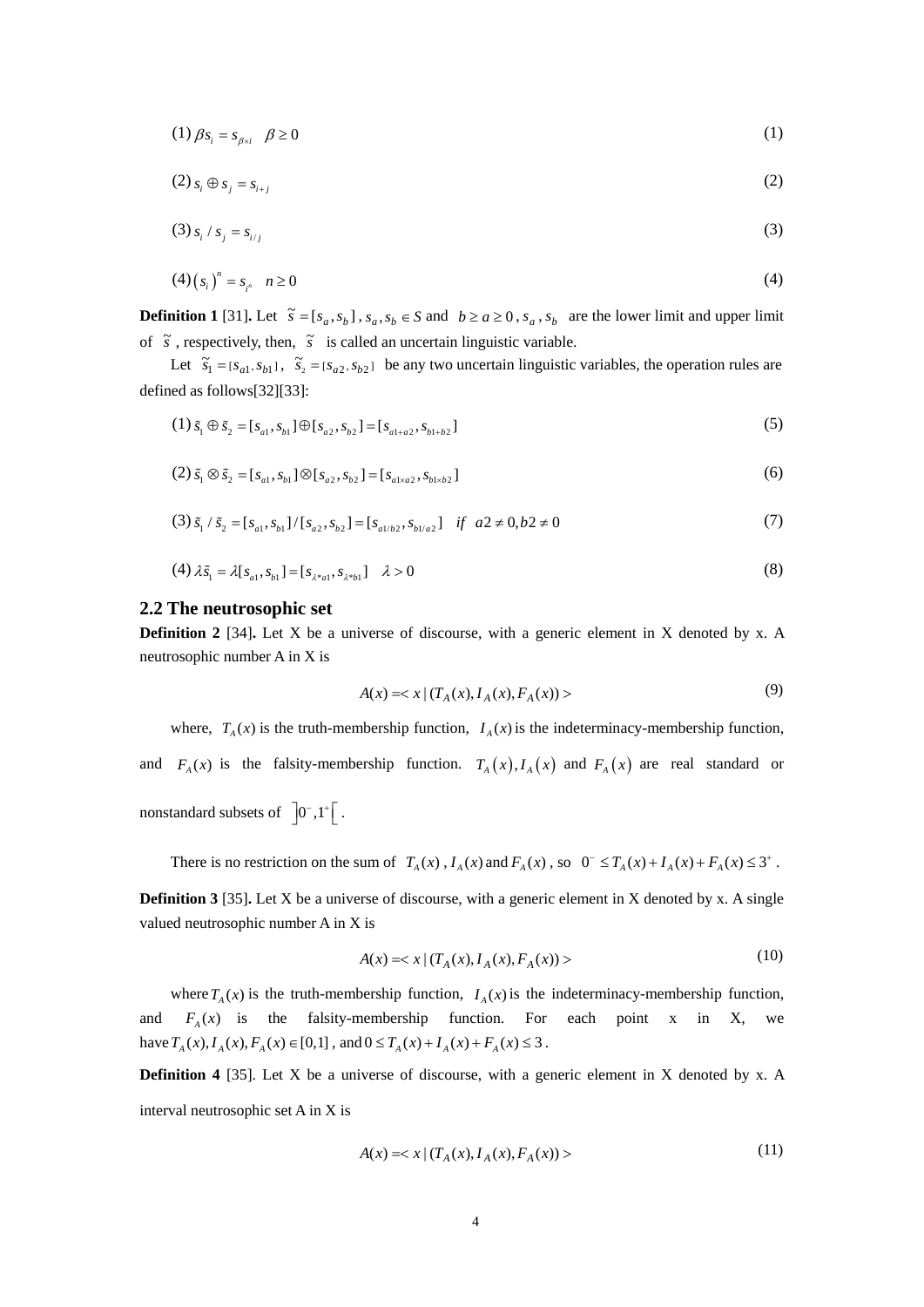$$(1)\ \beta s_i = s_{\beta \times i} \quad \beta \geq 0 \tag{1}$$

$$(2)\ s_i \oplus s_j = s_{i+j} \tag{2}$$

$$(3)\ s_i / s_j = s_{i/j} \tag{3}$$

$$(4)\ (s_i)^n = s_{i^n} \quad n \geq 0 \tag{4}$$

**Definition 1** [31]**.** Let $\tilde{s} = [s_a, s_b]$, $s_a, s_b \in S$ and $b \geq a \geq 0$, $s_a$, $s_b$ are the lower limit and upper limit of $\tilde{s}$, respectively, then, $\tilde{s}$ is called an uncertain linguistic variable.

Let $\tilde{s}_1 = [s_{a1}, s_{b1}]$, $\tilde{s}_2 = [s_{a2}, s_{b2}]$ be any two uncertain linguistic variables, the operation rules are defined as follows[32][33]:

$$(1)\ \tilde{s}_1 \oplus \tilde{s}_2 = [s_{a1}, s_{b1}] \oplus [s_{a2}, s_{b2}] = [s_{a1+a2}, s_{b1+b2}] \tag{5}$$

$$(2)\ \tilde{s}_1 \otimes \tilde{s}_2 = [s_{a1}, s_{b1}] \otimes [s_{a2}, s_{b2}] = [s_{a1\times a2}, s_{b1\times b2}] \tag{6}$$

$$(3)\ \tilde{s}_1 / \tilde{s}_2 = [s_{a1}, s_{b1}] / [s_{a2}, s_{b2}] = [s_{a1/b2}, s_{b1/a2}] \quad if \quad a2 \neq 0, b2 \neq 0 \tag{7}$$

$$(4)\ \lambda \tilde{s}_1 = \lambda [s_{a1}, s_{b1}] = [s_{\lambda * a1}, s_{\lambda * b1}] \quad \lambda > 0 \tag{8}$$

## 2.2 The neutrosophic set

**Definition 2** [34]**.** Let X be a universe of discourse, with a generic element in X denoted by x. A neutrosophic number A in X is

$$A(x) = < x \mid (T_A(x), I_A(x), F_A(x)) > \tag{9}$$

where, $T_A(x)$ is the truth-membership function, $I_A(x)$ is the indeterminacy-membership function, and $F_A(x)$ is the falsity-membership function. $T_A(x)$, $I_A(x)$ and $F_A(x)$ are real standard or nonstandard subsets of $]0^-, 1^+[$.

There is no restriction on the sum of $T_A(x)$, $I_A(x)$ and $F_A(x)$, so $0^- \leq T_A(x) + I_A(x) + F_A(x) \leq 3^+$.

**Definition 3** [35]**.** Let X be a universe of discourse, with a generic element in X denoted by x. A single valued neutrosophic number A in X is

$$A(x) = < x \mid (T_A(x), I_A(x), F_A(x)) > \tag{10}$$

where $T_A(x)$ is the truth-membership function, $I_A(x)$ is the indeterminacy-membership function, and $F_A(x)$ is the falsity-membership function. For each point x in X, we have $T_A(x), I_A(x), F_A(x) \in [0,1]$, and $0 \leq T_A(x) + I_A(x) + F_A(x) \leq 3$.

**Definition 4** [35]. Let X be a universe of discourse, with a generic element in X denoted by x. A interval neutrosophic set A in X is

$$A(x) = < x \mid (T_A(x), I_A(x), F_A(x)) > \tag{11}$$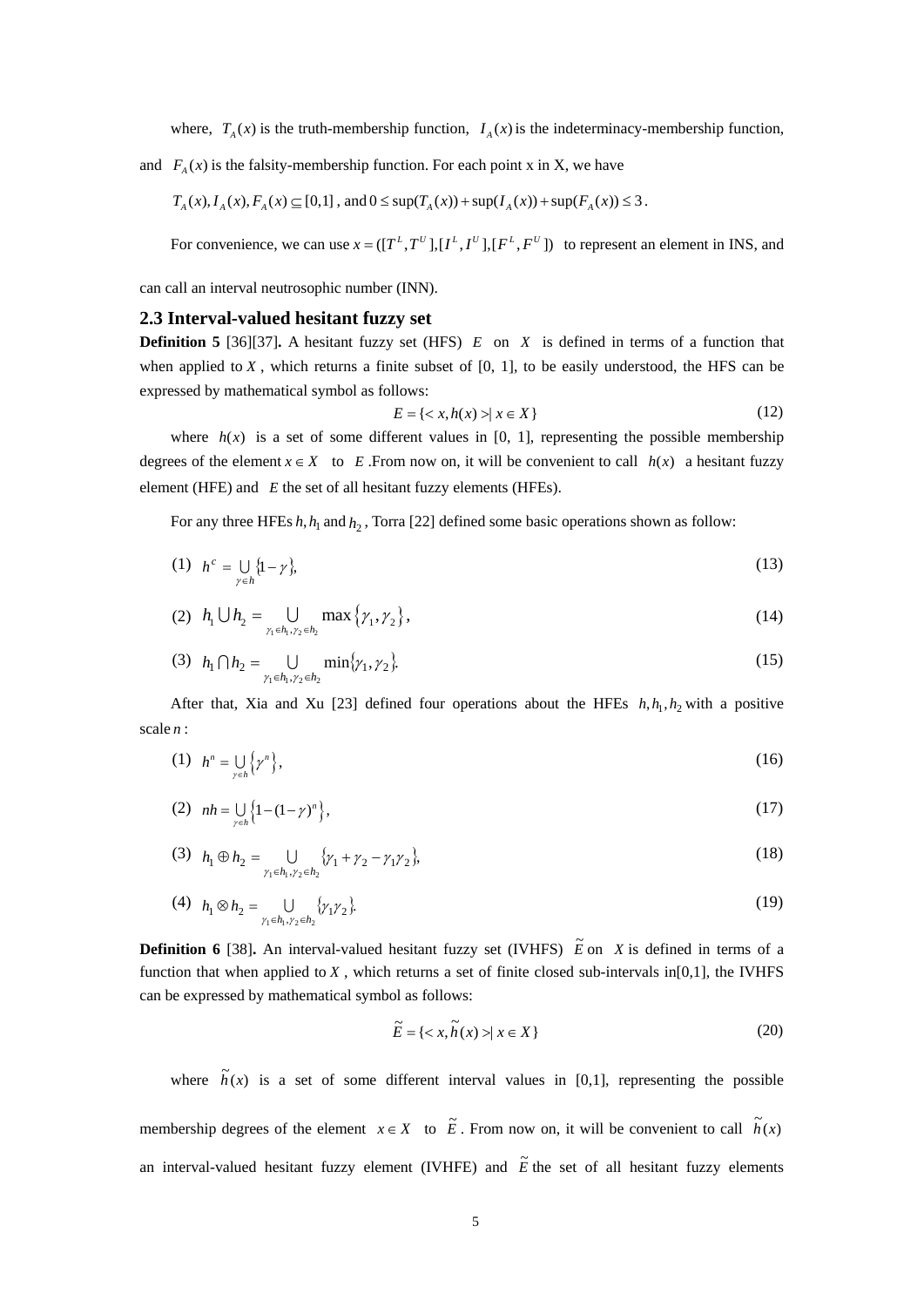where, $T_A(x)$ is the truth-membership function, $I_A(x)$ is the indeterminacy-membership function, and $F_A(x)$ is the falsity-membership function. For each point x in X, we have

$T_A(x), I_A(x), F_A(x) \subseteq [0,1]$, and $0 \le \sup(T_A(x)) + \sup(I_A(x)) + \sup(F_A(x)) \le 3$.

For convenience, we can use $x = ([T^L, T^U], [I^L, I^U], [F^L, F^U])$ to represent an element in INS, and can call an interval neutrosophic number (INN).

### 2.3 Interval-valued hesitant fuzzy set

**Definition 5** [36][37]**.** A hesitant fuzzy set (HFS) $E$ on $X$ is defined in terms of a function that when applied to $X$, which returns a finite subset of [0, 1], to be easily understood, the HFS can be expressed by mathematical symbol as follows:

$$E = \{< x, h(x) > | \, x \in X\} \tag{12}$$

where $h(x)$ is a set of some different values in [0, 1], representing the possible membership degrees of the element $x \in X$ to $E$. From now on, it will be convenient to call $h(x)$ a hesitant fuzzy element (HFE) and $E$ the set of all hesitant fuzzy elements (HFEs).

For any three HFEs $h, h_1$ and $h_2$, Torra [22] defined some basic operations shown as follow:

$$(1) \quad h^c = \bigcup_{\gamma \in h} \{1 - \gamma\}, \tag{13}$$

$$(2) \quad h_1 \bigcup h_2 = \bigcup_{\gamma_1 \in h_1, \gamma_2 \in h_2} \max\{\gamma_1, \gamma_2\}, \tag{14}$$

$$(3) \quad h_1 \bigcap h_2 = \bigcup_{\gamma_1 \in h_1, \gamma_2 \in h_2} \min\{\gamma_1, \gamma_2\}. \tag{15}$$

After that, Xia and Xu [23] defined four operations about the HFEs $h, h_1, h_2$ with a positive scale $n$:

$$(1) \quad h^n = \bigcup_{\gamma \in h} \{\gamma^n\}, \tag{16}$$

$$(2) \quad nh = \bigcup_{\gamma \in h} \{1 - (1-\gamma)^n\}, \tag{17}$$

$$(3) \quad h_1 \oplus h_2 = \bigcup_{\gamma_1 \in h_1, \gamma_2 \in h_2} \{\gamma_1 + \gamma_2 - \gamma_1\gamma_2\}, \tag{18}$$

$$(4) \quad h_1 \otimes h_2 = \bigcup_{\gamma_1 \in h_1, \gamma_2 \in h_2} \{\gamma_1\gamma_2\}. \tag{19}$$

**Definition 6** [38]**.** An interval-valued hesitant fuzzy set (IVHFS) $\tilde{E}$ on $X$ is defined in terms of a function that when applied to $X$, which returns a set of finite closed sub-intervals in[0,1], the IVHFS can be expressed by mathematical symbol as follows:

$$\tilde{E} = \{< x, \tilde{h}(x) > | \, x \in X\} \tag{20}$$

where $\tilde{h}(x)$ is a set of some different interval values in [0,1], representing the possible membership degrees of the element $x \in X$ to $\tilde{E}$. From now on, it will be convenient to call $\tilde{h}(x)$ an interval-valued hesitant fuzzy element (IVHFE) and $\tilde{E}$ the set of all hesitant fuzzy elements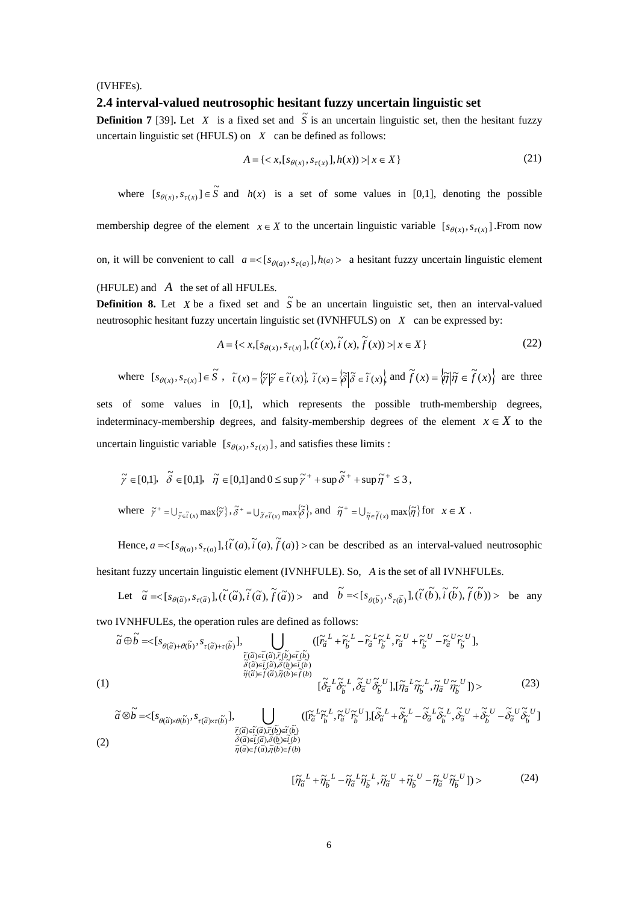(IVHFEs).

## 2.4 interval-valued neutrosophic hesitant fuzzy uncertain linguistic set

**Definition 7** [39]**.** Let $X$ is a fixed set and $\tilde{S}$ is an uncertain linguistic set, then the hesitant fuzzy uncertain linguistic set (HFULS) on $X$ can be defined as follows:

$$A = \{< x, [s_{\theta(x)}, s_{\tau(x)}], h(x)) > | \, x \in X\} \tag{21}$$

where $[s_{\theta(x)}, s_{\tau(x)}] \in \tilde{S}$ and $h(x)$ is a set of some values in [0,1], denoting the possible membership degree of the element $x \in X$ to the uncertain linguistic variable $[s_{\theta(x)}, s_{\tau(x)}]$.From now on, it will be convenient to call $a =< [s_{\theta(a)}, s_{\tau(a)}], h(a) >$ a hesitant fuzzy uncertain linguistic element (HFULE) and $A$ the set of all HFULEs.

**Definition 8.** Let $X$ be a fixed set and $\tilde{S}$ be an uncertain linguistic set, then an interval-valued neutrosophic hesitant fuzzy uncertain linguistic set (IVNHFULS) on $X$ can be expressed by:

$$A = \{< x, [s_{\theta(x)}, s_{\tau(x)}], (\tilde{t}(x), \tilde{i}(x), \tilde{f}(x)) > | \, x \in X\} \tag{22}$$

where $[s_{\theta(x)}, s_{\tau(x)}] \in \tilde{S}$ , $\tilde{t}(x) = \{\tilde{\gamma} | \tilde{\gamma} \in \tilde{t}(x)\}$, $\tilde{i}(x) = \{\tilde{\delta} | \tilde{\delta} \in \tilde{i}(x)\}$ and $\tilde{f}(x) = \{\tilde{\eta} | \tilde{\eta} \in \tilde{f}(x)\}$ are three sets of some values in [0,1], which represents the possible truth-membership degrees, indeterminacy-membership degrees, and falsity-membership degrees of the element $x \in X$ to the uncertain linguistic variable $[s_{\theta(x)}, s_{\tau(x)}]$, and satisfies these limits :

$\tilde{\gamma} \in [0,1]$, $\tilde{\delta} \in [0,1]$, $\tilde{\eta} \in [0,1]$ and $0 \le \sup \tilde{\gamma}^{+} + \sup \tilde{\delta}^{+} + \sup \tilde{\eta}^{+} \le 3$,

where $\tilde{\gamma}^{+} = \bigcup_{\tilde{\gamma} \in \tilde{t}(x)} \max\{\tilde{\gamma}\}$, $\tilde{\delta}^{+} = \bigcup_{\tilde{\delta} \in \tilde{i}(x)} \max\{\tilde{\delta}\}$, and $\tilde{\eta}^{+} = \bigcup_{\tilde{\eta} \in \tilde{f}(x)} \max\{\tilde{\eta}\}$ for $x \in X$ .

Hence, $a =< [s_{\theta(a)}, s_{\tau(a)}], \{\tilde{t}(a), \tilde{i}(a), \tilde{f}(a)\} >$ can be described as an interval-valued neutrosophic hesitant fuzzy uncertain linguistic element (IVNHFULE). So, $A$ is the set of all IVNHFULEs.

Let $\tilde{a} =< [s_{\theta(\tilde{a})}, s_{\tau(\tilde{a})}], (\tilde{t}(\tilde{a}), \tilde{i}(\tilde{a}), \tilde{f}(\tilde{a})) >$ and $\tilde{b} =< [s_{\theta(\tilde{b})}, s_{\tau(\tilde{b})}], (\tilde{t}(\tilde{b}), \tilde{i}(\tilde{b}), \tilde{f}(\tilde{b})) >$ be any two IVNHFULEs, the operation rules are defined as follows:

(1)

$$\tilde{a} \oplus \tilde{b} =< [s_{\theta(\tilde{a})+\theta(\tilde{b})}, s_{\tau(\tilde{a})+\tau(\tilde{b})}], \bigcup_{\substack{\tilde{r}(\tilde{a}) \in \tilde{t}(\tilde{a}), \tilde{r}(\tilde{b}) \in \tilde{t}(\tilde{b}) \\ \tilde{\delta}(\tilde{a}) \in \tilde{i}(\tilde{a}), \tilde{\delta}(\tilde{b}) \in \tilde{i}(\tilde{b}) \\ \tilde{\eta}(\tilde{a}) \in \tilde{f}(\tilde{a}), \tilde{\eta}(\tilde{b}) \in \tilde{f}(\tilde{b})}} ([\tilde{r}_{\tilde{a}}^{L} + \tilde{r}_{\tilde{b}}^{L} - \tilde{r}_{\tilde{a}}^{L}\tilde{r}_{\tilde{b}}^{L}, \tilde{r}_{\tilde{a}}^{U} + \tilde{r}_{\tilde{b}}^{U} - \tilde{r}_{\tilde{a}}^{U}\tilde{r}_{\tilde{b}}^{U}], [\tilde{\delta}_{\tilde{a}}^{L}\tilde{\delta}_{\tilde{b}}^{L}, \tilde{\delta}_{\tilde{a}}^{U}\tilde{\delta}_{\tilde{b}}^{U}], [\tilde{\eta}_{\tilde{a}}^{L}\tilde{\eta}_{\tilde{b}}^{L}, \tilde{\eta}_{\tilde{a}}^{U}\tilde{\eta}_{\tilde{b}}^{U}]) > \tag{23}$$

(2)

$$\tilde{a} \otimes \tilde{b} =< [s_{\theta(\tilde{a}) \times \theta(\tilde{b})}, s_{\tau(\tilde{a}) \times \tau(\tilde{b})}], \bigcup_{\substack{\tilde{r}(\tilde{a}) \in \tilde{t}(\tilde{a}), \tilde{r}(\tilde{b}) \in \tilde{t}(\tilde{b}) \\ \tilde{\delta}(\tilde{a}) \in \tilde{i}(\tilde{a}), \tilde{\delta}(\tilde{b}) \in \tilde{i}(\tilde{b}) \\ \tilde{\eta}(\tilde{a}) \in \tilde{f}(\tilde{a}), \tilde{\eta}(\tilde{b}) \in \tilde{f}(\tilde{b})}} ([\tilde{r}_{\tilde{a}}^{L}\tilde{r}_{\tilde{b}}^{L}, \tilde{r}_{\tilde{a}}^{U}\tilde{r}_{\tilde{b}}^{U}], [\tilde{\delta}_{\tilde{a}}^{L} + \tilde{\delta}_{\tilde{b}}^{L} - \tilde{\delta}_{\tilde{a}}^{L}\tilde{\delta}_{\tilde{b}}^{L}, \tilde{\delta}_{\tilde{a}}^{U} + \tilde{\delta}_{\tilde{b}}^{U} - \tilde{\delta}_{\tilde{a}}^{U}\tilde{\delta}_{\tilde{b}}^{U}] [\tilde{\eta}_{\tilde{a}}^{L} + \tilde{\eta}_{\tilde{b}}^{L} - \tilde{\eta}_{\tilde{a}}^{L}\tilde{\eta}_{\tilde{b}}^{L}, \tilde{\eta}_{\tilde{a}}^{U} + \tilde{\eta}_{\tilde{b}}^{U} - \tilde{\eta}_{\tilde{a}}^{U}\tilde{\eta}_{\tilde{b}}^{U}]) > \tag{24}$$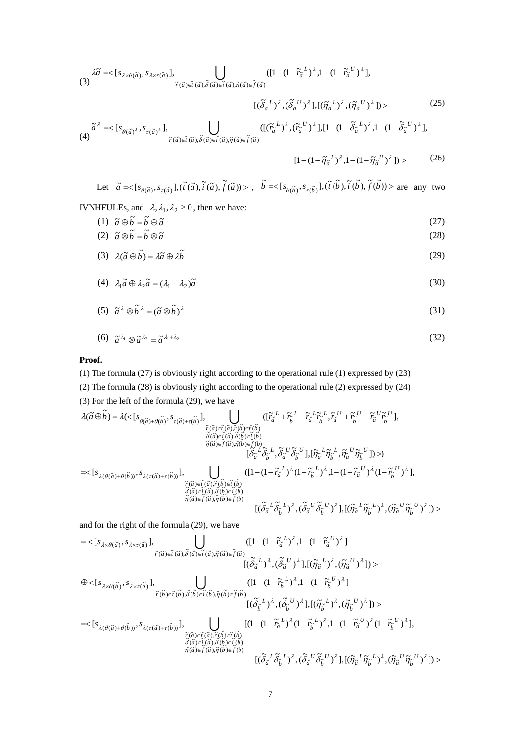(3) $$\lambda\tilde{a} = < [s_{\lambda\times\theta(\tilde{a})}, s_{\lambda\times\tau(\tilde{a})}], \bigcup_{\tilde{r}(\tilde{a})\in\tilde{t}(\tilde{a}),\tilde{\delta}(\tilde{a})\in\tilde{i}(\tilde{a}),\tilde{\eta}(\tilde{a})\in\tilde{f}(\tilde{a})} ([1-(1-\tilde{r}_{\tilde{a}}^{\ L})^{\lambda}, 1-(1-\tilde{r}_{\tilde{a}}^{\ U})^{\lambda}], [(\tilde{\delta}_{\tilde{a}}^{\ L})^{\lambda}, (\tilde{\delta}_{\tilde{a}}^{\ U})^{\lambda}], [(\tilde{\eta}_{\tilde{a}}^{\ L})^{\lambda}, (\tilde{\eta}_{\tilde{a}}^{\ U})^{\lambda}]) > \tag{25}$$

(4) $$\tilde{a}^{\lambda} = < [s_{\theta(\tilde{a})^{\lambda}}, s_{\tau(\tilde{a})^{\lambda}}], \bigcup_{\tilde{r}(\tilde{a})\in\tilde{t}(\tilde{a}),\tilde{\delta}(\tilde{a})\in\tilde{i}(\tilde{a}),\tilde{\eta}(\tilde{a})\in\tilde{f}(\tilde{a})} ([(\tilde{r}_{\tilde{a}}^{\ L})^{\lambda}, (\tilde{r}_{\tilde{a}}^{\ U})^{\lambda}], [1-(1-\tilde{\delta}_{\tilde{a}}^{\ L})^{\lambda}, 1-(1-\tilde{\delta}_{\tilde{a}}^{\ U})^{\lambda}], [1-(1-\tilde{\eta}_{\tilde{a}}^{\ L})^{\lambda}, 1-(1-\tilde{\eta}_{\tilde{a}}^{\ U})^{\lambda}]) > \tag{26}$$

Let $\tilde{a} = < [s_{\theta(\tilde{a})}, s_{\tau(\tilde{a})}], (\tilde{t}(\tilde{a}), \tilde{i}(\tilde{a}), \tilde{f}(\tilde{a})) >$, $\tilde{b} = < [s_{\theta(\tilde{b})}, s_{\tau(\tilde{b})}], (\tilde{t}(\tilde{b}), \tilde{i}(\tilde{b}), \tilde{f}(\tilde{b})) >$ are any two IVNHFULEs, and $\lambda, \lambda_1, \lambda_2 \geq 0$, then we have:

(1) $$\tilde{a} \oplus \tilde{b} = \tilde{b} \oplus \tilde{a} \tag{27}$$

(2) $$\tilde{a} \otimes \tilde{b} = \tilde{b} \otimes \tilde{a} \tag{28}$$

(3) $$\lambda(\tilde{a} \oplus \tilde{b}) = \lambda\tilde{a} \oplus \lambda\tilde{b} \tag{29}$$

(4) $$\lambda_1\tilde{a} \oplus \lambda_2\tilde{a} = (\lambda_1 + \lambda_2)\tilde{a} \tag{30}$$

(5) $$\tilde{a}^{\lambda} \otimes \tilde{b}^{\lambda} = (\tilde{a} \otimes \tilde{b})^{\lambda} \tag{31}$$

(6) $$\tilde{a}^{\lambda_1} \otimes \tilde{a}^{\lambda_2} = \tilde{a}^{\lambda_1+\lambda_2} \tag{32}$$

**Proof.**

(1) The formula (27) is obviously right according to the operational rule (1) expressed by (23)

(2) The formula (28) is obviously right according to the operational rule (2) expressed by (24)

(3) For the left of the formula (29), we have

$$\lambda(\tilde{a} \oplus \tilde{b}) = \lambda(< [s_{\theta(\tilde{a})+\theta(\tilde{b})}, s_{\tau(\tilde{a})+\tau(\tilde{b})}], \bigcup_{\substack{\tilde{r}(\tilde{a})\in\tilde{t}(\tilde{a}),\tilde{r}(\tilde{b})\in\tilde{t}(\tilde{b}) \\ \tilde{\delta}(\tilde{a})\in\tilde{i}(\tilde{a}),\tilde{\delta}(\tilde{b})\in\tilde{i}(\tilde{b}) \\ \tilde{\eta}(\tilde{a})\in\tilde{f}(\tilde{a}),\tilde{\eta}(\tilde{b})\in\tilde{f}(\tilde{b})}} ([\tilde{r}_{\tilde{a}}^{\ L} + \tilde{r}_{\tilde{b}}^{\ L} - \tilde{r}_{\tilde{a}}^{\ L}\tilde{r}_{\tilde{b}}^{\ L}, \tilde{r}_{\tilde{a}}^{\ U} + \tilde{r}_{\tilde{b}}^{\ U} - \tilde{r}_{\tilde{a}}^{\ U}\tilde{r}_{\tilde{b}}^{\ U}], [\tilde{\delta}_{\tilde{a}}^{\ L}\tilde{\delta}_{\tilde{b}}^{\ L}, \tilde{\delta}_{\tilde{a}}^{\ U}\tilde{\delta}_{\tilde{b}}^{\ U}], [\tilde{\eta}_{\tilde{a}}^{\ L}\tilde{\eta}_{\tilde{b}}^{\ L}, \tilde{\eta}_{\tilde{a}}^{\ U}\tilde{\eta}_{\tilde{b}}^{\ U}]) >)$$

$$= < [s_{\lambda(\theta(\tilde{a})+\theta(\tilde{b}))}, s_{\lambda(\tau(\tilde{a})+\tau(\tilde{b}))}], \bigcup_{\substack{\tilde{r}(\tilde{a})\in\tilde{t}(\tilde{a}),\tilde{r}(\tilde{b})\in\tilde{t}(\tilde{b}) \\ \tilde{\delta}(\tilde{a})\in\tilde{i}(\tilde{a}),\tilde{\delta}(\tilde{b})\in\tilde{i}(\tilde{b}) \\ \tilde{\eta}(\tilde{a})\in\tilde{f}(\tilde{a}),\tilde{\eta}(\tilde{b})\in\tilde{f}(\tilde{b})}} ([1-(1-\tilde{r}_{\tilde{a}}^{\ L})^{\lambda}(1-\tilde{r}_{\tilde{b}}^{\ L})^{\lambda}, 1-(1-\tilde{r}_{\tilde{a}}^{\ U})^{\lambda}(1-\tilde{r}_{\tilde{b}}^{\ U})^{\lambda}], [(\tilde{\delta}_{\tilde{a}}^{\ L}\tilde{\delta}_{\tilde{b}}^{\ L})^{\lambda}, (\tilde{\delta}_{\tilde{a}}^{\ U}\tilde{\delta}_{\tilde{b}}^{\ U})^{\lambda}], [(\tilde{\eta}_{\tilde{a}}^{\ L}\tilde{\eta}_{\tilde{b}}^{\ L})^{\lambda}, (\tilde{\eta}_{\tilde{a}}^{\ U}\tilde{\eta}_{\tilde{b}}^{\ U})^{\lambda}]) >$$

and for the right of the formula (29), we have

$$= < [s_{\lambda\times\theta(\tilde{a})}, s_{\lambda\times\tau(\tilde{a})}], \bigcup_{\tilde{r}(\tilde{a})\in\tilde{t}(\tilde{a}),\tilde{\delta}(\tilde{a})\in\tilde{i}(\tilde{a}),\tilde{\eta}(\tilde{a})\in\tilde{f}(\tilde{a})} ([1-(1-\tilde{r}_{\tilde{a}}^{\ L})^{\lambda}, 1-(1-\tilde{r}_{\tilde{a}}^{\ U})^{\lambda}] [(\tilde{\delta}_{\tilde{a}}^{\ L})^{\lambda}, (\tilde{\delta}_{\tilde{a}}^{\ U})^{\lambda}], [(\tilde{\eta}_{\tilde{a}}^{\ L})^{\lambda}, (\tilde{\eta}_{\tilde{a}}^{\ U})^{\lambda}]) >$$

$$\oplus < [s_{\lambda\times\theta(\tilde{b})}, s_{\lambda\times\tau(\tilde{b})}], \bigcup_{\tilde{r}(\tilde{b})\in\tilde{t}(\tilde{b}),\tilde{\delta}(\tilde{b})\in\tilde{i}(\tilde{b}),\tilde{\eta}(\tilde{b})\in\tilde{f}(\tilde{b})} ([1-(1-\tilde{r}_{\tilde{b}}^{\ L})^{\lambda}, 1-(1-\tilde{r}_{\tilde{b}}^{\ U})^{\lambda}] [(\tilde{\delta}_{\tilde{b}}^{\ L})^{\lambda}, (\tilde{\delta}_{\tilde{b}}^{\ U})^{\lambda}], [(\tilde{\eta}_{\tilde{b}}^{\ L})^{\lambda}, (\tilde{\eta}_{\tilde{b}}^{\ U})^{\lambda}]) >$$

$$= < [s_{\lambda(\theta(\tilde{a})+\theta(\tilde{b}))}, s_{\lambda(\tau(\tilde{a})+\tau(\tilde{b}))}], \bigcup_{\substack{\tilde{r}(\tilde{a})\in\tilde{t}(\tilde{a}),\tilde{r}(\tilde{b})\in\tilde{t}(\tilde{b}) \\ \tilde{\delta}(\tilde{a})\in\tilde{i}(\tilde{a}),\tilde{\delta}(\tilde{b})\in\tilde{i}(\tilde{b}) \\ \tilde{\eta}(\tilde{a})\in\tilde{f}(\tilde{a}),\tilde{\eta}(\tilde{b})\in\tilde{f}(\tilde{b})}} [(1-(1-\tilde{r}_{\tilde{a}}^{\ L})^{\lambda}(1-\tilde{r}_{\tilde{b}}^{\ L})^{\lambda}, 1-(1-\tilde{r}_{\tilde{a}}^{\ U})^{\lambda}(1-\tilde{r}_{\tilde{b}}^{\ U})^{\lambda}], [(\tilde{\delta}_{\tilde{a}}^{\ L}\tilde{\delta}_{\tilde{b}}^{\ L})^{\lambda}, (\tilde{\delta}_{\tilde{a}}^{\ U}\tilde{\delta}_{\tilde{b}}^{\ U})^{\lambda}], [(\tilde{\eta}_{\tilde{a}}^{\ L}\tilde{\eta}_{\tilde{b}}^{\ L})^{\lambda}, (\tilde{\eta}_{\tilde{a}}^{\ U}\tilde{\eta}_{\tilde{b}}^{\ U})^{\lambda}]) >$$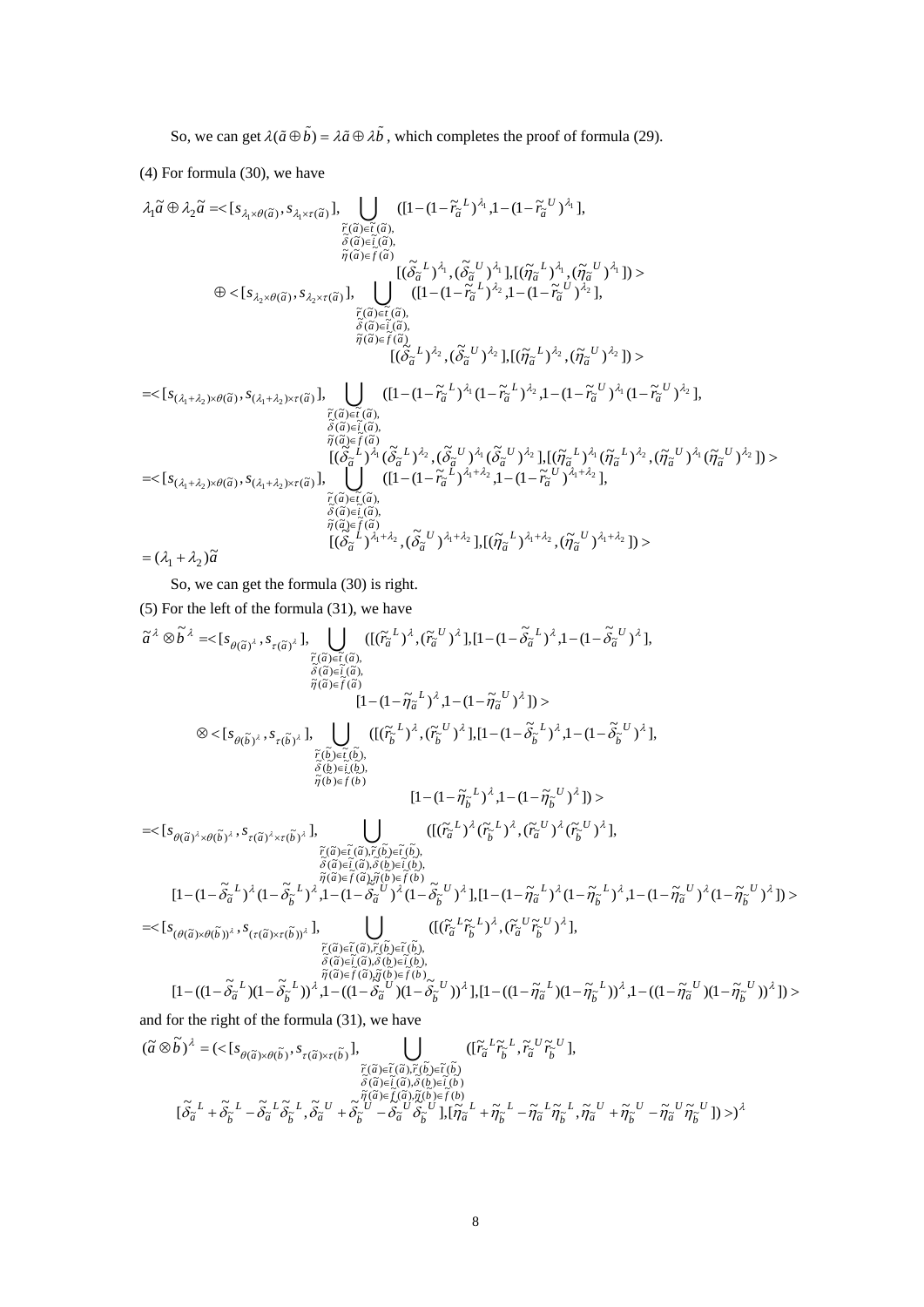So, we can get $\lambda(\tilde{a}\oplus\tilde{b})=\lambda\tilde{a}\oplus\lambda\tilde{b}$, which completes the proof of formula (29).

(4) For formula (30), we have

$$
\begin{aligned}
\lambda_1\tilde{a}\oplus\lambda_2\tilde{a} =&<[s_{\lambda_1\times\theta(\tilde{a})},s_{\lambda_1\times\tau(\tilde{a})}],\bigcup_{\substack{\tilde{r}(\tilde{a})\in\tilde{t}(\tilde{a}),\\ \tilde{\delta}(\tilde{a})\in\tilde{i}(\tilde{a}),\\ \tilde{\eta}(\tilde{a})\in\tilde{f}(\tilde{a})}}([1-(1-\tilde{r}_{\tilde{a}}^{\,L})^{\lambda_1},1-(1-\tilde{r}_{\tilde{a}}^{\,U})^{\lambda_1}],\\
&\qquad[(\tilde{\delta}_{\tilde{a}}^{\,L})^{\lambda_1},(\tilde{\delta}_{\tilde{a}}^{\,U})^{\lambda_1}],[(\tilde{\eta}_{\tilde{a}}^{\,L})^{\lambda_1},(\tilde{\eta}_{\tilde{a}}^{\,U})^{\lambda_1}])>\\
&\oplus<[s_{\lambda_2\times\theta(\tilde{a})},s_{\lambda_2\times\tau(\tilde{a})}],\bigcup_{\substack{\tilde{r}(\tilde{a})\in\tilde{t}(\tilde{a}),\\ \tilde{\delta}(\tilde{a})\in\tilde{i}(\tilde{a}),\\ \tilde{\eta}(\tilde{a})\in\tilde{f}(\tilde{a})}}([1-(1-\tilde{r}_{\tilde{a}}^{\,L})^{\lambda_2},1-(1-\tilde{r}_{\tilde{a}}^{\,U})^{\lambda_2}],\\
&\qquad[(\tilde{\delta}_{\tilde{a}}^{\,L})^{\lambda_2},(\tilde{\delta}_{\tilde{a}}^{\,U})^{\lambda_2}],[(\tilde{\eta}_{\tilde{a}}^{\,L})^{\lambda_2},(\tilde{\eta}_{\tilde{a}}^{\,U})^{\lambda_2}])>\\
=&<[s_{(\lambda_1+\lambda_2)\times\theta(\tilde{a})},s_{(\lambda_1+\lambda_2)\times\tau(\tilde{a})}],\bigcup_{\substack{\tilde{r}(\tilde{a})\in\tilde{t}(\tilde{a}),\\ \tilde{\delta}(\tilde{a})\in\tilde{i}(\tilde{a}),\\ \tilde{\eta}(\tilde{a})\in\tilde{f}(\tilde{a})}}([1-(1-\tilde{r}_{\tilde{a}}^{\,L})^{\lambda_1}(1-\tilde{r}_{\tilde{a}}^{\,L})^{\lambda_2},1-(1-\tilde{r}_{\tilde{a}}^{\,U})^{\lambda_1}(1-\tilde{r}_{\tilde{a}}^{\,U})^{\lambda_2}],\\
&\qquad[(\tilde{\delta}_{\tilde{a}}^{\,L})^{\lambda_1}(\tilde{\delta}_{\tilde{a}}^{\,L})^{\lambda_2},(\tilde{\delta}_{\tilde{a}}^{\,U})^{\lambda_1}(\tilde{\delta}_{\tilde{a}}^{\,U})^{\lambda_2}],[(\tilde{\eta}_{\tilde{a}}^{\,L})^{\lambda_1}(\tilde{\eta}_{\tilde{a}}^{\,L})^{\lambda_2},(\tilde{\eta}_{\tilde{a}}^{\,U})^{\lambda_1}(\tilde{\eta}_{\tilde{a}}^{\,U})^{\lambda_2}])>\\
=&<[s_{(\lambda_1+\lambda_2)\times\theta(\tilde{a})},s_{(\lambda_1+\lambda_2)\times\tau(\tilde{a})}],\bigcup_{\substack{\tilde{r}(\tilde{a})\in\tilde{t}(\tilde{a}),\\ \tilde{\delta}(\tilde{a})\in\tilde{i}(\tilde{a}),\\ \tilde{\eta}(\tilde{a})\in\tilde{f}(\tilde{a})}}([1-(1-\tilde{r}_{\tilde{a}}^{\,L})^{\lambda_1+\lambda_2},1-(1-\tilde{r}_{\tilde{a}}^{\,U})^{\lambda_1+\lambda_2}],\\
&\qquad[(\tilde{\delta}_{\tilde{a}}^{\,L})^{\lambda_1+\lambda_2},(\tilde{\delta}_{\tilde{a}}^{\,U})^{\lambda_1+\lambda_2}],[(\tilde{\eta}_{\tilde{a}}^{\,L})^{\lambda_1+\lambda_2},(\tilde{\eta}_{\tilde{a}}^{\,U})^{\lambda_1+\lambda_2}])>\\
=&(\lambda_1+\lambda_2)\tilde{a}
\end{aligned}
$$

So, we can get the formula (30) is right.

(5) For the left of the formula (31), we have

$$
\begin{aligned}
\tilde{a}^{\lambda}\otimes\tilde{b}^{\lambda} =&<[s_{\theta(\tilde{a})^{\lambda}},s_{\tau(\tilde{a})^{\lambda}}],\bigcup_{\substack{\tilde{r}(\tilde{a})\in\tilde{t}(\tilde{a}),\\ \tilde{\delta}(\tilde{a})\in\tilde{i}(\tilde{a}),\\ \tilde{\eta}(\tilde{a})\in\tilde{f}(\tilde{a})}}([(\tilde{r}_{\tilde{a}}^{\,L})^{\lambda},(\tilde{r}_{\tilde{a}}^{\,U})^{\lambda}],[1-(1-\tilde{\delta}_{\tilde{a}}^{\,L})^{\lambda},1-(1-\tilde{\delta}_{\tilde{a}}^{\,U})^{\lambda}],\\
&\qquad[1-(1-\tilde{\eta}_{\tilde{a}}^{\,L})^{\lambda},1-(1-\tilde{\eta}_{\tilde{a}}^{\,U})^{\lambda}])>\\
&\otimes<[s_{\theta(\tilde{b})^{\lambda}},s_{\tau(\tilde{b})^{\lambda}}],\bigcup_{\substack{\tilde{r}(\tilde{b})\in\tilde{t}(\tilde{b}),\\ \tilde{\delta}(\tilde{b})\in\tilde{i}(\tilde{b}),\\ \tilde{\eta}(\tilde{b})\in\tilde{f}(\tilde{b})}}([(\tilde{r}_{\tilde{b}}^{\,L})^{\lambda},(\tilde{r}_{\tilde{b}}^{\,U})^{\lambda}],[1-(1-\tilde{\delta}_{\tilde{b}}^{\,L})^{\lambda},1-(1-\tilde{\delta}_{\tilde{b}}^{\,U})^{\lambda}],\\
&\qquad[1-(1-\tilde{\eta}_{\tilde{b}}^{\,L})^{\lambda},1-(1-\tilde{\eta}_{\tilde{b}}^{\,U})^{\lambda}])>\\
=&<[s_{\theta(\tilde{a})^{\lambda}\times\theta(\tilde{b})^{\lambda}},s_{\tau(\tilde{a})^{\lambda}\times\tau(\tilde{b})^{\lambda}}],\bigcup_{\substack{\tilde{r}(\tilde{a})\in\tilde{t}(\tilde{a}),\tilde{r}(\tilde{b})\in\tilde{t}(\tilde{b}),\\ \tilde{\delta}(\tilde{a})\in\tilde{i}(\tilde{a}),\tilde{\delta}(\tilde{b})\in\tilde{i}(\tilde{b}),\\ \tilde{\eta}(\tilde{a})\in\tilde{f}(\tilde{a}),\tilde{\eta}(\tilde{b})\in\tilde{f}(\tilde{b})}}([(\tilde{r}_{\tilde{a}}^{\,L})^{\lambda}(\tilde{r}_{\tilde{b}}^{\,L})^{\lambda},(\tilde{r}_{\tilde{a}}^{\,U})^{\lambda}(\tilde{r}_{\tilde{b}}^{\,U})^{\lambda}],\\
&[1-(1-\tilde{\delta}_{\tilde{a}}^{\,L})^{\lambda}(1-\tilde{\delta}_{\tilde{b}}^{\,L})^{\lambda},1-(1-\tilde{\delta}_{\tilde{a}}^{\,U})^{\lambda}(1-\tilde{\delta}_{\tilde{b}}^{\,U})^{\lambda}],[1-(1-\tilde{\eta}_{\tilde{a}}^{\,L})^{\lambda}(1-\tilde{\eta}_{\tilde{b}}^{\,L})^{\lambda},1-(1-\tilde{\eta}_{\tilde{a}}^{\,U})^{\lambda}(1-\tilde{\eta}_{\tilde{b}}^{\,U})^{\lambda}])>\\
=&<[s_{(\theta(\tilde{a})\times\theta(\tilde{b}))^{\lambda}},s_{(\tau(\tilde{a})\times\tau(\tilde{b}))^{\lambda}}],\bigcup_{\substack{\tilde{r}(\tilde{a})\in\tilde{t}(\tilde{a}),\tilde{r}(\tilde{b})\in\tilde{t}(\tilde{b}),\\ \tilde{\delta}(\tilde{a})\in\tilde{i}(\tilde{a}),\tilde{\delta}(\tilde{b})\in\tilde{i}(\tilde{b}),\\ \tilde{\eta}(\tilde{a})\in\tilde{f}(\tilde{a}),\tilde{\eta}(\tilde{b})\in\tilde{f}(\tilde{b})}}([(\tilde{r}_{\tilde{a}}^{\,L}\tilde{r}_{\tilde{b}}^{\,L})^{\lambda},(\tilde{r}_{\tilde{a}}^{\,U}\tilde{r}_{\tilde{b}}^{\,U})^{\lambda}],\\
&[1-((1-\tilde{\delta}_{\tilde{a}}^{\,L})(1-\tilde{\delta}_{\tilde{b}}^{\,L}))^{\lambda},1-((1-\tilde{\delta}_{\tilde{a}}^{\,U})(1-\tilde{\delta}_{\tilde{b}}^{\,U}))^{\lambda}],[1-((1-\tilde{\eta}_{\tilde{a}}^{\,L})(1-\tilde{\eta}_{\tilde{b}}^{\,L}))^{\lambda},1-((1-\tilde{\eta}_{\tilde{a}}^{\,U})(1-\tilde{\eta}_{\tilde{b}}^{\,U}))^{\lambda}])>
\end{aligned}
$$

and for the right of the formula (31), we have

$$
\begin{aligned}
(\tilde{a}\otimes\tilde{b})^{\lambda}=&(<[s_{\theta(\tilde{a})\times\theta(\tilde{b})},s_{\tau(\tilde{a})\times\tau(\tilde{b})}],\bigcup_{\substack{\tilde{r}(\tilde{a})\in\tilde{t}(\tilde{a}),\tilde{r}(\tilde{b})\in\tilde{t}(\tilde{b})\\ \tilde{\delta}(\tilde{a})\in\tilde{i}(\tilde{a}),\tilde{\delta}(\tilde{b})\in\tilde{i}(\tilde{b})\\ \tilde{\eta}(\tilde{a})\in\tilde{f}(\tilde{a}),\tilde{\eta}(\tilde{b})\in\tilde{f}(\tilde{b})}}([\tilde{r}_{\tilde{a}}^{\,L}\tilde{r}_{\tilde{b}}^{\,L},\tilde{r}_{\tilde{a}}^{\,U}\tilde{r}_{\tilde{b}}^{\,U}],\\
&[\tilde{\delta}_{\tilde{a}}^{\,L}+\tilde{\delta}_{\tilde{b}}^{\,L}-\tilde{\delta}_{\tilde{a}}^{\,L}\tilde{\delta}_{\tilde{b}}^{\,L},\tilde{\delta}_{\tilde{a}}^{\,U}+\tilde{\delta}_{\tilde{b}}^{\,U}-\tilde{\delta}_{\tilde{a}}^{\,U}\tilde{\delta}_{\tilde{b}}^{\,U}],[\tilde{\eta}_{\tilde{a}}^{\,L}+\tilde{\eta}_{\tilde{b}}^{\,L}-\tilde{\eta}_{\tilde{a}}^{\,L}\tilde{\eta}_{\tilde{b}}^{\,L},\tilde{\eta}_{\tilde{a}}^{\,U}+\tilde{\eta}_{\tilde{b}}^{\,U}-\tilde{\eta}_{\tilde{a}}^{\,U}\tilde{\eta}_{\tilde{b}}^{\,U}])>)^{\lambda}
\end{aligned}
$$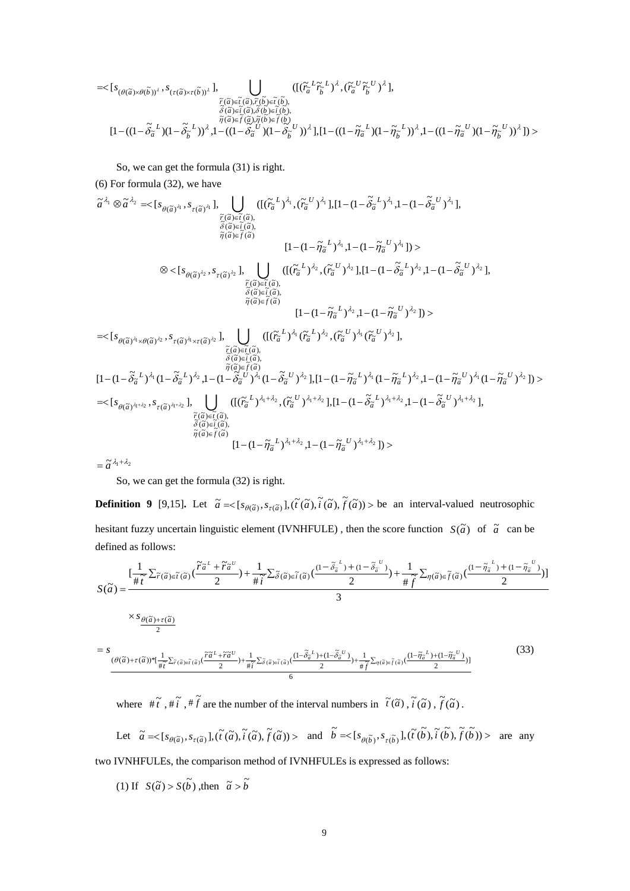$$=<[s_{(\theta(\tilde{a})\times\theta(\tilde{b}))^{\lambda}}, s_{(\tau(\tilde{a})\times\tau(\tilde{b}))^{\lambda}}], \bigcup_{\substack{\tilde{r}(\tilde{a})\in\tilde{t}(\tilde{a}),\tilde{r}(\tilde{b})\in\tilde{t}(\tilde{b}),\\ \tilde{\delta}(\tilde{a})\in\tilde{i}(\tilde{a}),\tilde{\delta}(\tilde{b})\in\tilde{i}(\tilde{b}),\\ \tilde{\eta}(\tilde{a})\in\tilde{f}(\tilde{a}),\tilde{\eta}(\tilde{b})\in\tilde{f}(\tilde{b})}} ([(\tilde{r}_{\tilde{a}}^{L}\tilde{r}_{\tilde{b}}^{L})^{\lambda}, (\tilde{r}_{\tilde{a}}^{U}\tilde{r}_{\tilde{b}}^{U})^{\lambda}],$$

$$[1-((1-\tilde{\delta}_{\tilde{a}}^{L})(1-\tilde{\delta}_{\tilde{b}}^{L}))^{\lambda}, 1-((1-\tilde{\delta}_{\tilde{a}}^{U})(1-\tilde{\delta}_{\tilde{b}}^{U}))^{\lambda}], [1-((1-\tilde{\eta}_{\tilde{a}}^{L})(1-\tilde{\eta}_{\tilde{b}}^{L}))^{\lambda}, 1-((1-\tilde{\eta}_{\tilde{a}}^{U})(1-\tilde{\eta}_{\tilde{b}}^{U}))^{\lambda}]) >$$

So, we can get the formula (31) is right.

(6) For formula (32), we have

$$\tilde{a}^{\lambda_1}\otimes\tilde{a}^{\lambda_2} = <[s_{\theta(\tilde{a})^{\lambda_1}}, s_{\tau(\tilde{a})^{\lambda_1}}], \bigcup_{\substack{\tilde{r}(\tilde{a})\in\tilde{t}(\tilde{a}),\\ \tilde{\delta}(\tilde{a})\in\tilde{i}(\tilde{a}),\\ \tilde{\eta}(\tilde{a})\in\tilde{f}(\tilde{a})}} ([(\tilde{r}_{\tilde{a}}^{L})^{\lambda_1}, (\tilde{r}_{\tilde{a}}^{U})^{\lambda_1}], [1-(1-\tilde{\delta}_{\tilde{a}}^{L})^{\lambda_1}, 1-(1-\tilde{\delta}_{\tilde{a}}^{U})^{\lambda_1}],$$

$$[1-(1-\tilde{\eta}_{\tilde{a}}^{L})^{\lambda_1}, 1-(1-\tilde{\eta}_{\tilde{a}}^{U})^{\lambda_1}]) >$$

$$\otimes <[s_{\theta(\tilde{a})^{\lambda_2}}, s_{\tau(\tilde{a})^{\lambda_2}}], \bigcup_{\substack{\tilde{r}(\tilde{a})\in\tilde{t}(\tilde{a}),\\ \tilde{\delta}(\tilde{a})\in\tilde{i}(\tilde{a}),\\ \tilde{\eta}(\tilde{a})\in\tilde{f}(\tilde{a})}} ([(\tilde{r}_{\tilde{a}}^{L})^{\lambda_2}, (\tilde{r}_{\tilde{a}}^{U})^{\lambda_2}], [1-(1-\tilde{\delta}_{\tilde{a}}^{L})^{\lambda_2}, 1-(1-\tilde{\delta}_{\tilde{a}}^{U})^{\lambda_2}],$$

$$[1-(1-\tilde{\eta}_{\tilde{a}}^{L})^{\lambda_2}, 1-(1-\tilde{\eta}_{\tilde{a}}^{U})^{\lambda_2}]) >$$

$$= <[s_{\theta(\tilde{a})^{\lambda_1}\times\theta(\tilde{a})^{\lambda_2}}, s_{\tau(\tilde{a})^{\lambda_1}\times\tau(\tilde{a})^{\lambda_2}}], \bigcup_{\substack{\tilde{r}(\tilde{a})\in\tilde{t}(\tilde{a}),\\ \tilde{\delta}(\tilde{a})\in\tilde{i}(\tilde{a}),\\ \tilde{\eta}(\tilde{a})\in\tilde{f}(\tilde{a})}} ([(\tilde{r}_{\tilde{a}}^{L})^{\lambda_1}(\tilde{r}_{\tilde{a}}^{L})^{\lambda_2}, (\tilde{r}_{\tilde{a}}^{U})^{\lambda_1}(\tilde{r}_{\tilde{a}}^{U})^{\lambda_2}],$$

$$[1-(1-\tilde{\delta}_{\tilde{a}}^{L})^{\lambda_1}(1-\tilde{\delta}_{\tilde{a}}^{L})^{\lambda_2}, 1-(1-\tilde{\delta}_{\tilde{a}}^{U})^{\lambda_1}(1-\tilde{\delta}_{\tilde{a}}^{U})^{\lambda_2}], [1-(1-\tilde{\eta}_{\tilde{a}}^{L})^{\lambda_1}(1-\tilde{\eta}_{\tilde{a}}^{L})^{\lambda_2}, 1-(1-\tilde{\eta}_{\tilde{a}}^{U})^{\lambda_1}(1-\tilde{\eta}_{\tilde{a}}^{U})^{\lambda_2}]) >$$

$$= <[s_{\theta(\tilde{a})^{\lambda_1+\lambda_2}}, s_{\tau(\tilde{a})^{\lambda_1+\lambda_2}}], \bigcup_{\substack{\tilde{r}(\tilde{a})\in\tilde{t}(\tilde{a}),\\ \tilde{\delta}(\tilde{a})\in\tilde{i}(\tilde{a}),\\ \tilde{\eta}(\tilde{a})\in\tilde{f}(\tilde{a})}} ([(\tilde{r}_{\tilde{a}}^{L})^{\lambda_1+\lambda_2}, (\tilde{r}_{\tilde{a}}^{U})^{\lambda_1+\lambda_2}], [1-(1-\tilde{\delta}_{\tilde{a}}^{L})^{\lambda_1+\lambda_2}, 1-(1-\tilde{\delta}_{\tilde{a}}^{U})^{\lambda_1+\lambda_2}],$$

$$[1-(1-\tilde{\eta}_{\tilde{a}}^{L})^{\lambda_1+\lambda_2}, 1-(1-\tilde{\eta}_{\tilde{a}}^{U})^{\lambda_1+\lambda_2}]) >$$

$$= \tilde{a}^{\lambda_1+\lambda_2}$$

So, we can get the formula (32) is right.

**Definition 9** [9,15]**.** Let $\tilde{a} = <[s_{\theta(\tilde{a})}, s_{\tau(\tilde{a})}], (\tilde{t}(\tilde{a}), \tilde{i}(\tilde{a}), \tilde{f}(\tilde{a}))>$ be an interval-valued neutrosophic hesitant fuzzy uncertain linguistic element (IVNHFULE) , then the score function $S(\tilde{a})$ of $\tilde{a}$ can be defined as follows:

$$S(\tilde{a}) = \frac{[\frac{1}{\#\tilde{t}}\sum_{\tilde{r}(\tilde{a})\in\tilde{t}(\tilde{a})}(\frac{\tilde{r}_{\tilde{a}}^{L}+\tilde{r}_{\tilde{a}}^{U}}{2}) + \frac{1}{\#\tilde{i}}\sum_{\tilde{\delta}(\tilde{a})\in\tilde{i}(\tilde{a})}(\frac{(1-\tilde{\delta}_{\tilde{a}}^{L})+(1-\tilde{\delta}_{\tilde{a}}^{U})}{2}) + \frac{1}{\#\tilde{f}}\sum_{\eta(\tilde{a})\in\tilde{f}(\tilde{a})}(\frac{(1-\tilde{\eta}_{\tilde{a}}^{L})+(1-\tilde{\eta}_{\tilde{a}}^{U})}{2})]}{3}$$

$$\times s_{\frac{\theta(\tilde{a})+\tau(\tilde{a})}{2}}$$

$$= s_{\frac{(\theta(\tilde{a})+\tau(\tilde{a}))*[\frac{1}{\#\tilde{t}}\sum_{\tilde{r}(\tilde{a})\in\tilde{t}(\tilde{a})}(\frac{\tilde{r}_{\tilde{a}}^{L}+\tilde{r}_{\tilde{a}}^{U}}{2})+\frac{1}{\#\tilde{i}}\sum_{\tilde{\delta}(\tilde{a})\in\tilde{i}(\tilde{a})}(\frac{(1-\tilde{\delta}_{\tilde{a}}^{L})+(1-\tilde{\delta}_{\tilde{a}}^{U})}{2})+\frac{1}{\#\tilde{f}}\sum_{\eta(\tilde{a})\in\tilde{f}(\tilde{a})}(\frac{(1-\tilde{\eta}_{\tilde{a}}^{L})+(1-\tilde{\eta}_{\tilde{a}}^{U})}{2})]}{6}} \tag{33}$$

where $\#\tilde{t}$ , $\#\tilde{i}$ , $\#\tilde{f}$ are the number of the interval numbers in $\tilde{t}(\tilde{a})$ , $\tilde{i}(\tilde{a})$ , $\tilde{f}(\tilde{a})$ .

Let $\tilde{a} = <[s_{\theta(\tilde{a})}, s_{\tau(\tilde{a})}], (\tilde{t}(\tilde{a}), \tilde{i}(\tilde{a}), \tilde{f}(\tilde{a}))>$ and $\tilde{b} = <[s_{\theta(\tilde{b})}, s_{\tau(\tilde{b})}], (\tilde{t}(\tilde{b}), \tilde{i}(\tilde{b}), \tilde{f}(\tilde{b}))>$ are any two IVNHFULEs, the comparison method of IVNHFULEs is expressed as follows:

(1) If $S(\tilde{a}) > S(\tilde{b})$ ,then $\tilde{a} > \tilde{b}$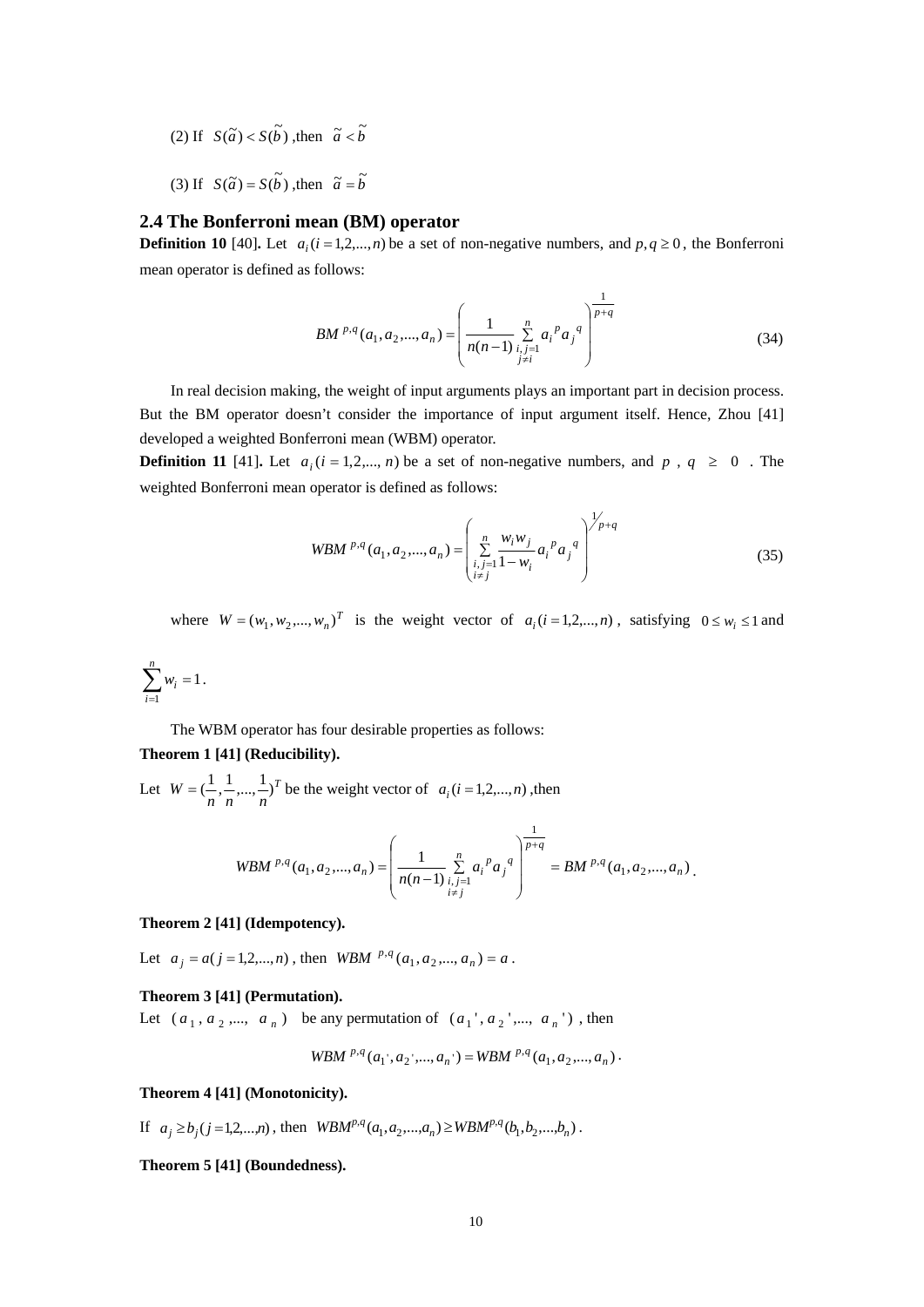(2) If $S(\tilde{a}) < S(\tilde{b})$ ,then $\tilde{a} < \tilde{b}$

(3) If $S(\tilde{a}) = S(\tilde{b})$ ,then $\tilde{a} = \tilde{b}$

## 2.4 The Bonferroni mean (BM) operator

**Definition 10** [40]**.** Let $a_i (i = 1,2,...,n)$ be a set of non-negative numbers, and $p, q \geq 0$ , the Bonferroni mean operator is defined as follows:

$$BM^{p,q}(a_1, a_2, ..., a_n) = \left( \frac{1}{n(n-1)} \sum_{\substack{i,j=1 \\ j \neq i}}^{n} a_i^{\,p} a_j^{\,q} \right)^{\frac{1}{p+q}} \tag{34}$$

In real decision making, the weight of input arguments plays an important part in decision process. But the BM operator doesn't consider the importance of input argument itself. Hence, Zhou [41] developed a weighted Bonferroni mean (WBM) operator.

**Definition 11** [41]**.** Let $a_i (i = 1,2,..., n)$ be a set of non-negative numbers, and $p$ , $q$ $\geq$ $0$ . The weighted Bonferroni mean operator is defined as follows:

$$WBM^{p,q}(a_1, a_2, ..., a_n) = \left( \sum_{\substack{i,j=1 \\ i \neq j}}^{n} \frac{w_i w_j}{1 - w_i} a_i^{\,p} a_j^{\,q} \right)^{1/p+q} \tag{35}$$

where $W = (w_1, w_2, ..., w_n)^T$ is the weight vector of $a_i (i = 1,2,...,n)$ , satisfying $0 \leq w_i \leq 1$ and $\sum_{i=1}^{n} w_i = 1$ .

The WBM operator has four desirable properties as follows:

**Theorem 1 [41] (Reducibility).**

Let $W = (\frac{1}{n}, \frac{1}{n}, ..., \frac{1}{n})^T$ be the weight vector of $a_i (i = 1,2,...,n)$ ,then

$$WBM^{p,q}(a_1, a_2, ..., a_n) = \left( \frac{1}{n(n-1)} \sum_{\substack{i,j=1 \\ i \neq j}}^{n} a_i^{\,p} a_j^{\,q} \right)^{\frac{1}{p+q}} = BM^{p,q}(a_1, a_2, ..., a_n).$$

**Theorem 2 [41] (Idempotency).**

Let $a_j = a (j = 1,2,...,n)$ , then $WBM^{p,q}(a_1, a_2, ..., a_n) = a$ .

**Theorem 3 [41] (Permutation).**

Let $(a_1, a_2, ..., a_n)$ be any permutation of $(a_1', a_2', ..., a_n')$ , then

$$WBM^{p,q}(a_1', a_2', ..., a_n') = WBM^{p,q}(a_1, a_2, ..., a_n).$$

**Theorem 4 [41] (Monotonicity).**

If $a_j \geq b_j (j = 1,2,...,n)$ , then $WBM^{p,q}(a_1, a_2, ..., a_n) \geq WBM^{p,q}(b_1, b_2, ..., b_n)$ .

**Theorem 5 [41] (Boundedness).**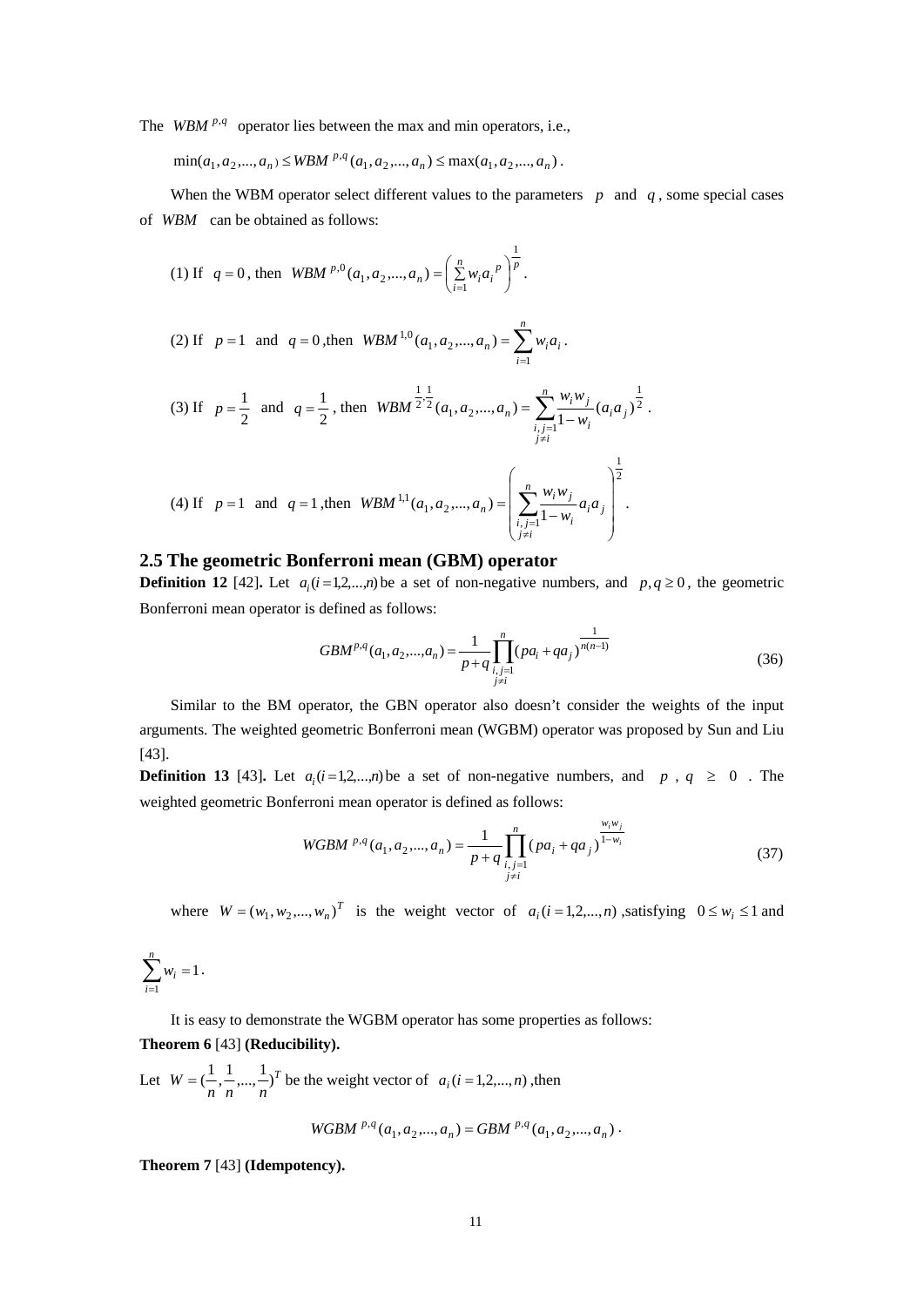The $WBM^{p,q}$ operator lies between the max and min operators, i.e.,

$$\min(a_1, a_2, ..., a_n) \le WBM^{p,q}(a_1, a_2, ..., a_n) \le \max(a_1, a_2, ..., a_n).$$

When the WBM operator select different values to the parameters $p$ and $q$, some special cases of $WBM$ can be obtained as follows:

(1) If $q = 0$, then $WBM^{p,0}(a_1, a_2, ..., a_n) = \left( \sum_{i=1}^{n} w_i a_i^{\,p} \right)^{\frac{1}{p}}$.

(2) If $p = 1$ and $q = 0$, then $WBM^{1,0}(a_1, a_2, ..., a_n) = \sum_{i=1}^{n} w_i a_i$.

(3) If $p = \frac{1}{2}$ and $q = \frac{1}{2}$, then $WBM^{\frac{1}{2},\frac{1}{2}}(a_1, a_2, ..., a_n) = \sum_{\substack{i,j=1 \\ j \ne i}}^{n} \frac{w_i w_j}{1 - w_i} (a_i a_j)^{\frac{1}{2}}$.

(4) If $p = 1$ and $q = 1$, then $WBM^{1,1}(a_1, a_2, ..., a_n) = \left( \sum_{\substack{i,j=1 \\ j \ne i}}^{n} \frac{w_i w_j}{1 - w_i} a_i a_j \right)^{\frac{1}{2}}$.

## 2.5 The geometric Bonferroni mean (GBM) operator

**Definition 12** [42]**.** Let $a_i (i = 1,2,...,n)$ be a set of non-negative numbers, and $p, q \ge 0$, the geometric Bonferroni mean operator is defined as follows:

$$GBM^{p,q}(a_1, a_2, ..., a_n) = \frac{1}{p+q} \prod_{\substack{i,j=1 \\ j \ne i}}^{n} (pa_i + qa_j)^{\frac{1}{n(n-1)}} \tag{36}$$

Similar to the BM operator, the GBN operator also doesn't consider the weights of the input arguments. The weighted geometric Bonferroni mean (WGBM) operator was proposed by Sun and Liu [43].

**Definition 13** [43]**.** Let $a_i (i = 1,2,...,n)$ be a set of non-negative numbers, and $p$ , $q$ $\ge$ $0$ . The weighted geometric Bonferroni mean operator is defined as follows:

$$WGBM^{p,q}(a_1, a_2, ..., a_n) = \frac{1}{p+q} \prod_{\substack{i,j=1 \\ j \ne i}}^{n} (pa_i + qa_j)^{\frac{w_i w_j}{1 - w_i}} \tag{37}$$

where $W = (w_1, w_2, ..., w_n)^T$ is the weight vector of $a_i (i = 1,2,...,n)$ ,satisfying $0 \le w_i \le 1$ and $\sum_{i=1}^{n} w_i = 1$.

It is easy to demonstrate the WGBM operator has some properties as follows:

**Theorem 6** [43] **(Reducibility).**

Let $W = (\frac{1}{n}, \frac{1}{n}, ..., \frac{1}{n})^T$ be the weight vector of $a_i (i = 1,2,...,n)$ ,then

$$WGBM^{p,q}(a_1, a_2, ..., a_n) = GBM^{p,q}(a_1, a_2, ..., a_n).$$

**Theorem 7** [43] **(Idempotency).**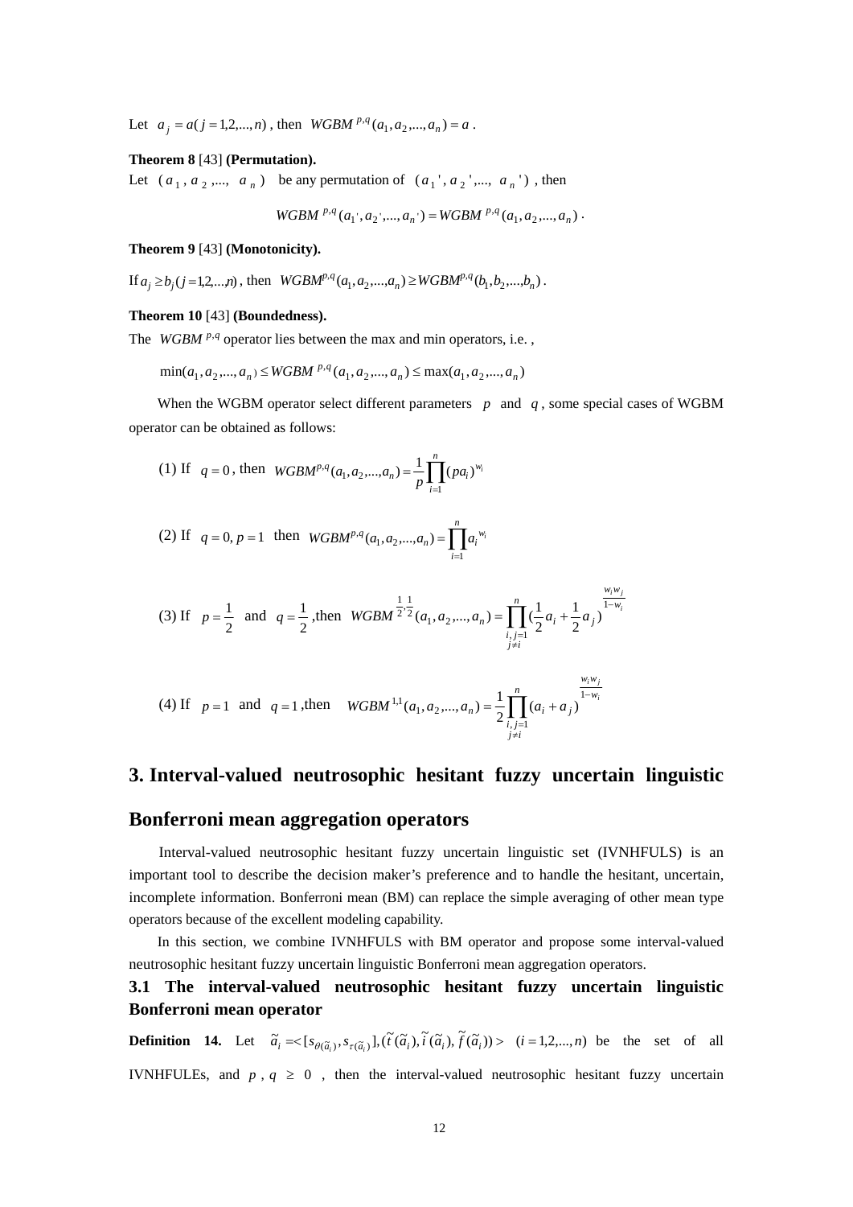Let $a_j = a(j=1,2,...,n)$ , then $WGBM^{p,q}(a_1, a_2,..., a_n) = a$ .

**Theorem 8** [43] **(Permutation).**

Let $(a_1, a_2,..., a_n)$ be any permutation of $(a_1', a_2',..., a_n')$ , then

$$WGBM^{p,q}(a_1', a_2',..., a_n') = WGBM^{p,q}(a_1, a_2,..., a_n) .$$

**Theorem 9** [43] **(Monotonicity).**

If $a_j \geq b_j (j=1,2,...,n)$ , then $WGBM^{p,q}(a_1, a_2,..., a_n) \geq WGBM^{p,q}(b_1, b_2,..., b_n)$ .

**Theorem 10** [43] **(Boundedness).**

The $WGBM^{p,q}$ operator lies between the max and min operators, i.e. ,

$$\min(a_1, a_2,..., a_n) \leq WGBM^{p,q}(a_1, a_2,..., a_n) \leq \max(a_1, a_2,..., a_n)$$

When the WGBM operator select different parameters $p$ and $q$ , some special cases of WGBM operator can be obtained as follows:

(1) If $q = 0$ , then $WGBM^{p,q}(a_1, a_2,..., a_n) = \frac{1}{p}\prod_{i=1}^{n}(pa_i)^{w_i}$

(2) If $q = 0, p = 1$ then $WGBM^{p,q}(a_1, a_2,..., a_n) = \prod_{i=1}^{n} a_i^{w_i}$

(3) If $p = \frac{1}{2}$ and $q = \frac{1}{2}$ ,then $WGBM^{\frac{1}{2},\frac{1}{2}}(a_1, a_2,..., a_n) = \prod_{\substack{i,j=1 \\ j \neq i}}^{n}(\frac{1}{2}a_i + \frac{1}{2}a_j)^{\frac{w_i w_j}{1-w_i}}$

(4) If $p = 1$ and $q = 1$ ,then $WGBM^{1,1}(a_1, a_2,..., a_n) = \frac{1}{2}\prod_{\substack{i,j=1 \\ j \neq i}}^{n}(a_i + a_j)^{\frac{w_i w_j}{1-w_i}}$

# 3. Interval-valued neutrosophic hesitant fuzzy uncertain linguistic Bonferroni mean aggregation operators

Interval-valued neutrosophic hesitant fuzzy uncertain linguistic set (IVNHFULS) is an important tool to describe the decision maker's preference and to handle the hesitant, uncertain, incomplete information. Bonferroni mean (BM) can replace the simple averaging of other mean type operators because of the excellent modeling capability.

In this section, we combine IVNHFULS with BM operator and propose some interval-valued neutrosophic hesitant fuzzy uncertain linguistic Bonferroni mean aggregation operators.

## 3.1 The interval-valued neutrosophic hesitant fuzzy uncertain linguistic Bonferroni mean operator

**Definition 14.** Let $\tilde{a}_i = <[s_{\theta(\tilde{a}_i)}, s_{\tau(\tilde{a}_i)}], (\tilde{t}(\tilde{a}_i), \tilde{i}(\tilde{a}_i), \tilde{f}(\tilde{a}_i))> \quad (i = 1,2,..., n)$ be the set of all IVNHFULEs, and $p, q \geq 0$ , then the interval-valued neutrosophic hesitant fuzzy uncertain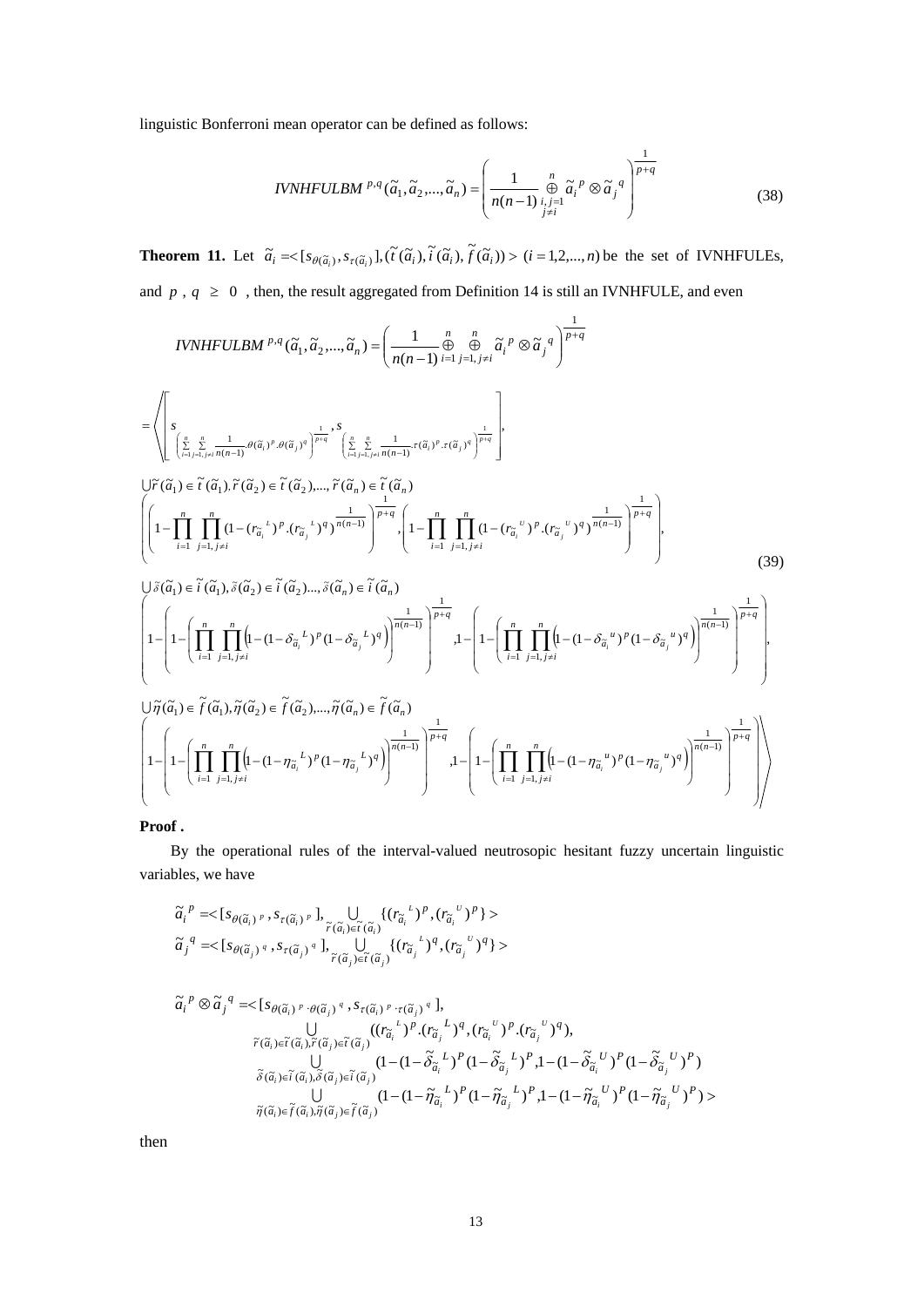linguistic Bonferroni mean operator can be defined as follows:

$$IVNHFULBM^{p,q}(\tilde{a}_1,\tilde{a}_2,...,\tilde{a}_n)=\left(\frac{1}{n(n-1)}\underset{\substack{i,j=1\\ j\neq i}}{\overset{n}{\oplus}}\tilde{a}_i{}^p\otimes\tilde{a}_j{}^q\right)^{\frac{1}{p+q}} \tag{38}$$

**Theorem 11.** Let $\tilde{a}_i=<[s_{\theta(\tilde{a}_i)},s_{\tau(\tilde{a}_i)}],(\tilde{t}(\tilde{a}_i),\tilde{i}(\tilde{a}_i),\tilde{f}(\tilde{a}_i))>\ (i=1,2,...,n)$ be the set of IVNHFULEs, and $p$ , $q$ $\geq$ $0$ , then, the result aggregated from Definition 14 is still an IVNHFULE, and even

$$IVNHFULBM^{p,q}(\tilde{a}_1,\tilde{a}_2,...,\tilde{a}_n)=\left(\frac{1}{n(n-1)}\overset{n}{\underset{i=1}{\oplus}}\overset{n}{\underset{j=1,j\neq i}{\oplus}}\tilde{a}_i{}^p\otimes\tilde{a}_j{}^q\right)^{\frac{1}{p+q}}$$

$$=\left\langle\left[s_{\left(\sum\limits_{i=1}^{n}\sum\limits_{j=1,j\neq i}^{n}\frac{1}{n(n-1)}.\theta(\tilde{a}_i)^p.\theta(\tilde{a}_j)^q\right)^{\frac{1}{p+q}}},s_{\left(\sum\limits_{i=1}^{n}\sum\limits_{j=1,j\neq i}^{n}\frac{1}{n(n-1)}.\tau(\tilde{a}_i)^p.\tau(\tilde{a}_j)^q\right)^{\frac{1}{p+q}}}\right],\right.$$

$$\bigcup_{\tilde{r}(\tilde{a}_1)\in\tilde{t}(\tilde{a}_1),\tilde{r}(\tilde{a}_2)\in\tilde{t}(\tilde{a}_2),...,\tilde{r}(\tilde{a}_n)\in\tilde{t}(\tilde{a}_n)}\left(\left(1-\prod_{i=1}^{n}\prod_{j=1,j\neq i}^{n}(1-(r_{\tilde{a}_i}{}^L)^p.(r_{\tilde{a}_j}{}^L)^q)^{\frac{1}{n(n-1)}}\right)^{\frac{1}{p+q}},\left(1-\prod_{i=1}^{n}\prod_{j=1,j\neq i}^{n}(1-(r_{\tilde{a}_i}{}^U)^p.(r_{\tilde{a}_j}{}^U)^q)^{\frac{1}{n(n-1)}}\right)^{\frac{1}{p+q}}\right), \tag{39}$$

$$\bigcup_{\tilde{\delta}(\tilde{a}_1)\in\tilde{i}(\tilde{a}_1),\tilde{\delta}(\tilde{a}_2)\in\tilde{i}(\tilde{a}_2)...,\tilde{\delta}(\tilde{a}_n)\in\tilde{i}(\tilde{a}_n)}\left(1-\left(1-\left(\prod_{i=1}^{n}\prod_{j=1,j\neq i}^{n}\left(1-(1-\delta_{\tilde{a}_i}{}^L)^p(1-\delta_{\tilde{a}_j}{}^L)^q\right)\right)^{\frac{1}{n(n-1)}}\right)^{\frac{1}{p+q}},1-\left(1-\left(\prod_{i=1}^{n}\prod_{j=1,j\neq i}^{n}\left(1-(1-\delta_{\tilde{a}_i}{}^u)^p(1-\delta_{\tilde{a}_j}{}^u)^q\right)\right)^{\frac{1}{n(n-1)}}\right)^{\frac{1}{p+q}}\right),$$

$$\left.\bigcup_{\tilde{\eta}(\tilde{a}_1)\in\tilde{f}(\tilde{a}_1),\tilde{\eta}(\tilde{a}_2)\in\tilde{f}(\tilde{a}_2),...,\tilde{\eta}(\tilde{a}_n)\in\tilde{f}(\tilde{a}_n)}\left(1-\left(1-\left(\prod_{i=1}^{n}\prod_{j=1,j\neq i}^{n}\left(1-(1-\eta_{\tilde{a}_i}{}^L)^p(1-\eta_{\tilde{a}_j}{}^L)^q\right)\right)^{\frac{1}{n(n-1)}}\right)^{\frac{1}{p+q}},1-\left(1-\left(\prod_{i=1}^{n}\prod_{j=1,j\neq i}^{n}\left(1-(1-\eta_{\tilde{a}_i}{}^u)^p(1-\eta_{\tilde{a}_j}{}^u)^q\right)\right)^{\frac{1}{n(n-1)}}\right)^{\frac{1}{p+q}}\right)\right\rangle$$

**Proof .**

By the operational rules of the interval-valued neutrosopic hesitant fuzzy uncertain linguistic variables, we have

$$\tilde{a}_i{}^p=<[s_{\theta(\tilde{a}_i)^p},s_{\tau(\tilde{a}_i)^p}],\bigcup_{\tilde{r}(\tilde{a}_i)\in\tilde{t}(\tilde{a}_i)}\{(r_{\tilde{a}_i}{}^L)^p,(r_{\tilde{a}_i}{}^U)^p\}>$$

$$\tilde{a}_j{}^q=<[s_{\theta(\tilde{a}_j)^q},s_{\tau(\tilde{a}_j)^q}],\bigcup_{\tilde{r}(\tilde{a}_j)\in\tilde{t}(\tilde{a}_j)}\{(r_{\tilde{a}_j}{}^L)^q,(r_{\tilde{a}_j}{}^U)^q\}>$$

$$\begin{aligned}\tilde{a}_i{}^p\otimes\tilde{a}_j{}^q=<&[s_{\theta(\tilde{a}_i)^p\cdot\theta(\tilde{a}_j)^q},s_{\tau(\tilde{a}_i)^p\cdot\tau(\tilde{a}_j)^q}],\\ &\bigcup_{\tilde{r}(\tilde{a}_i)\in\tilde{t}(\tilde{a}_i),\tilde{r}(\tilde{a}_j)\in\tilde{t}(\tilde{a}_j)}((r_{\tilde{a}_i}{}^L)^p.(r_{\tilde{a}_j}{}^L)^q,(r_{\tilde{a}_i}{}^U)^p.(r_{\tilde{a}_j}{}^U)^q),\\ &\bigcup_{\tilde{\delta}(\tilde{a}_i)\in\tilde{i}(\tilde{a}_i),\tilde{\delta}(\tilde{a}_j)\in\tilde{i}(\tilde{a}_j)}(1-(1-\tilde{\delta}_{\tilde{a}_i}{}^L)^P(1-\tilde{\delta}_{\tilde{a}_j}{}^L)^P,1-(1-\tilde{\delta}_{\tilde{a}_i}{}^U)^P(1-\tilde{\delta}_{\tilde{a}_j}{}^U)^P)\\ &\bigcup_{\tilde{\eta}(\tilde{a}_i)\in\tilde{f}(\tilde{a}_i),\tilde{\eta}(\tilde{a}_j)\in\tilde{f}(\tilde{a}_j)}(1-(1-\tilde{\eta}_{\tilde{a}_i}{}^L)^P(1-\tilde{\eta}_{\tilde{a}_j}{}^L)^P,1-(1-\tilde{\eta}_{\tilde{a}_i}{}^U)^P(1-\tilde{\eta}_{\tilde{a}_j}{}^U)^P)>\end{aligned}$$

then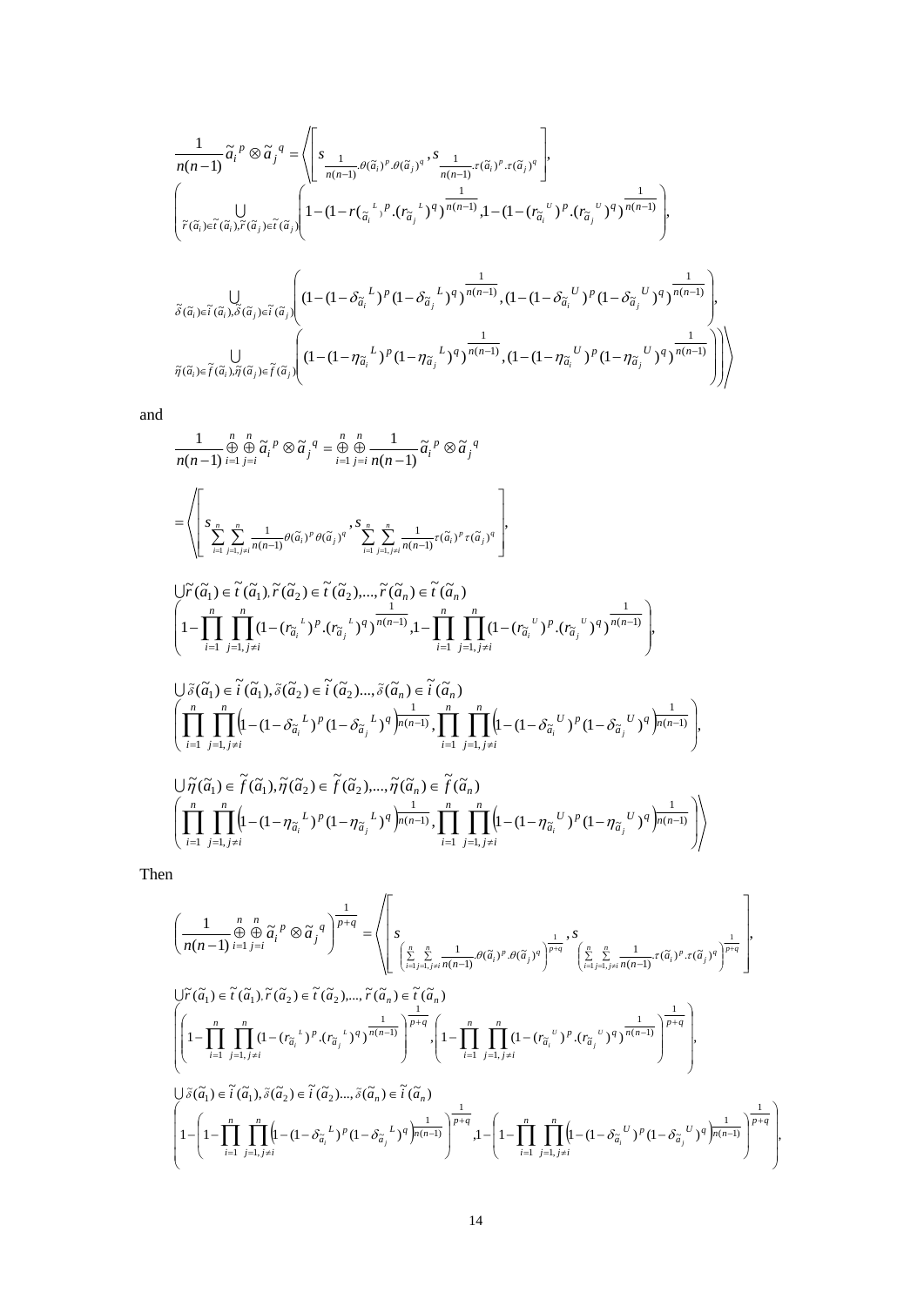$$\frac{1}{n(n-1)}\tilde{a}_i^{\,p} \otimes \tilde{a}_j^{\,q} = \left\langle \left[ s_{\frac{1}{n(n-1)}.\theta(\tilde{a}_i)^p.\theta(\tilde{a}_j)^q}, s_{\frac{1}{n(n-1)}.\tau(\tilde{a}_i)^p.\tau(\tilde{a}_j)^q} \right], \right.$$

$$\left( \bigcup_{\tilde{r}(\tilde{a}_i)\in \tilde{t}(\tilde{a}_i), \tilde{r}(\tilde{a}_j)\in \tilde{t}(\tilde{a}_j)} \left( 1-(1-r({\tilde{a}_i}^L)^p.({r_{\tilde{a}_j}}^L)^q)^{\frac{1}{n(n-1)}}, 1-(1-({r_{\tilde{a}_i}}^U)^p.({r_{\tilde{a}_j}}^U)^q)^{\frac{1}{n(n-1)}} \right), \right.$$

$$\bigcup_{\tilde{\delta}(\tilde{a}_i)\in \tilde{i}(\tilde{a}_i), \tilde{\delta}(\tilde{a}_j)\in \tilde{i}(\tilde{a}_j)} \left( (1-(1-{\delta_{\tilde{a}_i}}^L)^p(1-{\delta_{\tilde{a}_j}}^L)^q)^{\frac{1}{n(n-1)}}, (1-(1-{\delta_{\tilde{a}_i}}^U)^p(1-{\delta_{\tilde{a}_j}}^U)^q)^{\frac{1}{n(n-1)}} \right),$$

$$\left. \left. \bigcup_{\tilde{\eta}(\tilde{a}_i)\in \tilde{f}(\tilde{a}_i), \tilde{\eta}(\tilde{a}_j)\in \tilde{f}(\tilde{a}_j)} \left( (1-(1-{\eta_{\tilde{a}_i}}^L)^p(1-{\eta_{\tilde{a}_j}}^L)^q)^{\frac{1}{n(n-1)}}, (1-(1-{\eta_{\tilde{a}_i}}^U)^p(1-{\eta_{\tilde{a}_j}}^U)^q)^{\frac{1}{n(n-1)}} \right) \right) \right\rangle$$

and

$$\frac{1}{n(n-1)} \mathop{\oplus}_{i=1}^{n} \mathop{\oplus}_{j=i}^{n} \tilde{a}_i^{\,p} \otimes \tilde{a}_j^{\,q} = \mathop{\oplus}_{i=1}^{n} \mathop{\oplus}_{j=i}^{n} \frac{1}{n(n-1)} \tilde{a}_i^{\,p} \otimes \tilde{a}_j^{\,q}$$

$$= \left\langle \left[ s_{\sum_{i=1}^{n}\sum_{j=1,j\neq i}^{n} \frac{1}{n(n-1)}\theta(\tilde{a}_i)^p \theta(\tilde{a}_j)^q}, s_{\sum_{i=1}^{n}\sum_{j=1,j\neq i}^{n} \frac{1}{n(n-1)}\tau(\tilde{a}_i)^p \tau(\tilde{a}_j)^q} \right], \right.$$

$$\bigcup \tilde{r}(\tilde{a}_1)\in \tilde{t}(\tilde{a}_1), \tilde{r}(\tilde{a}_2)\in \tilde{t}(\tilde{a}_2),..., \tilde{r}(\tilde{a}_n)\in \tilde{t}(\tilde{a}_n)$$
$$\left( 1-\prod_{i=1}^{n}\prod_{j=1,j\neq i}^{n} (1-({r_{\tilde{a}_i}}^L)^p.({r_{\tilde{a}_j}}^L)^q)^{\frac{1}{n(n-1)}}, 1-\prod_{i=1}^{n}\prod_{j=1,j\neq i}^{n} (1-({r_{\tilde{a}_i}}^U)^p.({r_{\tilde{a}_j}}^U)^q)^{\frac{1}{n(n-1)}} \right),$$

$$\bigcup \tilde{\delta}(\tilde{a}_1)\in \tilde{i}(\tilde{a}_1), \tilde{\delta}(\tilde{a}_2)\in \tilde{i}(\tilde{a}_2)..., \tilde{\delta}(\tilde{a}_n)\in \tilde{i}(\tilde{a}_n)$$
$$\left( \prod_{i=1}^{n}\prod_{j=1,j\neq i}^{n} \left(1-(1-{\delta_{\tilde{a}_i}}^L)^p(1-{\delta_{\tilde{a}_j}}^L)^q\right)^{\frac{1}{n(n-1)}}, \prod_{i=1}^{n}\prod_{j=1,j\neq i}^{n} \left(1-(1-{\delta_{\tilde{a}_i}}^U)^p(1-{\delta_{\tilde{a}_j}}^U)^q\right)^{\frac{1}{n(n-1)}} \right),$$

$$\bigcup \tilde{\eta}(\tilde{a}_1)\in \tilde{f}(\tilde{a}_1), \tilde{\eta}(\tilde{a}_2)\in \tilde{f}(\tilde{a}_2),..., \tilde{\eta}(\tilde{a}_n)\in \tilde{f}(\tilde{a}_n)$$
$$\left. \left( \prod_{i=1}^{n}\prod_{j=1,j\neq i}^{n} \left(1-(1-{\eta_{\tilde{a}_i}}^L)^p(1-{\eta_{\tilde{a}_j}}^L)^q\right)^{\frac{1}{n(n-1)}}, \prod_{i=1}^{n}\prod_{j=1,j\neq i}^{n} \left(1-(1-{\eta_{\tilde{a}_i}}^U)^p(1-{\eta_{\tilde{a}_j}}^U)^q\right)^{\frac{1}{n(n-1)}} \right) \right\rangle$$

Then

$$\left( \frac{1}{n(n-1)} \mathop{\oplus}_{i=1}^{n} \mathop{\oplus}_{j=i}^{n} \tilde{a}_i^{\,p} \otimes \tilde{a}_j^{\,q} \right)^{\frac{1}{p+q}} = \left\langle \left[ s_{\left(\sum_{i=1}^{n}\sum_{j=1,j\neq i}^{n} \frac{1}{n(n-1)}.\theta(\tilde{a}_i)^p.\theta(\tilde{a}_j)^q\right)^{\frac{1}{p+q}}}, s_{\left(\sum_{i=1}^{n}\sum_{j=1,j\neq i}^{n} \frac{1}{n(n-1)}.\tau(\tilde{a}_i)^p.\tau(\tilde{a}_j)^q\right)^{\frac{1}{p+q}}} \right], \right.$$

$$\bigcup \tilde{r}(\tilde{a}_1)\in \tilde{t}(\tilde{a}_1), \tilde{r}(\tilde{a}_2)\in \tilde{t}(\tilde{a}_2),..., \tilde{r}(\tilde{a}_n)\in \tilde{t}(\tilde{a}_n)$$
$$\left( \left( 1-\prod_{i=1}^{n}\prod_{j=1,j\neq i}^{n} (1-({r_{\tilde{a}_i}}^L)^p.({r_{\tilde{a}_j}}^L)^q)^{\frac{1}{n(n-1)}} \right)^{\frac{1}{p+q}}, \left( 1-\prod_{i=1}^{n}\prod_{j=1,j\neq i}^{n} (1-({r_{\tilde{a}_i}}^U)^p.({r_{\tilde{a}_j}}^U)^q)^{\frac{1}{n(n-1)}} \right)^{\frac{1}{p+q}} \right),$$

$$\bigcup \tilde{\delta}(\tilde{a}_1)\in \tilde{i}(\tilde{a}_1), \tilde{\delta}(\tilde{a}_2)\in \tilde{i}(\tilde{a}_2)..., \tilde{\delta}(\tilde{a}_n)\in \tilde{i}(\tilde{a}_n)$$
$$\left( 1-\left( 1-\prod_{i=1}^{n}\prod_{j=1,j\neq i}^{n} \left(1-(1-{\delta_{\tilde{a}_i}}^L)^p(1-{\delta_{\tilde{a}_j}}^L)^q\right)^{\frac{1}{n(n-1)}} \right)^{\frac{1}{p+q}}, 1-\left( 1-\prod_{i=1}^{n}\prod_{j=1,j\neq i}^{n} \left(1-(1-{\delta_{\tilde{a}_i}}^U)^p(1-{\delta_{\tilde{a}_j}}^U)^q\right)^{\frac{1}{n(n-1)}} \right)^{\frac{1}{p+q}} \right),$$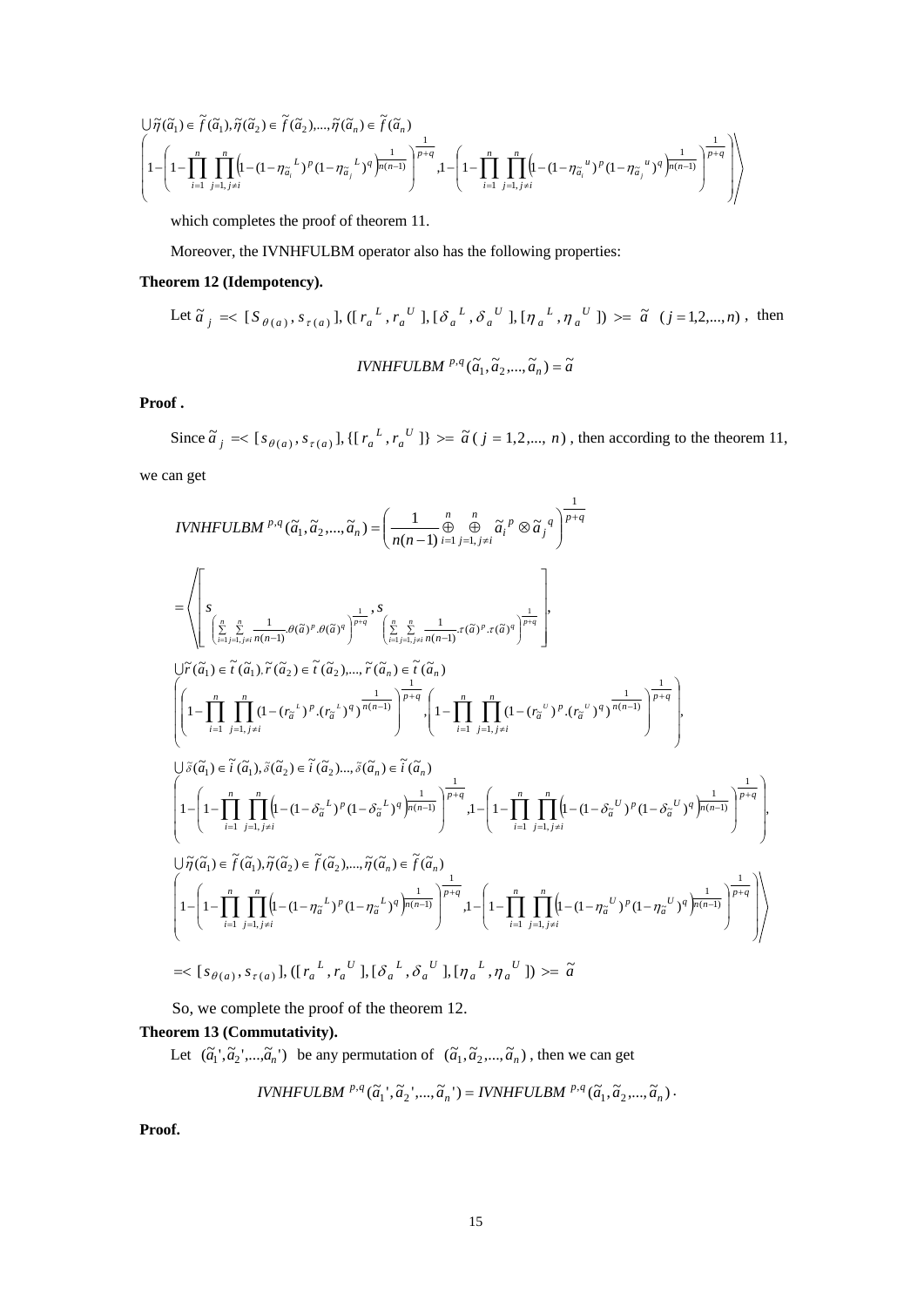$$\bigcup \tilde{\eta}(\tilde{a}_1) \in \tilde{f}(\tilde{a}_1), \tilde{\eta}(\tilde{a}_2) \in \tilde{f}(\tilde{a}_2), ..., \tilde{\eta}(\tilde{a}_n) \in \tilde{f}(\tilde{a}_n)$$

$$\left. \left( 1 - \left( 1 - \prod_{i=1}^{n} \prod_{j=1, j\neq i}^{n} \left( 1 - (1-\eta_{\tilde{a}_i}{}^{L})^{p} (1-\eta_{\tilde{a}_j}{}^{L})^{q} \right)^{\frac{1}{n(n-1)}} \right)^{\frac{1}{p+q}}, 1 - \left( 1 - \prod_{i=1}^{n} \prod_{j=1, j\neq i}^{n} \left( 1 - (1-\eta_{\tilde{a}_i}{}^{u})^{p} (1-\eta_{\tilde{a}_j}{}^{u})^{q} \right)^{\frac{1}{n(n-1)}} \right)^{\frac{1}{p+q}} \right) \right\rangle$$

which completes the proof of theorem 11.

Moreover, the IVNHFULBM operator also has the following properties:

**Theorem 12 (Idempotency).**

Let $\tilde{a}_j = < [S_{\theta(a)}, s_{\tau(a)}], ([r_a{}^{L}, r_a{}^{U}], [\delta_a{}^{L}, \delta_a{}^{U}], [\eta_a{}^{L}, \eta_a{}^{U}]) >= \tilde{a} \quad (j = 1,2,...,n)$, then

$$IVNHFULBM^{p,q}(\tilde{a}_1, \tilde{a}_2, ..., \tilde{a}_n) = \tilde{a}$$

**Proof .**

Since $\tilde{a}_j = < [s_{\theta(a)}, s_{\tau(a)}], \{[r_a{}^{L}, r_a{}^{U}]\} >= \tilde{a} \; (j = 1,2,..., n)$, then according to the theorem 11, we can get

$$IVNHFULBM^{p,q}(\tilde{a}_1, \tilde{a}_2, ..., \tilde{a}_n) = \left( \frac{1}{n(n-1)} \mathop{\oplus}_{i=1}^{n} \mathop{\oplus}_{j=1, j\neq i}^{n} \tilde{a}_i{}^{p} \otimes \tilde{a}_j{}^{q} \right)^{\frac{1}{p+q}}$$

$$= \left\langle \left[ s_{\left( \sum_{i=1}^{n} \sum_{j=1, j\neq i}^{n} \frac{1}{n(n-1)} .\theta(\tilde{a})^{p} .\theta(\tilde{a})^{q} \right)^{\frac{1}{p+q}}}, s_{\left( \sum_{i=1}^{n} \sum_{j=1, j\neq i}^{n} \frac{1}{n(n-1)} .\tau(\tilde{a})^{p} .\tau(\tilde{a})^{q} \right)^{\frac{1}{p+q}}} \right], \right.$$

$$\bigcup \tilde{r}(\tilde{a}_1) \in \tilde{t}(\tilde{a}_1), \tilde{r}(\tilde{a}_2) \in \tilde{t}(\tilde{a}_2), ..., \tilde{r}(\tilde{a}_n) \in \tilde{t}(\tilde{a}_n)$$

$$\left( \left( 1 - \prod_{i=1}^{n} \prod_{j=1, j\neq i}^{n} (1 - (r_{\tilde{a}}{}^{L})^{p} .(r_{\tilde{a}}{}^{L})^{q})^{\frac{1}{n(n-1)}} \right)^{\frac{1}{p+q}}, \left( 1 - \prod_{i=1}^{n} \prod_{j=1, j\neq i}^{n} (1 - (r_{\tilde{a}}{}^{U})^{p} .(r_{\tilde{a}}{}^{U})^{q})^{\frac{1}{n(n-1)}} \right)^{\frac{1}{p+q}} \right),$$

$$\bigcup \tilde{\delta}(\tilde{a}_1) \in \tilde{i}(\tilde{a}_1), \tilde{\delta}(\tilde{a}_2) \in \tilde{i}(\tilde{a}_2) ..., \tilde{\delta}(\tilde{a}_n) \in \tilde{i}(\tilde{a}_n)$$

$$\left( 1 - \left( 1 - \prod_{i=1}^{n} \prod_{j=1, j\neq i}^{n} \left( 1 - (1-\delta_{\tilde{a}}{}^{L})^{p} (1-\delta_{\tilde{a}}{}^{L})^{q} \right)^{\frac{1}{n(n-1)}} \right)^{\frac{1}{p+q}}, 1 - \left( 1 - \prod_{i=1}^{n} \prod_{j=1, j\neq i}^{n} \left( 1 - (1-\delta_{\tilde{a}}{}^{U})^{p} (1-\delta_{\tilde{a}}{}^{U})^{q} \right)^{\frac{1}{n(n-1)}} \right)^{\frac{1}{p+q}} \right),$$

$$\bigcup \tilde{\eta}(\tilde{a}_1) \in \tilde{f}(\tilde{a}_1), \tilde{\eta}(\tilde{a}_2) \in \tilde{f}(\tilde{a}_2), ..., \tilde{\eta}(\tilde{a}_n) \in \tilde{f}(\tilde{a}_n)$$

$$\left. \left( 1 - \left( 1 - \prod_{i=1}^{n} \prod_{j=1, j\neq i}^{n} \left( 1 - (1-\eta_{\tilde{a}}{}^{L})^{p} (1-\eta_{\tilde{a}}{}^{L})^{q} \right)^{\frac{1}{n(n-1)}} \right)^{\frac{1}{p+q}}, 1 - \left( 1 - \prod_{i=1}^{n} \prod_{j=1, j\neq i}^{n} \left( 1 - (1-\eta_{\tilde{a}}{}^{U})^{p} (1-\eta_{\tilde{a}}{}^{U})^{q} \right)^{\frac{1}{n(n-1)}} \right)^{\frac{1}{p+q}} \right) \right\rangle$$

$$= < [s_{\theta(a)}, s_{\tau(a)}], ([r_a{}^{L}, r_a{}^{U}], [\delta_a{}^{L}, \delta_a{}^{U}], [\eta_a{}^{L}, \eta_a{}^{U}]) >= \tilde{a}$$

So, we complete the proof of the theorem 12.

**Theorem 13 (Commutativity).**

Let $(\tilde{a}_1', \tilde{a}_2', ..., \tilde{a}_n')$ be any permutation of $(\tilde{a}_1, \tilde{a}_2, ..., \tilde{a}_n)$, then we can get

$$IVNHFULBM^{p,q}(\tilde{a}_1', \tilde{a}_2', ..., \tilde{a}_n') = IVNHFULBM^{p,q}(\tilde{a}_1, \tilde{a}_2, ..., \tilde{a}_n).$$

**Proof.**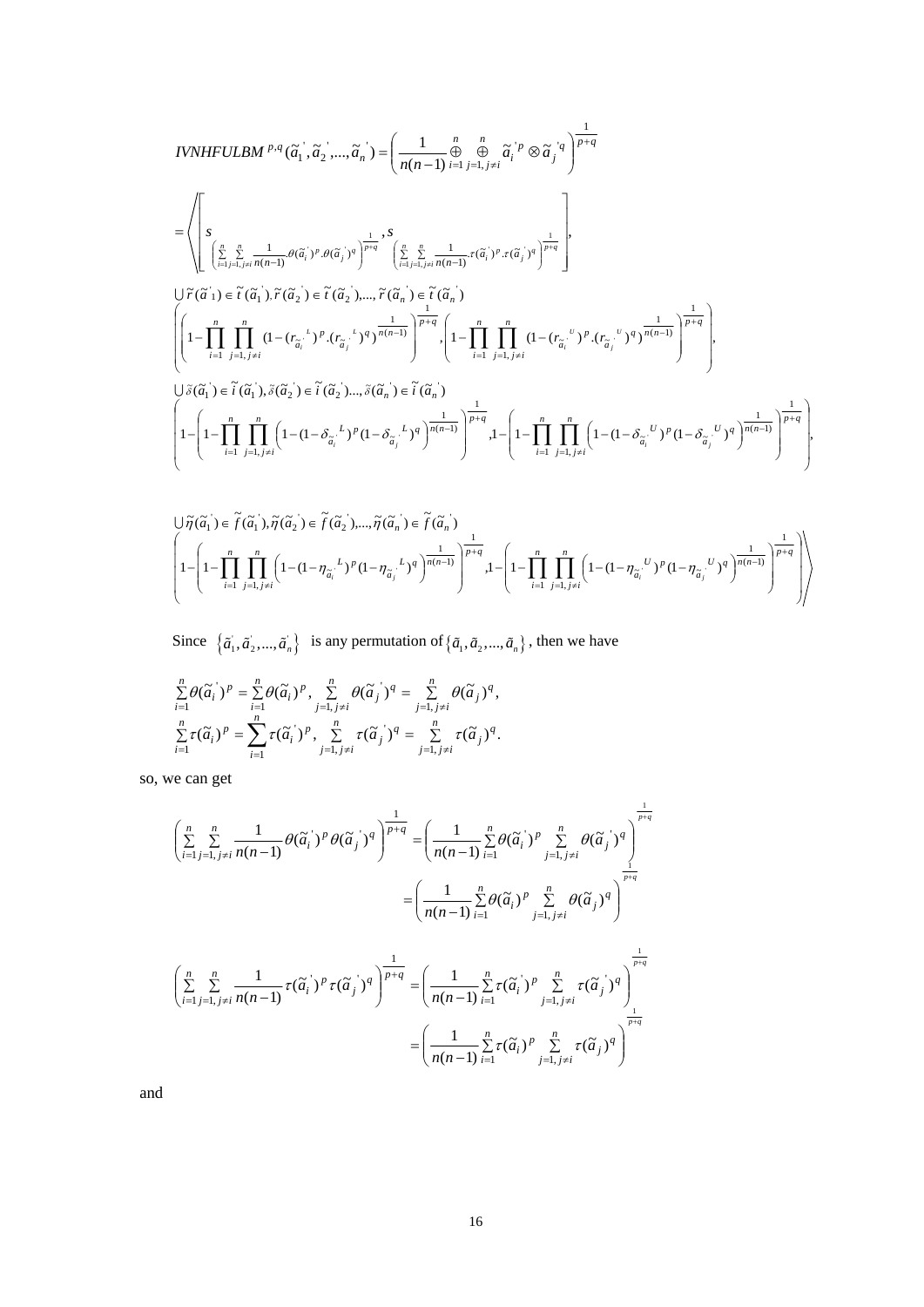$$IVNHFULBM^{p,q}(\tilde{a}_1{}',\tilde{a}_2{}',...,\tilde{a}_n{}')=\left(\frac{1}{n(n-1)}\underset{i=1}{\overset{n}{\oplus}}\underset{j=1,j\neq i}{\overset{n}{\oplus}}\tilde{a}_i{}'^{p}\otimes\tilde{a}_j{}'^{q}\right)^{\frac{1}{p+q}}$$

$$=\left\langle\left[s_{\left(\sum_{i=1}^{n}\sum_{j=1,j\neq i}^{n}\frac{1}{n(n-1)}.\theta(\tilde{a}_i{}')^{p}.\theta(\tilde{a}_j{}')^{q}\right)^{\frac{1}{p+q}}},s_{\left(\sum_{i=1}^{n}\sum_{j=1,j\neq i}^{n}\frac{1}{n(n-1)}.\tau(\tilde{a}_i{}')^{p}.\tau(\tilde{a}_j{}')^{q}\right)^{\frac{1}{p+q}}}\right],\right.$$

$$\bigcup_{\tilde{r}(\tilde{a}'_1)\in\tilde{t}(\tilde{a}_1{}'),\tilde{r}(\tilde{a}_2{}')\in\tilde{t}(\tilde{a}_2{}'),...,\tilde{r}(\tilde{a}_n{}')\in\tilde{t}(\tilde{a}_n{}')}$$

$$\left(\left(1-\prod_{i=1}^{n}\prod_{j=1,j\neq i}^{n}(1-(r_{\tilde{a}_i{}'}{}^{L})^{p}.(r_{\tilde{a}_j{}'}{}^{L})^{q})^{\frac{1}{n(n-1)}}\right)^{\frac{1}{p+q}},\left(1-\prod_{i=1}^{n}\prod_{j=1,j\neq i}^{n}(1-(r_{\tilde{a}_i{}'}{}^{U})^{p}.(r_{\tilde{a}_j{}'}{}^{U})^{q})^{\frac{1}{n(n-1)}}\right)^{\frac{1}{p+q}}\right),$$

$$\bigcup_{\tilde{\delta}(\tilde{a}_1{}')\in\tilde{i}(\tilde{a}_1{}'),\tilde{\delta}(\tilde{a}_2{}')\in\tilde{i}(\tilde{a}_2{}')...,\tilde{\delta}(\tilde{a}_n{}')\in\tilde{i}(\tilde{a}_n{}')}$$

$$\left(1-\left(1-\prod_{i=1}^{n}\prod_{j=1,j\neq i}^{n}\left(1-(1-\delta_{\tilde{a}_i{}'}{}^{L})^{p}(1-\delta_{\tilde{a}_j{}'}{}^{L})^{q}\right)^{\frac{1}{n(n-1)}}\right)^{\frac{1}{p+q}},1-\left(1-\prod_{i=1}^{n}\prod_{j=1,j\neq i}^{n}\left(1-(1-\delta_{\tilde{a}_i{}'}{}^{U})^{p}(1-\delta_{\tilde{a}_j{}'}{}^{U})^{q}\right)^{\frac{1}{n(n-1)}}\right)^{\frac{1}{p+q}}\right),$$

$$\bigcup_{\tilde{\eta}(\tilde{a}_1{}')\in\tilde{f}(\tilde{a}_1{}'),\tilde{\eta}(\tilde{a}_2{}')\in\tilde{f}(\tilde{a}_2{}'),...,\tilde{\eta}(\tilde{a}_n{}')\in\tilde{f}(\tilde{a}_n{}')}$$

$$\left.\left(1-\left(1-\prod_{i=1}^{n}\prod_{j=1,j\neq i}^{n}\left(1-(1-\eta_{\tilde{a}_i{}'}{}^{L})^{p}(1-\eta_{\tilde{a}_j{}'}{}^{L})^{q}\right)^{\frac{1}{n(n-1)}}\right)^{\frac{1}{p+q}},1-\left(1-\prod_{i=1}^{n}\prod_{j=1,j\neq i}^{n}\left(1-(1-\eta_{\tilde{a}_i{}'}{}^{U})^{p}(1-\eta_{\tilde{a}_j{}'}{}^{U})^{q}\right)^{\frac{1}{n(n-1)}}\right)^{\frac{1}{p+q}}\right)\right\rangle$$

Since $\{\tilde{a}_1^{'},\tilde{a}_2^{'},...,\tilde{a}_n^{'}\}$ is any permutation of $\{\tilde{a}_1,\tilde{a}_2,...,\tilde{a}_n\}$, then we have

$$\sum_{i=1}^{n}\theta(\tilde{a}_i{}')^{p}=\sum_{i=1}^{n}\theta(\tilde{a}_i)^{p},\ \sum_{j=1,j\neq i}^{n}\theta(\tilde{a}_j{}')^{q}=\sum_{j=1,j\neq i}^{n}\theta(\tilde{a}_j)^{q},$$
$$\sum_{i=1}^{n}\tau(\tilde{a}_i)^{p}=\sum_{i=1}^{n}\tau(\tilde{a}_i{}')^{p},\ \sum_{j=1,j\neq i}^{n}\tau(\tilde{a}_j{}')^{q}=\sum_{j=1,j\neq i}^{n}\tau(\tilde{a}_j)^{q}.$$

so, we can get

$$\left(\sum_{i=1}^{n}\sum_{j=1,j\neq i}^{n}\frac{1}{n(n-1)}\theta(\tilde{a}_i{}')^{p}\theta(\tilde{a}_j{}')^{q}\right)^{\frac{1}{p+q}}=\left(\frac{1}{n(n-1)}\sum_{i=1}^{n}\theta(\tilde{a}_i{}')^{p}\sum_{j=1,j\neq i}^{n}\theta(\tilde{a}_j{}')^{q}\right)^{\frac{1}{p+q}}$$
$$=\left(\frac{1}{n(n-1)}\sum_{i=1}^{n}\theta(\tilde{a}_i)^{p}\sum_{j=1,j\neq i}^{n}\theta(\tilde{a}_j)^{q}\right)^{\frac{1}{p+q}}$$

$$\left(\sum_{i=1}^{n}\sum_{j=1,j\neq i}^{n}\frac{1}{n(n-1)}\tau(\tilde{a}_i{}')^{p}\tau(\tilde{a}_j{}')^{q}\right)^{\frac{1}{p+q}}=\left(\frac{1}{n(n-1)}\sum_{i=1}^{n}\tau(\tilde{a}_i{}')^{p}\sum_{j=1,j\neq i}^{n}\tau(\tilde{a}_j{}')^{q}\right)^{\frac{1}{p+q}}$$
$$=\left(\frac{1}{n(n-1)}\sum_{i=1}^{n}\tau(\tilde{a}_i)^{p}\sum_{j=1,j\neq i}^{n}\tau(\tilde{a}_j)^{q}\right)^{\frac{1}{p+q}}$$

and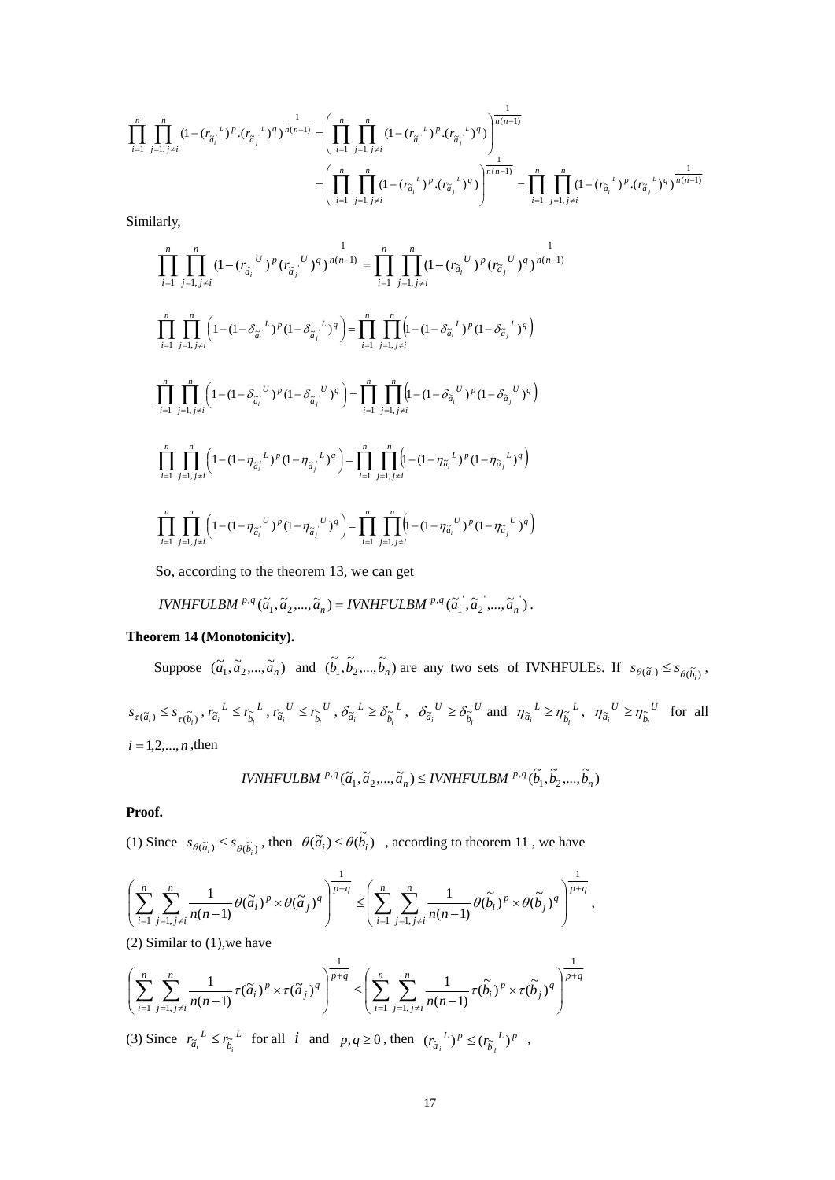$$\prod_{i=1}^{n}\prod_{j=1,j\neq i}^{n}(1-(r_{\tilde{a}_i^{'}}{}^{L})^{p}.(r_{\tilde{a}_j^{'}}{}^{L})^{q})^{\frac{1}{n(n-1)}}=\left(\prod_{i=1}^{n}\prod_{j=1,j\neq i}^{n}(1-(r_{\tilde{a}_i^{'}}{}^{L})^{p}.(r_{\tilde{a}_j^{'}}{}^{L})^{q})\right)^{\frac{1}{n(n-1)}}$$

$$=\left(\prod_{i=1}^{n}\prod_{j=1,j\neq i}^{n}(1-(r_{\tilde{a}_i}{}^{L})^{p}.(r_{\tilde{a}_j}{}^{L})^{q})\right)^{\frac{1}{n(n-1)}}=\prod_{i=1}^{n}\prod_{j=1,j\neq i}^{n}(1-(r_{\tilde{a}_i}{}^{L})^{p}.(r_{\tilde{a}_j}{}^{L})^{q})^{\frac{1}{n(n-1)}}$$

Similarly,

$$\prod_{i=1}^{n}\prod_{j=1,j\neq i}^{n}(1-(r_{\tilde{a}_i^{'}}{}^{U})^{p}(r_{\tilde{a}_j^{'}}{}^{U})^{q})^{\frac{1}{n(n-1)}}=\prod_{i=1}^{n}\prod_{j=1,j\neq i}^{n}(1-(r_{\tilde{a}_i}{}^{U})^{p}(r_{\tilde{a}_j}{}^{U})^{q})^{\frac{1}{n(n-1)}}$$

$$\prod_{i=1}^{n}\prod_{j=1,j\neq i}^{n}\left(1-(1-\delta_{\tilde{a}_i^{'}}{}^{L})^{p}(1-\delta_{\tilde{a}_j^{'}}{}^{L})^{q}\right)=\prod_{i=1}^{n}\prod_{j=1,j\neq i}^{n}\left(1-(1-\delta_{\tilde{a}_i}{}^{L})^{p}(1-\delta_{\tilde{a}_j}{}^{L})^{q}\right)$$

$$\prod_{i=1}^{n}\prod_{j=1,j\neq i}^{n}\left(1-(1-\delta_{\tilde{a}_i^{'}}{}^{U})^{p}(1-\delta_{\tilde{a}_j^{'}}{}^{U})^{q}\right)=\prod_{i=1}^{n}\prod_{j=1,j\neq i}^{n}\left(1-(1-\delta_{\tilde{a}_i}{}^{U})^{p}(1-\delta_{\tilde{a}_j}{}^{U})^{q}\right)$$

$$\prod_{i=1}^{n}\prod_{j=1,j\neq i}^{n}\left(1-(1-\eta_{\tilde{a}_i^{'}}{}^{L})^{p}(1-\eta_{\tilde{a}_j^{'}}{}^{L})^{q}\right)=\prod_{i=1}^{n}\prod_{j=1,j\neq i}^{n}\left(1-(1-\eta_{\tilde{a}_i}{}^{L})^{p}(1-\eta_{\tilde{a}_j}{}^{L})^{q}\right)$$

$$\prod_{i=1}^{n}\prod_{j=1,j\neq i}^{n}\left(1-(1-\eta_{\tilde{a}_i^{'}}{}^{U})^{p}(1-\eta_{\tilde{a}_j^{'}}{}^{U})^{q}\right)=\prod_{i=1}^{n}\prod_{j=1,j\neq i}^{n}\left(1-(1-\eta_{\tilde{a}_i}{}^{U})^{p}(1-\eta_{\tilde{a}_j}{}^{U})^{q}\right)$$

So, according to the theorem 13, we can get

$IVNHFULBM^{p,q}(\tilde{a}_1,\tilde{a}_2,...,\tilde{a}_n)=IVNHFULBM^{p,q}(\tilde{a}_1^{'},\tilde{a}_2^{'},...,\tilde{a}_n^{'})$.

**Theorem 14 (Monotonicity).**

Suppose $(\tilde{a}_1,\tilde{a}_2,...,\tilde{a}_n)$ and $(\tilde{b}_1,\tilde{b}_2,...,\tilde{b}_n)$ are any two sets of IVNHFULEs. If $s_{\theta(\tilde{a}_i)}\leq s_{\theta(\tilde{b}_i)}$, $s_{\tau(\tilde{a}_i)}\leq s_{\tau(\tilde{b}_i)}$, $r_{\tilde{a}_i}{}^{L}\leq r_{\tilde{b}_i}{}^{L}$, $r_{\tilde{a}_i}{}^{U}\leq r_{\tilde{b}_i}{}^{U}$, $\delta_{\tilde{a}_i}{}^{L}\geq\delta_{\tilde{b}_i}{}^{L}$, $\delta_{\tilde{a}_i}{}^{U}\geq\delta_{\tilde{b}_i}{}^{U}$ and $\eta_{\tilde{a}_i}{}^{L}\geq\eta_{\tilde{b}_i}{}^{L}$, $\eta_{\tilde{a}_i}{}^{U}\geq\eta_{\tilde{b}_i}{}^{U}$ for all $i=1,2,...,n$, then

$$IVNHFULBM^{p,q}(\tilde{a}_1,\tilde{a}_2,...,\tilde{a}_n)\leq IVNHFULBM^{p,q}(\tilde{b}_1,\tilde{b}_2,...,\tilde{b}_n)$$

**Proof.**

(1) Since $s_{\theta(\tilde{a}_i)}\leq s_{\theta(\tilde{b}_i)}$, then $\theta(\tilde{a}_i)\leq\theta(\tilde{b}_i)$, according to theorem 11, we have

$$\left(\sum_{i=1}^{n}\sum_{j=1,j\neq i}^{n}\frac{1}{n(n-1)}\theta(\tilde{a}_i)^{p}\times\theta(\tilde{a}_j)^{q}\right)^{\frac{1}{p+q}}\leq\left(\sum_{i=1}^{n}\sum_{j=1,j\neq i}^{n}\frac{1}{n(n-1)}\theta(\tilde{b}_i)^{p}\times\theta(\tilde{b}_j)^{q}\right)^{\frac{1}{p+q}},$$

(2) Similar to (1), we have

$$\left(\sum_{i=1}^{n}\sum_{j=1,j\neq i}^{n}\frac{1}{n(n-1)}\tau(\tilde{a}_i)^{p}\times\tau(\tilde{a}_j)^{q}\right)^{\frac{1}{p+q}}\leq\left(\sum_{i=1}^{n}\sum_{j=1,j\neq i}^{n}\frac{1}{n(n-1)}\tau(\tilde{b}_i)^{p}\times\tau(\tilde{b}_j)^{q}\right)^{\frac{1}{p+q}}$$

(3) Since $r_{\tilde{a}_i}{}^{L}\leq r_{\tilde{b}_i}{}^{L}$ for all $i$ and $p,q\geq 0$, then $(r_{\tilde{a}_i}{}^{L})^{p}\leq(r_{\tilde{b}_i}{}^{L})^{p}$ ,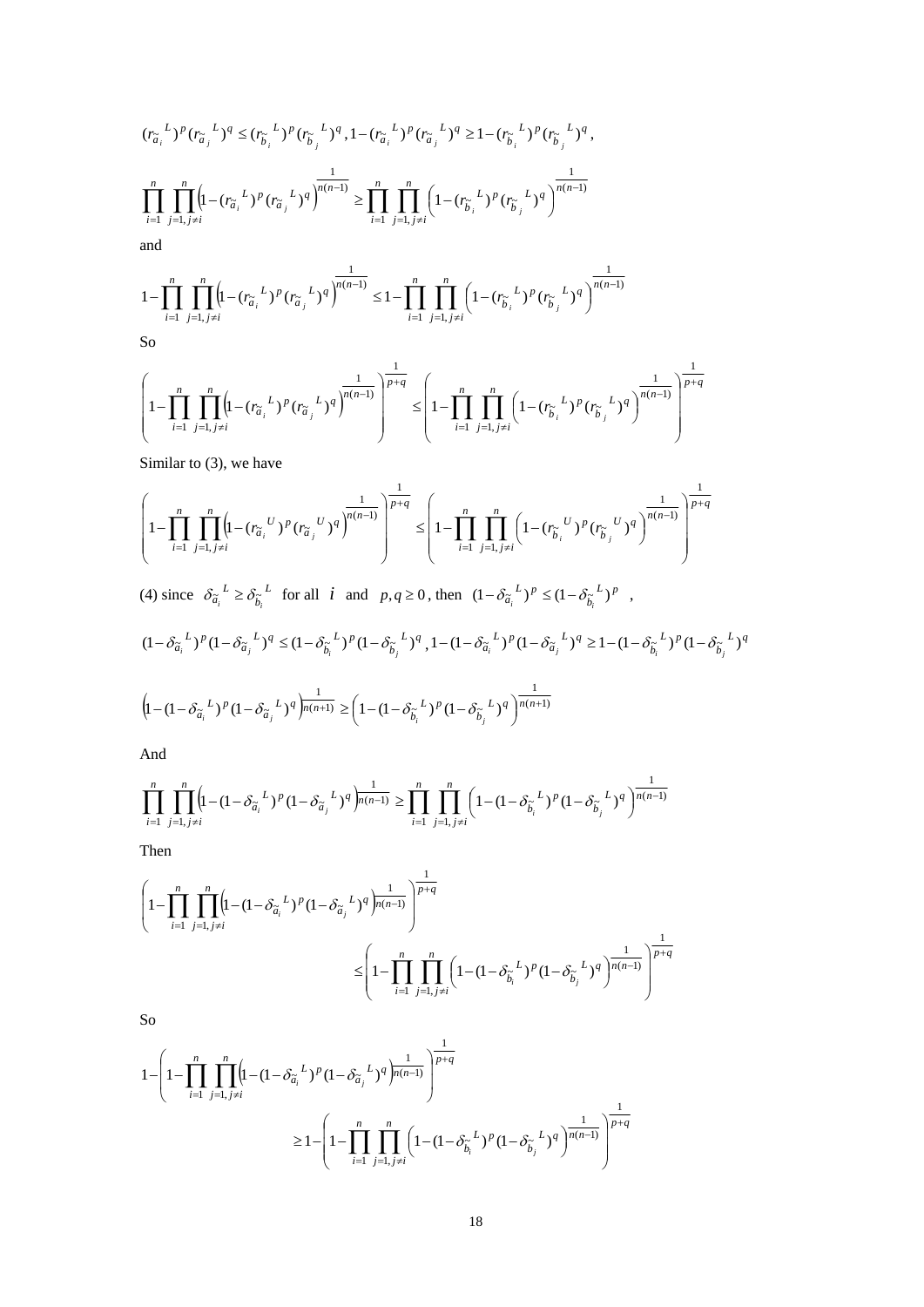$$(r_{\tilde{a}_i}{}^L)^p (r_{\tilde{a}_j}{}^L)^q \le (r_{\tilde{b}_i}{}^L)^p (r_{\tilde{b}_j}{}^L)^q \,,\, 1-(r_{\tilde{a}_i}{}^L)^p (r_{\tilde{a}_j}{}^L)^q \ge 1-(r_{\tilde{b}_i}{}^L)^p (r_{\tilde{b}_j}{}^L)^q \,,$$

$$\prod_{i=1}^{n}\prod_{j=1,j\ne i}^{n}\left(1-(r_{\tilde{a}_i}{}^L)^p (r_{\tilde{a}_j}{}^L)^q\right)^{\frac{1}{n(n-1)}} \ge \prod_{i=1}^{n}\prod_{j=1,j\ne i}^{n}\left(1-(r_{\tilde{b}_i}{}^L)^p (r_{\tilde{b}_j}{}^L)^q\right)^{\frac{1}{n(n-1)}}$$

and

$$1-\prod_{i=1}^{n}\prod_{j=1,j\ne i}^{n}\left(1-(r_{\tilde{a}_i}{}^L)^p (r_{\tilde{a}_j}{}^L)^q\right)^{\frac{1}{n(n-1)}} \le 1-\prod_{i=1}^{n}\prod_{j=1,j\ne i}^{n}\left(1-(r_{\tilde{b}_i}{}^L)^p (r_{\tilde{b}_j}{}^L)^q\right)^{\frac{1}{n(n-1)}}$$

So

$$\left(1-\prod_{i=1}^{n}\prod_{j=1,j\ne i}^{n}\left(1-(r_{\tilde{a}_i}{}^L)^p (r_{\tilde{a}_j}{}^L)^q\right)^{\frac{1}{n(n-1)}}\right)^{\frac{1}{p+q}} \le \left(1-\prod_{i=1}^{n}\prod_{j=1,j\ne i}^{n}\left(1-(r_{\tilde{b}_i}{}^L)^p (r_{\tilde{b}_j}{}^L)^q\right)^{\frac{1}{n(n-1)}}\right)^{\frac{1}{p+q}}$$

Similar to (3), we have

$$\left(1-\prod_{i=1}^{n}\prod_{j=1,j\ne i}^{n}\left(1-(r_{\tilde{a}_i}{}^U)^p (r_{\tilde{a}_j}{}^U)^q\right)^{\frac{1}{n(n-1)}}\right)^{\frac{1}{p+q}} \le \left(1-\prod_{i=1}^{n}\prod_{j=1,j\ne i}^{n}\left(1-(r_{\tilde{b}_i}{}^U)^p (r_{\tilde{b}_j}{}^U)^q\right)^{\frac{1}{n(n-1)}}\right)^{\frac{1}{p+q}}$$

(4) since $\delta_{\tilde{a}_i}{}^L \ge \delta_{\tilde{b}_i}{}^L$ for all $i$ and $p,q \ge 0$, then $(1-\delta_{\tilde{a}_i}{}^L)^p \le (1-\delta_{\tilde{b}_i}{}^L)^p$ ,

$$(1-\delta_{\tilde{a}_i}{}^L)^p (1-\delta_{\tilde{a}_j}{}^L)^q \le (1-\delta_{\tilde{b}_i}{}^L)^p (1-\delta_{\tilde{b}_j}{}^L)^q \,,\, 1-(1-\delta_{\tilde{a}_i}{}^L)^p (1-\delta_{\tilde{a}_j}{}^L)^q \ge 1-(1-\delta_{\tilde{b}_i}{}^L)^p (1-\delta_{\tilde{b}_j}{}^L)^q$$

$$\left(1-(1-\delta_{\tilde{a}_i}{}^L)^p (1-\delta_{\tilde{a}_j}{}^L)^q\right)^{\frac{1}{n(n+1)}} \ge \left(1-(1-\delta_{\tilde{b}_i}{}^L)^p (1-\delta_{\tilde{b}_j}{}^L)^q\right)^{\frac{1}{n(n+1)}}$$

And

$$\prod_{i=1}^{n}\prod_{j=1,j\ne i}^{n}\left(1-(1-\delta_{\tilde{a}_i}{}^L)^p (1-\delta_{\tilde{a}_j}{}^L)^q\right)^{\frac{1}{n(n-1)}} \ge \prod_{i=1}^{n}\prod_{j=1,j\ne i}^{n}\left(1-(1-\delta_{\tilde{b}_i}{}^L)^p (1-\delta_{\tilde{b}_j}{}^L)^q\right)^{\frac{1}{n(n-1)}}$$

Then

$$\left(1-\prod_{i=1}^{n}\prod_{j=1,j\ne i}^{n}\left(1-(1-\delta_{\tilde{a}_i}{}^L)^p (1-\delta_{\tilde{a}_j}{}^L)^q\right)^{\frac{1}{n(n-1)}}\right)^{\frac{1}{p+q}} \le \left(1-\prod_{i=1}^{n}\prod_{j=1,j\ne i}^{n}\left(1-(1-\delta_{\tilde{b}_i}{}^L)^p (1-\delta_{\tilde{b}_j}{}^L)^q\right)^{\frac{1}{n(n-1)}}\right)^{\frac{1}{p+q}}$$

So

$$1-\left(1-\prod_{i=1}^{n}\prod_{j=1,j\ne i}^{n}\left(1-(1-\delta_{\tilde{a}_i}{}^L)^p (1-\delta_{\tilde{a}_j}{}^L)^q\right)^{\frac{1}{n(n-1)}}\right)^{\frac{1}{p+q}} \ge 1-\left(1-\prod_{i=1}^{n}\prod_{j=1,j\ne i}^{n}\left(1-(1-\delta_{\tilde{b}_i}{}^L)^p (1-\delta_{\tilde{b}_j}{}^L)^q\right)^{\frac{1}{n(n-1)}}\right)^{\frac{1}{p+q}}$$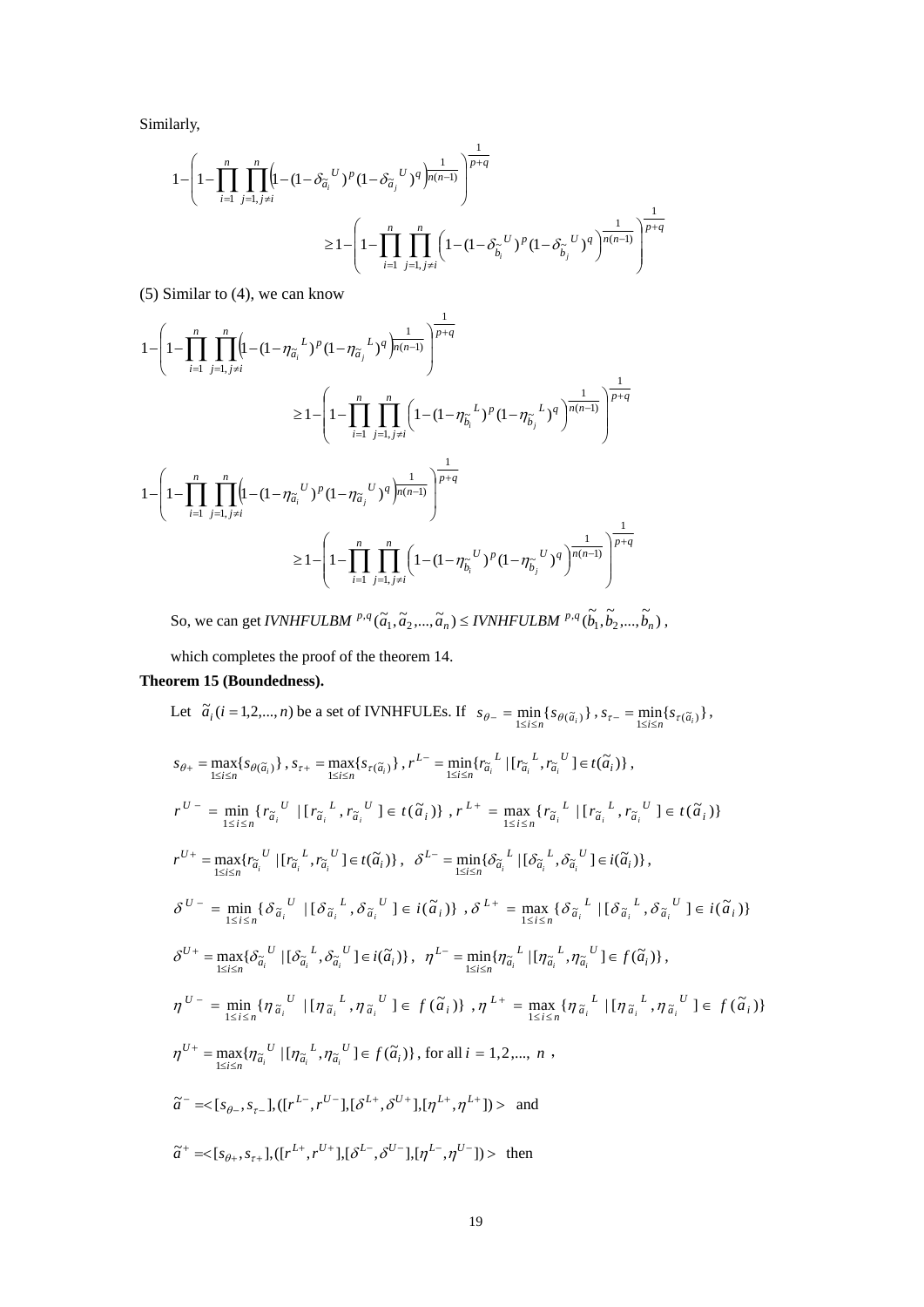Similarly,

$$1-\left(1-\prod_{i=1}^{n}\prod_{j=1,j\neq i}^{n}\left(1-(1-\delta_{\tilde{a}_i}{}^{U})^{p}(1-\delta_{\tilde{a}_j}{}^{U})^{q}\right)^{\frac{1}{n(n-1)}}\right)^{\frac{1}{p+q}} \geq 1-\left(1-\prod_{i=1}^{n}\prod_{j=1,j\neq i}^{n}\left(1-(1-\delta_{\tilde{b}_i}{}^{U})^{p}(1-\delta_{\tilde{b}_j}{}^{U})^{q}\right)^{\frac{1}{n(n-1)}}\right)^{\frac{1}{p+q}}$$

(5) Similar to (4), we can know

$$1-\left(1-\prod_{i=1}^{n}\prod_{j=1,j\neq i}^{n}\left(1-(1-\eta_{\tilde{a}_i}{}^{L})^{p}(1-\eta_{\tilde{a}_j}{}^{L})^{q}\right)^{\frac{1}{n(n-1)}}\right)^{\frac{1}{p+q}} \geq 1-\left(1-\prod_{i=1}^{n}\prod_{j=1,j\neq i}^{n}\left(1-(1-\eta_{\tilde{b}_i}{}^{L})^{p}(1-\eta_{\tilde{b}_j}{}^{L})^{q}\right)^{\frac{1}{n(n-1)}}\right)^{\frac{1}{p+q}}$$

$$1-\left(1-\prod_{i=1}^{n}\prod_{j=1,j\neq i}^{n}\left(1-(1-\eta_{\tilde{a}_i}{}^{U})^{p}(1-\eta_{\tilde{a}_j}{}^{U})^{q}\right)^{\frac{1}{n(n-1)}}\right)^{\frac{1}{p+q}} \geq 1-\left(1-\prod_{i=1}^{n}\prod_{j=1,j\neq i}^{n}\left(1-(1-\eta_{\tilde{b}_i}{}^{U})^{p}(1-\eta_{\tilde{b}_j}{}^{U})^{q}\right)^{\frac{1}{n(n-1)}}\right)^{\frac{1}{p+q}}$$

So, we can get $IVNHFULBM^{p,q}(\tilde{a}_1,\tilde{a}_2,...,\tilde{a}_n) \leq IVNHFULBM^{p,q}(\tilde{b}_1,\tilde{b}_2,...,\tilde{b}_n)$,

which completes the proof of the theorem 14.

**Theorem 15 (Boundedness).**

Let $\tilde{a}_i (i=1,2,...,n)$ be a set of IVNHFULEs. If $s_{\theta-}=\min_{1\leq i\leq n}\{s_{\theta(\tilde{a}_i)}\}$, $s_{\tau-}=\min_{1\leq i\leq n}\{s_{\tau(\tilde{a}_i)}\}$,

$s_{\theta+}=\max_{1\leq i\leq n}\{s_{\theta(\tilde{a}_i)}\}$, $s_{\tau+}=\max_{1\leq i\leq n}\{s_{\tau(\tilde{a}_i)}\}$, $r^{L-}=\min_{1\leq i\leq n}\{r_{\tilde{a}_i}{}^{L} \mid [r_{\tilde{a}_i}{}^{L}, r_{\tilde{a}_i}{}^{U}]\in t(\tilde{a}_i)\}$,

$r^{U-}=\min_{1\leq i\leq n}\{r_{\tilde{a}_i}{}^{U} \mid [r_{\tilde{a}_i}{}^{L}, r_{\tilde{a}_i}{}^{U}]\in t(\tilde{a}_i)\}$, $r^{L+}=\max_{1\leq i\leq n}\{r_{\tilde{a}_i}{}^{L} \mid [r_{\tilde{a}_i}{}^{L}, r_{\tilde{a}_i}{}^{U}]\in t(\tilde{a}_i)\}$

$r^{U+}=\max_{1\leq i\leq n}\{r_{\tilde{a}_i}{}^{U} \mid [r_{\tilde{a}_i}{}^{L}, r_{\tilde{a}_i}{}^{U}]\in t(\tilde{a}_i)\}$, $\delta^{L-}=\min_{1\leq i\leq n}\{\delta_{\tilde{a}_i}{}^{L} \mid [\delta_{\tilde{a}_i}{}^{L}, \delta_{\tilde{a}_i}{}^{U}]\in i(\tilde{a}_i)\}$,

$\delta^{U-}=\min_{1\leq i\leq n}\{\delta_{\tilde{a}_i}{}^{U} \mid [\delta_{\tilde{a}_i}{}^{L}, \delta_{\tilde{a}_i}{}^{U}]\in i(\tilde{a}_i)\}$, $\delta^{L+}=\max_{1\leq i\leq n}\{\delta_{\tilde{a}_i}{}^{L} \mid [\delta_{\tilde{a}_i}{}^{L}, \delta_{\tilde{a}_i}{}^{U}]\in i(\tilde{a}_i)\}$

$\delta^{U+}=\max_{1\leq i\leq n}\{\delta_{\tilde{a}_i}{}^{U} \mid [\delta_{\tilde{a}_i}{}^{L}, \delta_{\tilde{a}_i}{}^{U}]\in i(\tilde{a}_i)\}$, $\eta^{L-}=\min_{1\leq i\leq n}\{\eta_{\tilde{a}_i}{}^{L} \mid [\eta_{\tilde{a}_i}{}^{L}, \eta_{\tilde{a}_i}{}^{U}]\in f(\tilde{a}_i)\}$,

$\eta^{U-}=\min_{1\leq i\leq n}\{\eta_{\tilde{a}_i}{}^{U} \mid [\eta_{\tilde{a}_i}{}^{L}, \eta_{\tilde{a}_i}{}^{U}]\in f(\tilde{a}_i)\}$, $\eta^{L+}=\max_{1\leq i\leq n}\{\eta_{\tilde{a}_i}{}^{L} \mid [\eta_{\tilde{a}_i}{}^{L}, \eta_{\tilde{a}_i}{}^{U}]\in f(\tilde{a}_i)\}$

$\eta^{U+}=\max_{1\leq i\leq n}\{\eta_{\tilde{a}_i}{}^{U} \mid [\eta_{\tilde{a}_i}{}^{L}, \eta_{\tilde{a}_i}{}^{U}]\in f(\tilde{a}_i)\}$, for all $i=1,2,..., n$ ,

$\tilde{a}^{-}=<[s_{\theta-}, s_{\tau-}], ([r^{L-}, r^{U-}], [\delta^{L+}, \delta^{U+}], [\eta^{L+}, \eta^{L+}])>$ and

$\tilde{a}^{+}=<[s_{\theta+}, s_{\tau+}], ([r^{L+}, r^{U+}], [\delta^{L-}, \delta^{U-}], [\eta^{L-}, \eta^{U-}])>$ then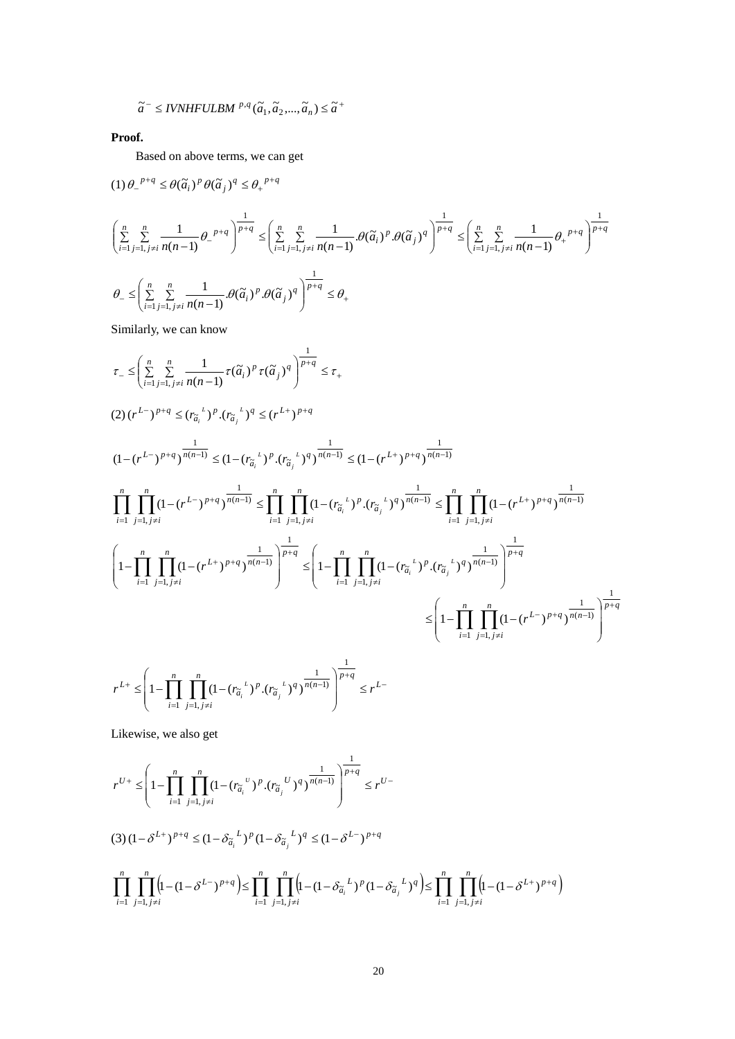$$\tilde{a}^{-} \leq IVNHFULBM^{p,q}(\tilde{a}_1, \tilde{a}_2, ..., \tilde{a}_n) \leq \tilde{a}^{+}$$

**Proof.**

Based on above terms, we can get

(1) $\theta_{-}^{\ p+q} \leq \theta(\tilde{a}_i)^p \theta(\tilde{a}_j)^q \leq \theta_{+}^{\ p+q}$

$$\left( \sum_{i=1}^{n} \sum_{j=1, j\neq i}^{n} \frac{1}{n(n-1)} \theta_{-}^{\ p+q} \right)^{\frac{1}{p+q}} \leq \left( \sum_{i=1}^{n} \sum_{j=1, j\neq i}^{n} \frac{1}{n(n-1)} . \theta(\tilde{a}_i)^p . \theta(\tilde{a}_j)^q \right)^{\frac{1}{p+q}} \leq \left( \sum_{i=1}^{n} \sum_{j=1, j\neq i}^{n} \frac{1}{n(n-1)} \theta_{+}^{\ p+q} \right)^{\frac{1}{p+q}}$$

$$\theta_{-} \leq \left( \sum_{i=1}^{n} \sum_{j=1, j\neq i}^{n} \frac{1}{n(n-1)} . \theta(\tilde{a}_i)^p . \theta(\tilde{a}_j)^q \right)^{\frac{1}{p+q}} \leq \theta_{+}$$

Similarly, we can know

$$\tau_{-} \leq \left( \sum_{i=1}^{n} \sum_{j=1, j\neq i}^{n} \frac{1}{n(n-1)} \tau(\tilde{a}_i)^p \tau(\tilde{a}_j)^q \right)^{\frac{1}{p+q}} \leq \tau_{+}$$

(2) $(r^{L-})^{p+q} \leq (r_{\tilde{a}_i}^{\ L})^p . (r_{\tilde{a}_j}^{\ L})^q \leq (r^{L+})^{p+q}$

$$(1-(r^{L-})^{p+q})^{\frac{1}{n(n-1)}} \leq (1-(r_{\tilde{a}_i}^{\ L})^p . (r_{\tilde{a}_j}^{\ L})^q)^{\frac{1}{n(n-1)}} \leq (1-(r^{L+})^{p+q})^{\frac{1}{n(n-1)}}$$

$$\prod_{i=1}^{n} \prod_{j=1, j\neq i}^{n} (1-(r^{L-})^{p+q})^{\frac{1}{n(n-1)}} \leq \prod_{i=1}^{n} \prod_{j=1, j\neq i}^{n} (1-(r_{\tilde{a}_i}^{\ L})^p . (r_{\tilde{a}_j}^{\ L})^q)^{\frac{1}{n(n-1)}} \leq \prod_{i=1}^{n} \prod_{j=1, j\neq i}^{n} (1-(r^{L+})^{p+q})^{\frac{1}{n(n-1)}}$$

$$\left( 1 - \prod_{i=1}^{n} \prod_{j=1, j\neq i}^{n} (1-(r^{L+})^{p+q})^{\frac{1}{n(n-1)}} \right)^{\frac{1}{p+q}} \leq \left( 1 - \prod_{i=1}^{n} \prod_{j=1, j\neq i}^{n} (1-(r_{\tilde{a}_i}^{\ L})^p . (r_{\tilde{a}_j}^{\ L})^q)^{\frac{1}{n(n-1)}} \right)^{\frac{1}{p+q}} \leq \left( 1 - \prod_{i=1}^{n} \prod_{j=1, j\neq i}^{n} (1-(r^{L-})^{p+q})^{\frac{1}{n(n-1)}} \right)^{\frac{1}{p+q}}$$

$$r^{L+} \leq \left( 1 - \prod_{i=1}^{n} \prod_{j=1, j\neq i}^{n} (1-(r_{\tilde{a}_i}^{\ L})^p . (r_{\tilde{a}_j}^{\ L})^q)^{\frac{1}{n(n-1)}} \right)^{\frac{1}{p+q}} \leq r^{L-}$$

Likewise, we also get

$$r^{U+} \leq \left( 1 - \prod_{i=1}^{n} \prod_{j=1, j\neq i}^{n} (1-(r_{\tilde{a}_i}^{\ U})^p . (r_{\tilde{a}_j}^{\ U})^q)^{\frac{1}{n(n-1)}} \right)^{\frac{1}{p+q}} \leq r^{U-}$$

(3) $(1-\delta^{L+})^{p+q} \leq (1-\delta_{\tilde{a}_i}^{\ L})^p (1-\delta_{\tilde{a}_j}^{\ L})^q \leq (1-\delta^{L-})^{p+q}$

$$\prod_{i=1}^{n} \prod_{j=1, j\neq i}^{n} \left(1-(1-\delta^{L-})^{p+q}\right) \leq \prod_{i=1}^{n} \prod_{j=1, j\neq i}^{n} \left(1-(1-\delta_{\tilde{a}_i}^{\ L})^p (1-\delta_{\tilde{a}_j}^{\ L})^q\right) \leq \prod_{i=1}^{n} \prod_{j=1, j\neq i}^{n} \left(1-(1-\delta^{L+})^{p+q}\right)$$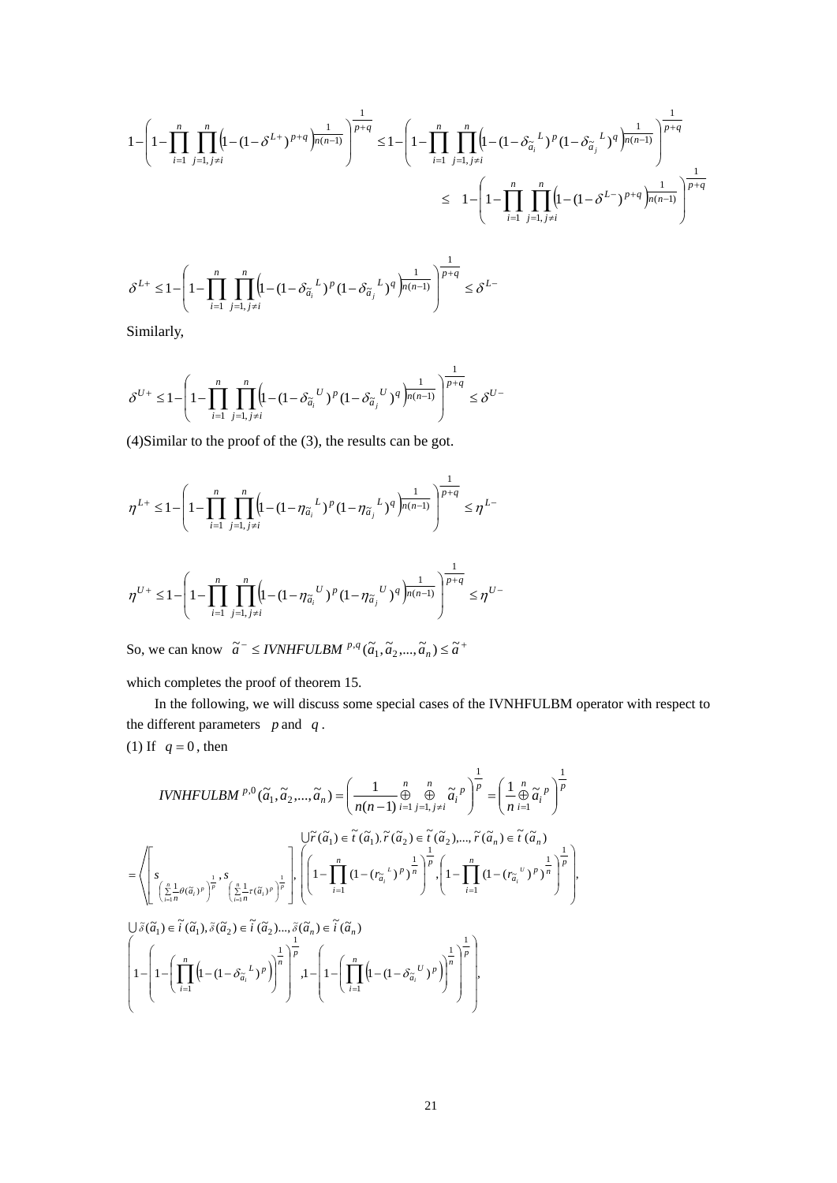$$1-\left(1-\prod_{i=1}^{n}\prod_{j=1,j\neq i}^{n}\left(1-(1-\delta^{L+})^{p+q}\right)^{\frac{1}{n(n-1)}}\right)^{\frac{1}{p+q}} \leq 1-\left(1-\prod_{i=1}^{n}\prod_{j=1,j\neq i}^{n}\left(1-(1-\delta_{\tilde{a}_i}{}^{L})^{p}(1-\delta_{\tilde{a}_j}{}^{L})^{q}\right)^{\frac{1}{n(n-1)}}\right)^{\frac{1}{p+q}}$$

$$\leq \quad 1-\left(1-\prod_{i=1}^{n}\prod_{j=1,j\neq i}^{n}\left(1-(1-\delta^{L-})^{p+q}\right)^{\frac{1}{n(n-1)}}\right)^{\frac{1}{p+q}}$$

$$\delta^{L+} \leq 1-\left(1-\prod_{i=1}^{n}\prod_{j=1,j\neq i}^{n}\left(1-(1-\delta_{\tilde{a}_i}{}^{L})^{p}(1-\delta_{\tilde{a}_j}{}^{L})^{q}\right)^{\frac{1}{n(n-1)}}\right)^{\frac{1}{p+q}} \leq \delta^{L-}$$

Similarly,

$$\delta^{U+} \leq 1-\left(1-\prod_{i=1}^{n}\prod_{j=1,j\neq i}^{n}\left(1-(1-\delta_{\tilde{a}_i}{}^{U})^{p}(1-\delta_{\tilde{a}_j}{}^{U})^{q}\right)^{\frac{1}{n(n-1)}}\right)^{\frac{1}{p+q}} \leq \delta^{U-}$$

(4)Similar to the proof of the (3), the results can be got.

$$\eta^{L+} \leq 1-\left(1-\prod_{i=1}^{n}\prod_{j=1,j\neq i}^{n}\left(1-(1-\eta_{\tilde{a}_i}{}^{L})^{p}(1-\eta_{\tilde{a}_j}{}^{L})^{q}\right)^{\frac{1}{n(n-1)}}\right)^{\frac{1}{p+q}} \leq \eta^{L-}$$

$$\eta^{U+} \leq 1-\left(1-\prod_{i=1}^{n}\prod_{j=1,j\neq i}^{n}\left(1-(1-\eta_{\tilde{a}_i}{}^{U})^{p}(1-\eta_{\tilde{a}_j}{}^{U})^{q}\right)^{\frac{1}{n(n-1)}}\right)^{\frac{1}{p+q}} \leq \eta^{U-}$$

So, we can know $\tilde{a}^{-} \leq IVNHFULBM^{p,q}(\tilde{a}_1,\tilde{a}_2,...,\tilde{a}_n) \leq \tilde{a}^{+}$

which completes the proof of theorem 15.

In the following, we will discuss some special cases of the IVNHFULBM operator with respect to the different parameters $p$ and $q$.

(1) If $q=0$, then

$$IVNHFULBM^{p,0}(\tilde{a}_1,\tilde{a}_2,...,\tilde{a}_n)=\left(\frac{1}{n(n-1)}\overset{n}{\underset{i=1}{\oplus}}\overset{n}{\underset{j=1,j\neq i}{\oplus}}\tilde{a}_i{}^{p}\right)^{\frac{1}{p}}=\left(\frac{1}{n}\overset{n}{\underset{i=1}{\oplus}}\tilde{a}_i{}^{p}\right)^{\frac{1}{p}}$$

$$=\left\langle\left[s_{\left(\sum_{i=1}^{n}\frac{1}{n}\theta(\tilde{a}_i)^{p}\right)^{\frac{1}{p}}},s_{\left(\sum_{i=1}^{n}\frac{1}{n}\tau(\tilde{a}_i)^{p}\right)^{\frac{1}{p}}}\right],\bigcup_{\tilde{r}(\tilde{a}_1)\in\tilde{t}(\tilde{a}_1),\tilde{r}(\tilde{a}_2)\in\tilde{t}(\tilde{a}_2),...,\tilde{r}(\tilde{a}_n)\in\tilde{t}(\tilde{a}_n)}\left(\left(1-\prod_{i=1}^{n}(1-(r_{\tilde{a}_i}{}^{L})^{p})^{\frac{1}{n}}\right)^{\frac{1}{p}},\left(1-\prod_{i=1}^{n}(1-(r_{\tilde{a}_i}{}^{U})^{p})^{\frac{1}{n}}\right)^{\frac{1}{p}}\right),\right.$$

$$\bigcup_{\tilde{\delta}(\tilde{a}_1)\in\tilde{i}(\tilde{a}_1),\tilde{\delta}(\tilde{a}_2)\in\tilde{i}(\tilde{a}_2)...,\tilde{\delta}(\tilde{a}_n)\in\tilde{i}(\tilde{a}_n)}\left(1-\left(1-\left(\prod_{i=1}^{n}\left(1-(1-\delta_{\tilde{a}_i}{}^{L})^{p}\right)\right)^{\frac{1}{n}}\right)^{\frac{1}{p}},1-\left(1-\left(\prod_{i=1}^{n}\left(1-(1-\delta_{\tilde{a}_i}{}^{U})^{p}\right)\right)^{\frac{1}{n}}\right)^{\frac{1}{p}}\right),$$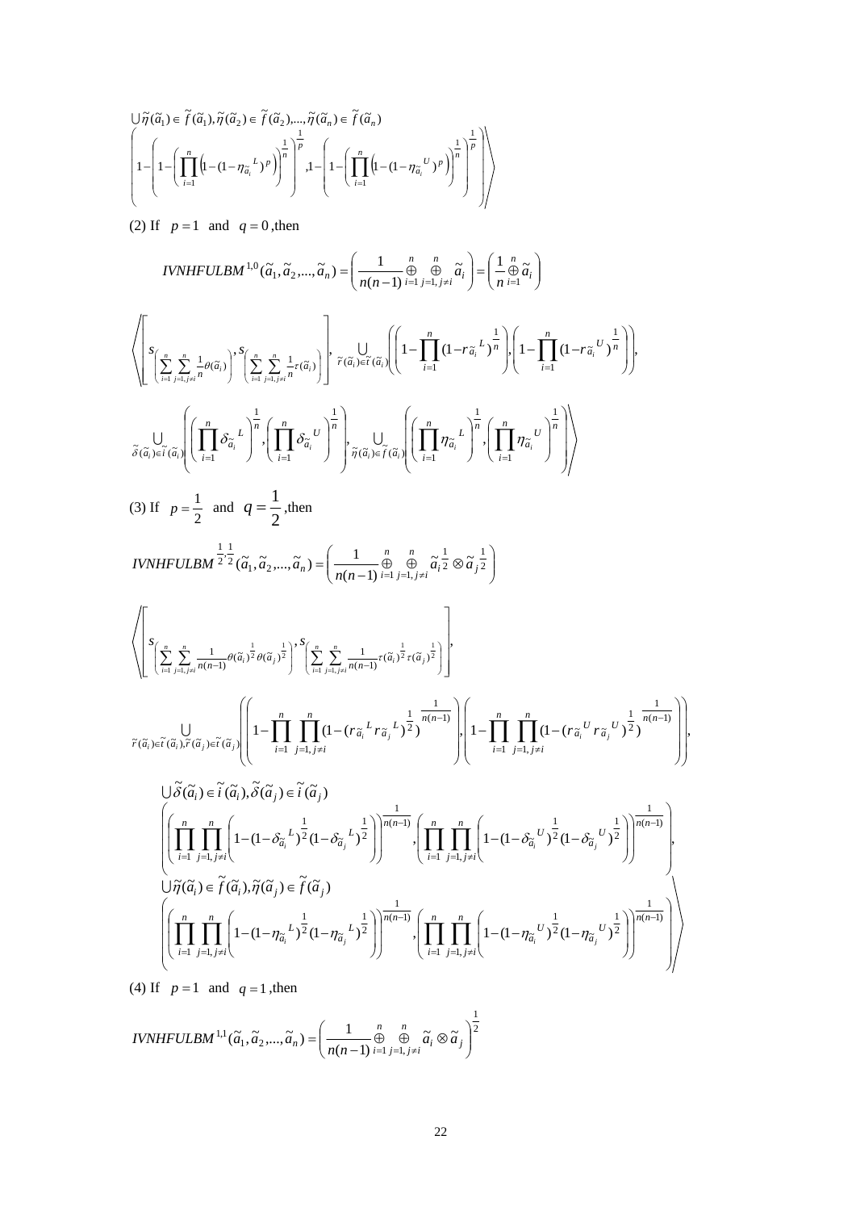$$\bigcup \tilde{\eta}(\tilde{a}_1) \in \tilde{f}(\tilde{a}_1), \tilde{\eta}(\tilde{a}_2) \in \tilde{f}(\tilde{a}_2), ..., \tilde{\eta}(\tilde{a}_n) \in \tilde{f}(\tilde{a}_n)$$

$$\left.\left( 1 - \left( 1 - \left( \prod_{i=1}^{n} \left( 1 - (1 - \eta_{\tilde{a}_i}{}^{L})^{p} \right) \right)^{\frac{1}{n}} \right)^{\frac{1}{p}}, 1 - \left( 1 - \left( \prod_{i=1}^{n} \left( 1 - (1 - \eta_{\tilde{a}_i}{}^{U})^{p} \right) \right)^{\frac{1}{n}} \right)^{\frac{1}{p}} \right) \right\rangle$$

(2) If $p = 1$ and $q = 0$, then

$$IVNHFULBM^{1,0}(\tilde{a}_1, \tilde{a}_2, ..., \tilde{a}_n) = \left( \frac{1}{n(n-1)} \overset{n}{\underset{i=1}{\oplus}} \overset{n}{\underset{j=1, j \neq i}{\oplus}} \tilde{a}_i \right) = \left( \frac{1}{n} \overset{n}{\underset{i=1}{\oplus}} \tilde{a}_i \right)$$

$$\left\langle \left[ s_{\left( \sum_{i=1}^{n} \sum_{j=1, j\neq i}^{n} \frac{1}{n} \theta(\tilde{a}_i) \right)}, s_{\left( \sum_{i=1}^{n} \sum_{j=1, j\neq i}^{n} \frac{1}{n} \tau(\tilde{a}_i) \right)} \right], \bigcup_{\tilde{r}(\tilde{a}_i) \in \tilde{t}(\tilde{a}_i)} \left( \left( 1 - \prod_{i=1}^{n} (1 - r_{\tilde{a}_i}{}^{L})^{\frac{1}{n}} \right), \left( 1 - \prod_{i=1}^{n} (1 - r_{\tilde{a}_i}{}^{U})^{\frac{1}{n}} \right) \right), \right.$$

$$\left. \bigcup_{\tilde{\delta}(\tilde{a}_i) \in \tilde{i}(\tilde{a}_i)} \left( \left( \prod_{i=1}^{n} \delta_{\tilde{a}_i}{}^{L} \right)^{\frac{1}{n}}, \left( \prod_{i=1}^{n} \delta_{\tilde{a}_i}{}^{U} \right)^{\frac{1}{n}} \right), \bigcup_{\tilde{\eta}(\tilde{a}_i) \in \tilde{f}(\tilde{a}_i)} \left( \left( \prod_{i=1}^{n} \eta_{\tilde{a}_i}{}^{L} \right)^{\frac{1}{n}}, \left( \prod_{i=1}^{n} \eta_{\tilde{a}_i}{}^{U} \right)^{\frac{1}{n}} \right) \right\rangle$$

(3) If $p = \frac{1}{2}$ and $q = \frac{1}{2}$, then

$$IVNHFULBM^{\frac{1}{2},\frac{1}{2}}(\tilde{a}_1, \tilde{a}_2, ..., \tilde{a}_n) = \left( \frac{1}{n(n-1)} \overset{n}{\underset{i=1}{\oplus}} \overset{n}{\underset{j=1, j \neq i}{\oplus}} \tilde{a}_i^{\frac{1}{2}} \otimes \tilde{a}_j^{\frac{1}{2}} \right)$$

$$\left\langle \left[ s_{\left( \sum_{i=1}^{n} \sum_{j=1, j\neq i}^{n} \frac{1}{n(n-1)} \theta(\tilde{a}_i)^{\frac{1}{2}} \theta(\tilde{a}_j)^{\frac{1}{2}} \right)}, s_{\left( \sum_{i=1}^{n} \sum_{j=1, j\neq i}^{n} \frac{1}{n(n-1)} \tau(\tilde{a}_i)^{\frac{1}{2}} \tau(\tilde{a}_j)^{\frac{1}{2}} \right)} \right], \right.$$

$$\bigcup_{\tilde{r}(\tilde{a}_i) \in \tilde{t}(\tilde{a}_i), \tilde{r}(\tilde{a}_j) \in \tilde{t}(\tilde{a}_j)} \left( \left( 1 - \prod_{i=1}^{n} \prod_{j=1, j\neq i}^{n} (1 - (r_{\tilde{a}_i}{}^{L} r_{\tilde{a}_j}{}^{L})^{\frac{1}{2}})^{\frac{1}{n(n-1)}} \right), \left( 1 - \prod_{i=1}^{n} \prod_{j=1, j\neq i}^{n} (1 - (r_{\tilde{a}_i}{}^{U} r_{\tilde{a}_j}{}^{U})^{\frac{1}{2}})^{\frac{1}{n(n-1)}} \right) \right),$$

$$\bigcup \tilde{\delta}(\tilde{a}_i) \in \tilde{i}(\tilde{a}_i), \tilde{\delta}(\tilde{a}_j) \in \tilde{i}(\tilde{a}_j)$$

$$\left( \left( \prod_{i=1}^{n} \prod_{j=1, j\neq i}^{n} \left( 1 - (1 - \delta_{\tilde{a}_i}{}^{L})^{\frac{1}{2}} (1 - \delta_{\tilde{a}_j}{}^{L})^{\frac{1}{2}} \right) \right)^{\frac{1}{n(n-1)}}, \left( \prod_{i=1}^{n} \prod_{j=1, j\neq i}^{n} \left( 1 - (1 - \delta_{\tilde{a}_i}{}^{U})^{\frac{1}{2}} (1 - \delta_{\tilde{a}_j}{}^{U})^{\frac{1}{2}} \right) \right)^{\frac{1}{n(n-1)}} \right),$$

$$\bigcup \tilde{\eta}(\tilde{a}_i) \in \tilde{f}(\tilde{a}_i), \tilde{\eta}(\tilde{a}_j) \in \tilde{f}(\tilde{a}_j)$$

$$\left.\left( \left( \prod_{i=1}^{n} \prod_{j=1, j\neq i}^{n} \left( 1 - (1 - \eta_{\tilde{a}_i}{}^{L})^{\frac{1}{2}} (1 - \eta_{\tilde{a}_j}{}^{L})^{\frac{1}{2}} \right) \right)^{\frac{1}{n(n-1)}}, \left( \prod_{i=1}^{n} \prod_{j=1, j\neq i}^{n} \left( 1 - (1 - \eta_{\tilde{a}_i}{}^{U})^{\frac{1}{2}} (1 - \eta_{\tilde{a}_j}{}^{U})^{\frac{1}{2}} \right) \right)^{\frac{1}{n(n-1)}} \right) \right\rangle$$

(4) If $p = 1$ and $q = 1$, then

$$IVNHFULBM^{1,1}(\tilde{a}_1, \tilde{a}_2, ..., \tilde{a}_n) = \left( \frac{1}{n(n-1)} \overset{n}{\underset{i=1}{\oplus}} \overset{n}{\underset{j=1, j \neq i}{\oplus}} \tilde{a}_i \otimes \tilde{a}_j \right)^{\frac{1}{2}}$$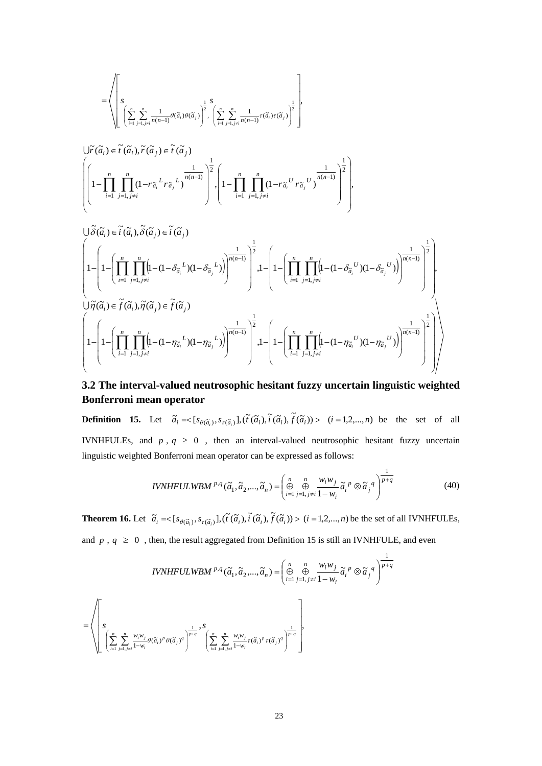$$
= \left\langle \left[ s_{\left( \sum_{i=1}^{n} \sum_{j=1, j \neq i}^{n} \frac{1}{n(n-1)} \theta(\tilde{a}_i)\theta(\tilde{a}_j) \right)^{\frac{1}{2}}}, s_{\left( \sum_{i=1}^{n} \sum_{j=1, j \neq i}^{n} \frac{1}{n(n-1)} \tau(\tilde{a}_i)\tau(\tilde{a}_j) \right)^{\frac{1}{2}}} \right], \right.
$$

$$
\bigcup \tilde{r}(\tilde{a}_i) \in \tilde{t}(\tilde{a}_i), \tilde{r}(\tilde{a}_j) \in \tilde{t}(\tilde{a}_j)
$$

$$
\left( \left( 1 - \prod_{i=1}^{n} \prod_{j=1, j \neq i}^{n} (1 - r_{\tilde{a}_i}{}^{L} r_{\tilde{a}_j}{}^{L})^{\frac{1}{n(n-1)}} \right)^{\frac{1}{2}}, \left( 1 - \prod_{i=1}^{n} \prod_{j=1, j \neq i}^{n} (1 - r_{\tilde{a}_i}{}^{U} r_{\tilde{a}_j}{}^{U})^{\frac{1}{n(n-1)}} \right)^{\frac{1}{2}} \right),
$$

$$
\bigcup \tilde{\delta}(\tilde{a}_i) \in \tilde{i}(\tilde{a}_i), \tilde{\delta}(\tilde{a}_j) \in \tilde{i}(\tilde{a}_j)
$$

$$
\left( 1 - \left( 1 - \left( \prod_{i=1}^{n} \prod_{j=1, j \neq i}^{n} \left( 1 - (1 - \delta_{\tilde{a}_i}{}^{L})(1 - \delta_{\tilde{a}_j}{}^{L}) \right) \right)^{\frac{1}{n(n-1)}} \right)^{\frac{1}{2}}, 1 - \left( 1 - \left( \prod_{i=1}^{n} \prod_{j=1, j \neq i}^{n} \left( 1 - (1 - \delta_{\tilde{a}_i}{}^{U})(1 - \delta_{\tilde{a}_j}{}^{U}) \right) \right)^{\frac{1}{n(n-1)}} \right)^{\frac{1}{2}} \right),
$$

$$
\bigcup \tilde{\eta}(\tilde{a}_i) \in \tilde{f}(\tilde{a}_i), \tilde{\eta}(\tilde{a}_j) \in \tilde{f}(\tilde{a}_j)
$$

$$
\left. \left( 1 - \left( 1 - \left( \prod_{i=1}^{n} \prod_{j=1, j \neq i}^{n} \left( 1 - (1 - \eta_{\tilde{a}_i}{}^{L})(1 - \eta_{\tilde{a}_j}{}^{L}) \right) \right)^{\frac{1}{n(n-1)}} \right)^{\frac{1}{2}}, 1 - \left( 1 - \left( \prod_{i=1}^{n} \prod_{j=1, j \neq i}^{n} \left( 1 - (1 - \eta_{\tilde{a}_i}{}^{U})(1 - \eta_{\tilde{a}_j}{}^{U}) \right) \right)^{\frac{1}{n(n-1)}} \right)^{\frac{1}{2}} \right) \right\rangle
$$

## 3.2 The interval-valued neutrosophic hesitant fuzzy uncertain linguistic weighted Bonferroni mean operator

**Definition 15.** Let $\tilde{a}_i = <[s_{\theta(\tilde{a}_i)}, s_{\tau(\tilde{a}_i)}], (\tilde{t}(\tilde{a}_i), \tilde{i}(\tilde{a}_i), \tilde{f}(\tilde{a}_i))> \quad (i = 1,2,...,n)$ be the set of all IVNHFULEs, and $p, q \geq 0$, then an interval-valued neutrosophic hesitant fuzzy uncertain linguistic weighted Bonferroni mean operator can be expressed as follows:

$$
IVNHFULWBM^{p,q}(\tilde{a}_1, \tilde{a}_2, ..., \tilde{a}_n) = \left( \mathop{\oplus}_{i=1}^{n} \mathop{\oplus}_{j=1, j \neq i}^{n} \frac{w_i w_j}{1 - w_i} \tilde{a}_i{}^{p} \otimes \tilde{a}_j{}^{q} \right)^{\frac{1}{p+q}} \tag{40}
$$

**Theorem 16.** Let $\tilde{a}_i = <[s_{\theta(\tilde{a}_i)}, s_{\tau(\tilde{a}_i)}], (\tilde{t}(\tilde{a}_i), \tilde{i}(\tilde{a}_i), \tilde{f}(\tilde{a}_i))> \ (i = 1,2,...,n)$ be the set of all IVNHFULEs, and $p, q \geq 0$, then, the result aggregated from Definition 15 is still an IVNHFULE, and even

$$
IVNHFULWBM^{p,q}(\tilde{a}_1, \tilde{a}_2, ..., \tilde{a}_n) = \left( \mathop{\oplus}_{i=1}^{n} \mathop{\oplus}_{j=1, j \neq i}^{n} \frac{w_i w_j}{1 - w_i} \tilde{a}_i{}^{p} \otimes \tilde{a}_j{}^{q} \right)^{\frac{1}{p+q}}
$$

$$
= \left\langle \left[ s_{\left( \sum_{i=1}^{n} \sum_{j=1, j \neq i}^{n} \frac{w_i w_j}{1 - w_i} \theta(\tilde{a}_i)^{p} \theta(\tilde{a}_j)^{q} \right)^{\frac{1}{p+q}}}, s_{\left( \sum_{i=1}^{n} \sum_{j=1, j \neq i}^{n} \frac{w_i w_j}{1 - w_i} \tau(\tilde{a}_i)^{p} \tau(\tilde{a}_j)^{q} \right)^{\frac{1}{p+q}}} \right], \right.
$$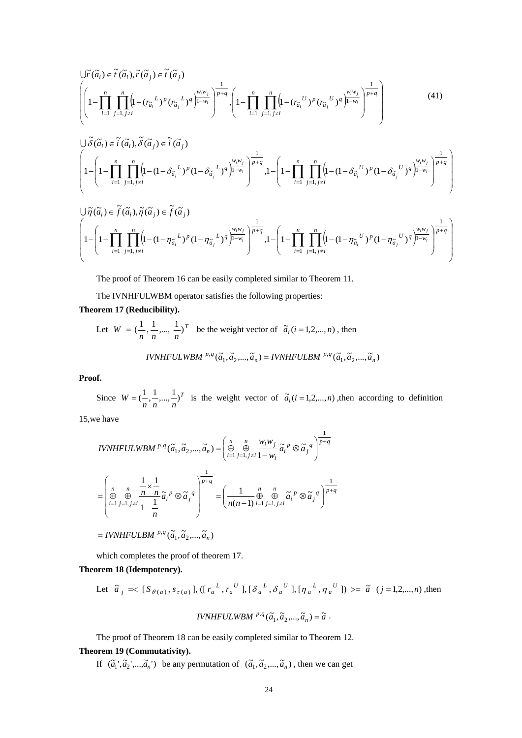$$\bigcup_{\tilde{r}(\tilde{a}_i)\in\tilde{t}(\tilde{a}_i),\tilde{r}(\tilde{a}_j)\in\tilde{t}(\tilde{a}_j)}\left(\left(1-\prod_{i=1}^{n}\prod_{j=1,j\neq i}^{n}\left(1-(r_{\tilde{a}_i}{}^{L})^{p}(r_{\tilde{a}_j}{}^{L})^{q}\right)^{\frac{w_iw_j}{1-w_i}}\right)^{\frac{1}{p+q}},\left(1-\prod_{i=1}^{n}\prod_{j=1,j\neq i}^{n}\left(1-(r_{\tilde{a}_i}{}^{U})^{p}(r_{\tilde{a}_j}{}^{U})^{q}\right)^{\frac{w_iw_j}{1-w_i}}\right)^{\frac{1}{p+q}}\right) \tag{41}$$

$$\bigcup_{\tilde{\delta}(\tilde{a}_i)\in\tilde{i}(\tilde{a}_i),\tilde{\delta}(\tilde{a}_j)\in\tilde{i}(\tilde{a}_j)}\left(1-\left(1-\prod_{i=1}^{n}\prod_{j=1,j\neq i}^{n}\left(1-(1-\delta_{\tilde{a}_i}{}^{L})^{p}(1-\delta_{\tilde{a}_j}{}^{L})^{q}\right)^{\frac{w_iw_j}{1-w_i}}\right)^{\frac{1}{p+q}},1-\left(1-\prod_{i=1}^{n}\prod_{j=1,j\neq i}^{n}\left(1-(1-\delta_{\tilde{a}_i}{}^{U})^{p}(1-\delta_{\tilde{a}_j}{}^{U})^{q}\right)^{\frac{w_iw_j}{1-w_i}}\right)^{\frac{1}{p+q}}\right)$$

$$\bigcup_{\tilde{\eta}(\tilde{a}_i)\in\tilde{f}(\tilde{a}_i),\tilde{\eta}(\tilde{a}_j)\in\tilde{f}(\tilde{a}_j)}\left(1-\left(1-\prod_{i=1}^{n}\prod_{j=1,j\neq i}^{n}\left(1-(1-\eta_{\tilde{a}_i}{}^{L})^{p}(1-\eta_{\tilde{a}_j}{}^{L})^{q}\right)^{\frac{w_iw_j}{1-w_i}}\right)^{\frac{1}{p+q}},1-\left(1-\prod_{i=1}^{n}\prod_{j=1,j\neq i}^{n}\left(1-(1-\eta_{\tilde{a}_i}{}^{U})^{p}(1-\eta_{\tilde{a}_j}{}^{U})^{q}\right)^{\frac{w_iw_j}{1-w_i}}\right)^{\frac{1}{p+q}}\right)$$

The proof of Theorem 16 can be easily completed similar to Theorem 11.

The IVNHFULWBM operator satisfies the following properties:

**Theorem 17 (Reducibility).**

Let $W = (\frac{1}{n},\frac{1}{n},...,\frac{1}{n})^T$ be the weight vector of $\tilde{a}_i (i=1,2,...,n)$, then

$$IVNHFULWBM^{p,q}(\tilde{a}_1,\tilde{a}_2,...,\tilde{a}_n) = IVNHFULBM^{p,q}(\tilde{a}_1,\tilde{a}_2,...,\tilde{a}_n)$$

**Proof.**

Since $W = (\frac{1}{n},\frac{1}{n},...,\frac{1}{n})^T$ is the weight vector of $\tilde{a}_i (i=1,2,...,n)$, then according to definition 15, we have

$$IVNHFULWBM^{p,q}(\tilde{a}_1,\tilde{a}_2,...,\tilde{a}_n) = \left(\mathop{\oplus}_{i=1}^{n}\mathop{\oplus}_{j=1,j\neq i}^{n}\frac{w_iw_j}{1-w_i}\tilde{a}_i{}^{p}\otimes\tilde{a}_j{}^{q}\right)^{\frac{1}{p+q}}$$

$$= \left(\mathop{\oplus}_{i=1}^{n}\mathop{\oplus}_{j=1,j\neq i}^{n}\frac{\frac{1}{n}\times\frac{1}{n}}{1-\frac{1}{n}}\tilde{a}_i{}^{p}\otimes\tilde{a}_j{}^{q}\right)^{\frac{1}{p+q}} = \left(\frac{1}{n(n-1)}\mathop{\oplus}_{i=1}^{n}\mathop{\oplus}_{j=1,j\neq i}^{n}\tilde{a}_i{}^{p}\otimes\tilde{a}_j{}^{q}\right)^{\frac{1}{p+q}}$$

$$= IVNHFULBM^{p,q}(\tilde{a}_1,\tilde{a}_2,...,\tilde{a}_n)$$

which completes the proof of theorem 17.

**Theorem 18 (Idempotency).**

Let $\tilde{a}_j = <[S_{\theta(a)}, s_{\tau(a)}], ([r_a{}^{L}, r_a{}^{U}], [\delta_a{}^{L}, \delta_a{}^{U}], [\eta_a{}^{L}, \eta_a{}^{U}]) >= \tilde{a} \quad (j=1,2,...,n)$, then

$$IVNHFULWBM^{p,q}(\tilde{a}_1,\tilde{a}_2,...,\tilde{a}_n) = \tilde{a}\ .$$

The proof of Theorem 18 can be easily completed similar to Theorem 12.

**Theorem 19 (Commutativity).**

If $(\tilde{a}_1', \tilde{a}_2', ..., \tilde{a}_n')$ be any permutation of $(\tilde{a}_1, \tilde{a}_2, ..., \tilde{a}_n)$, then we can get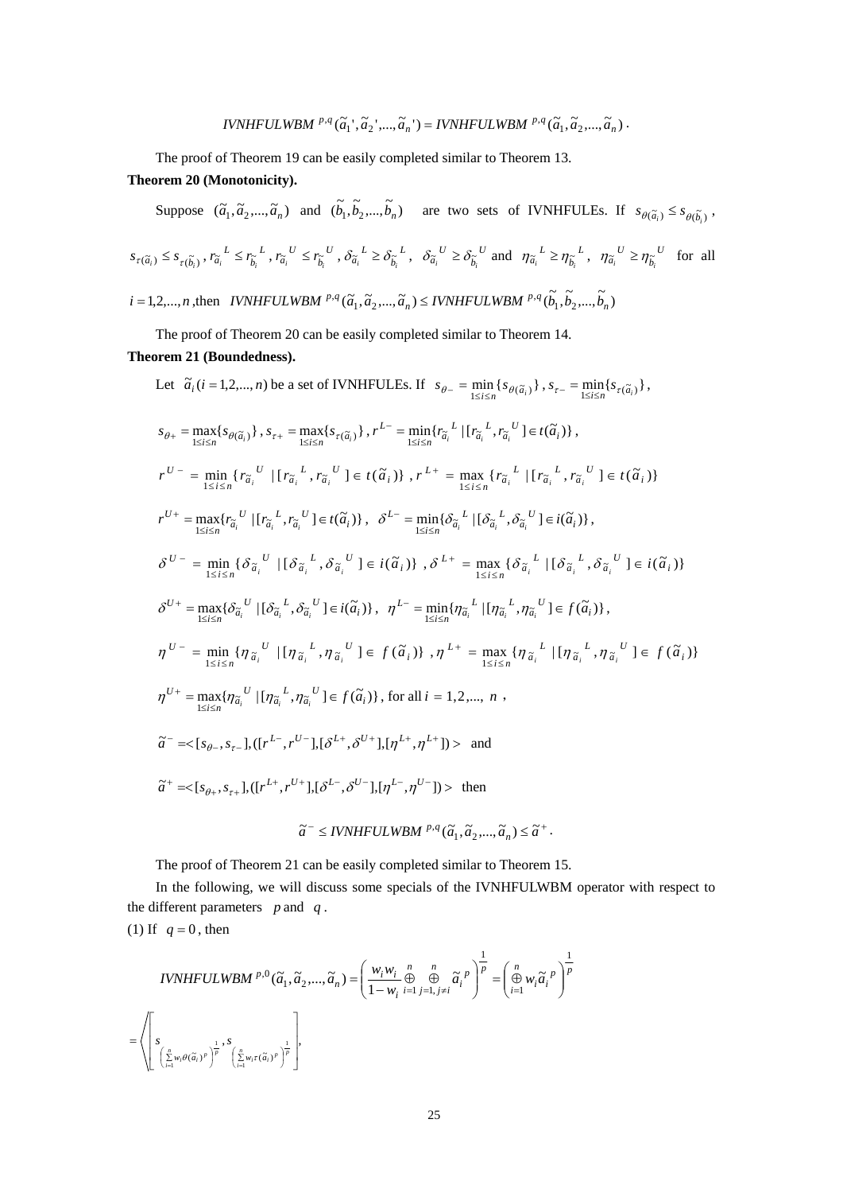$$IVNHFULWBM^{p,q}(\tilde{a}_1', \tilde{a}_2', ..., \tilde{a}_n') = IVNHFULWBM^{p,q}(\tilde{a}_1, \tilde{a}_2, ..., \tilde{a}_n).$$

The proof of Theorem 19 can be easily completed similar to Theorem 13.

**Theorem 20 (Monotonicity).**

Suppose $(\tilde{a}_1, \tilde{a}_2, ..., \tilde{a}_n)$ and $(\tilde{b}_1, \tilde{b}_2, ..., \tilde{b}_n)$ are two sets of IVNHFULEs. If $s_{\theta(\tilde{a}_i)} \le s_{\theta(\tilde{b}_i)}$, $s_{\tau(\tilde{a}_i)} \le s_{\tau(\tilde{b}_i)}$, $r_{\tilde{a}_i}{}^L \le r_{\tilde{b}_i}{}^L$, $r_{\tilde{a}_i}{}^U \le r_{\tilde{b}_i}{}^U$, $\delta_{\tilde{a}_i}{}^L \ge \delta_{\tilde{b}_i}{}^L$, $\delta_{\tilde{a}_i}{}^U \ge \delta_{\tilde{b}_i}{}^U$ and $\eta_{\tilde{a}_i}{}^L \ge \eta_{\tilde{b}_i}{}^L$, $\eta_{\tilde{a}_i}{}^U \ge \eta_{\tilde{b}_i}{}^U$ for all $i = 1,2,...,n$, then $IVNHFULWBM^{p,q}(\tilde{a}_1, \tilde{a}_2, ..., \tilde{a}_n) \le IVNHFULWBM^{p,q}(\tilde{b}_1, \tilde{b}_2, ..., \tilde{b}_n)$

The proof of Theorem 20 can be easily completed similar to Theorem 14.

**Theorem 21 (Boundedness).**

Let $\tilde{a}_i (i = 1,2,...,n)$ be a set of IVNHFULEs. If $s_{\theta-} = \min_{1\le i\le n}\{s_{\theta(\tilde{a}_i)}\}$, $s_{\tau-} = \min_{1\le i\le n}\{s_{\tau(\tilde{a}_i)}\}$,

$s_{\theta+} = \max_{1\le i\le n}\{s_{\theta(\tilde{a}_i)}\}$, $s_{\tau+} = \max_{1\le i\le n}\{s_{\tau(\tilde{a}_i)}\}$, $r^{L-} = \min_{1\le i\le n}\{r_{\tilde{a}_i}{}^L \mid [r_{\tilde{a}_i}{}^L, r_{\tilde{a}_i}{}^U] \in t(\tilde{a}_i)\}$,

$r^{U-} = \min_{1\le i\le n}\{r_{\tilde{a}_i}{}^U \mid [r_{\tilde{a}_i}{}^L, r_{\tilde{a}_i}{}^U] \in t(\tilde{a}_i)\}$, $r^{L+} = \max_{1\le i\le n}\{r_{\tilde{a}_i}{}^L \mid [r_{\tilde{a}_i}{}^L, r_{\tilde{a}_i}{}^U] \in t(\tilde{a}_i)\}$

$r^{U+} = \max_{1\le i\le n}\{r_{\tilde{a}_i}{}^U \mid [r_{\tilde{a}_i}{}^L, r_{\tilde{a}_i}{}^U] \in t(\tilde{a}_i)\}$, $\delta^{L-} = \min_{1\le i\le n}\{\delta_{\tilde{a}_i}{}^L \mid [\delta_{\tilde{a}_i}{}^L, \delta_{\tilde{a}_i}{}^U] \in i(\tilde{a}_i)\}$,

$\delta^{U-} = \min_{1\le i\le n}\{\delta_{\tilde{a}_i}{}^U \mid [\delta_{\tilde{a}_i}{}^L, \delta_{\tilde{a}_i}{}^U] \in i(\tilde{a}_i)\}$, $\delta^{L+} = \max_{1\le i\le n}\{\delta_{\tilde{a}_i}{}^L \mid [\delta_{\tilde{a}_i}{}^L, \delta_{\tilde{a}_i}{}^U] \in i(\tilde{a}_i)\}$

$\delta^{U+} = \max_{1\le i\le n}\{\delta_{\tilde{a}_i}{}^U \mid [\delta_{\tilde{a}_i}{}^L, \delta_{\tilde{a}_i}{}^U] \in i(\tilde{a}_i)\}$, $\eta^{L-} = \min_{1\le i\le n}\{\eta_{\tilde{a}_i}{}^L \mid [\eta_{\tilde{a}_i}{}^L, \eta_{\tilde{a}_i}{}^U] \in f(\tilde{a}_i)\}$,

$\eta^{U-} = \min_{1\le i\le n}\{\eta_{\tilde{a}_i}{}^U \mid [\eta_{\tilde{a}_i}{}^L, \eta_{\tilde{a}_i}{}^U] \in f(\tilde{a}_i)\}$, $\eta^{L+} = \max_{1\le i\le n}\{\eta_{\tilde{a}_i}{}^L \mid [\eta_{\tilde{a}_i}{}^L, \eta_{\tilde{a}_i}{}^U] \in f(\tilde{a}_i)\}$

$\eta^{U+} = \max_{1\le i\le n}\{\eta_{\tilde{a}_i}{}^U \mid [\eta_{\tilde{a}_i}{}^L, \eta_{\tilde{a}_i}{}^U] \in f(\tilde{a}_i)\}$, for all $i = 1,2,..., n$,

$\tilde{a}^- = <[s_{\theta-}, s_{\tau-}], ([r^{L-}, r^{U-}], [\delta^{L+}, \delta^{U+}], [\eta^{L+}, \eta^{L+}])>$ and

$\tilde{a}^+ = <[s_{\theta+}, s_{\tau+}], ([r^{L+}, r^{U+}], [\delta^{L-}, \delta^{U-}], [\eta^{L-}, \eta^{U-}])>$ then

$$\tilde{a}^- \le IVNHFULWBM^{p,q}(\tilde{a}_1, \tilde{a}_2, ..., \tilde{a}_n) \le \tilde{a}^+.$$

The proof of Theorem 21 can be easily completed similar to Theorem 15.

In the following, we will discuss some specials of the IVNHFULWBM operator with respect to the different parameters $p$ and $q$.

(1) If $q = 0$, then

$$IVNHFULWBM^{p,0}(\tilde{a}_1, \tilde{a}_2, ..., \tilde{a}_n) = \left(\frac{w_i w_i}{1-w_i} \mathop{\oplus}_{i=1}^{n} \mathop{\oplus}_{j=1, j\ne i}^{n} \tilde{a}_i{}^p\right)^{\frac{1}{p}} = \left(\mathop{\oplus}_{i=1}^{n} w_i \tilde{a}_i{}^p\right)^{\frac{1}{p}}$$

$$= \left\langle \left[ s_{\left(\sum_{i=1}^{n} w_i \theta(\tilde{a}_i)^p\right)^{\frac{1}{p}}}, s_{\left(\sum_{i=1}^{n} w_i \tau(\tilde{a}_i)^p\right)^{\frac{1}{p}}} \right], \right.$$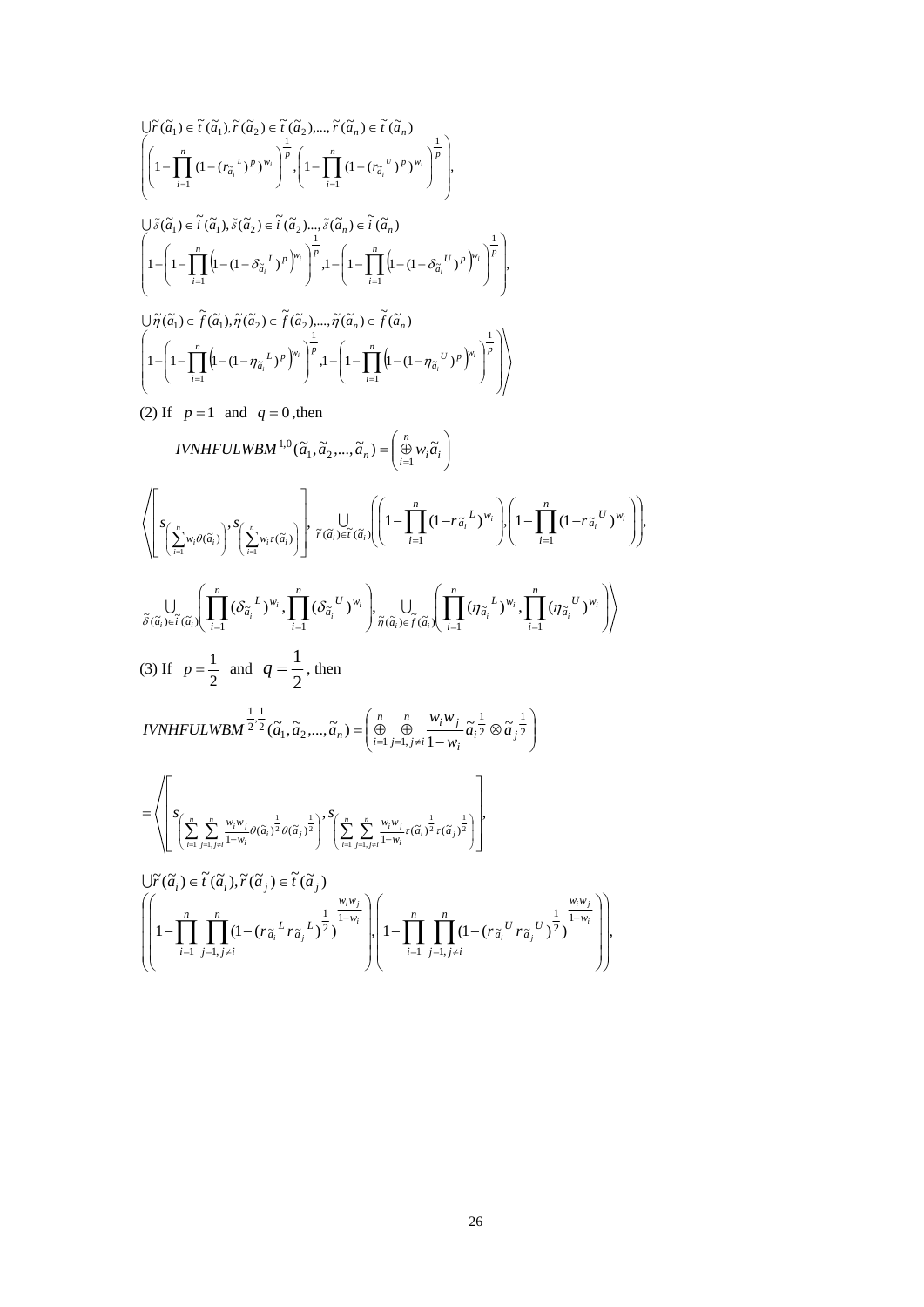$$\bigcup \tilde{r}(\tilde{a}_1) \in \tilde{t}(\tilde{a}_1), \tilde{r}(\tilde{a}_2) \in \tilde{t}(\tilde{a}_2), ..., \tilde{r}(\tilde{a}_n) \in \tilde{t}(\tilde{a}_n)$$

$$\left( \left( 1 - \prod_{i=1}^{n} (1 - (r_{\tilde{a}_i}{}^{L})^{p})^{w_i} \right)^{\frac{1}{p}}, \left( 1 - \prod_{i=1}^{n} (1 - (r_{\tilde{a}_i}{}^{U})^{p})^{w_i} \right)^{\frac{1}{p}} \right),$$

$$\bigcup \tilde{\delta}(\tilde{a}_1) \in \tilde{i}(\tilde{a}_1), \tilde{\delta}(\tilde{a}_2) \in \tilde{i}(\tilde{a}_2) ..., \tilde{\delta}(\tilde{a}_n) \in \tilde{i}(\tilde{a}_n)$$

$$\left( 1 - \left( 1 - \prod_{i=1}^{n} \left( 1 - (1 - \delta_{\tilde{a}_i}{}^{L})^{p} \right)^{w_i} \right)^{\frac{1}{p}}, 1 - \left( 1 - \prod_{i=1}^{n} \left( 1 - (1 - \delta_{\tilde{a}_i}{}^{U})^{p} \right)^{w_i} \right)^{\frac{1}{p}} \right),$$

$$\bigcup \tilde{\eta}(\tilde{a}_1) \in \tilde{f}(\tilde{a}_1), \tilde{\eta}(\tilde{a}_2) \in \tilde{f}(\tilde{a}_2), ..., \tilde{\eta}(\tilde{a}_n) \in \tilde{f}(\tilde{a}_n)$$

$$\left( 1 - \left( 1 - \prod_{i=1}^{n} \left( 1 - (1 - \eta_{\tilde{a}_i}{}^{L})^{p} \right)^{w_i} \right)^{\frac{1}{p}}, 1 - \left( 1 - \prod_{i=1}^{n} \left( 1 - (1 - \eta_{\tilde{a}_i}{}^{U})^{p} \right)^{w_i} \right)^{\frac{1}{p}} \right) \Bigg\rangle$$

(2) If $p = 1$ and $q = 0$, then

$$IVNHFULWBM^{1,0}(\tilde{a}_1, \tilde{a}_2, ..., \tilde{a}_n) = \left( \overset{n}{\underset{i=1}{\oplus}} w_i \tilde{a}_i \right)$$

$$\left\langle \left[ s_{\left( \sum_{i=1}^{n} w_i \theta(\tilde{a}_i) \right)}, s_{\left( \sum_{i=1}^{n} w_i \tau(\tilde{a}_i) \right)} \right], \bigcup_{\tilde{r}(\tilde{a}_i) \in \tilde{t}(\tilde{a}_i)} \left( \left( 1 - \prod_{i=1}^{n} (1 - r_{\tilde{a}_i}{}^{L})^{w_i} \right), \left( 1 - \prod_{i=1}^{n} (1 - r_{\tilde{a}_i}{}^{U})^{w_i} \right) \right), \right.$$

$$\left. \bigcup_{\tilde{\delta}(\tilde{a}_i) \in \tilde{i}(\tilde{a}_i)} \left( \prod_{i=1}^{n} (\delta_{\tilde{a}_i}{}^{L})^{w_i}, \prod_{i=1}^{n} (\delta_{\tilde{a}_i}{}^{U})^{w_i} \right), \bigcup_{\tilde{\eta}(\tilde{a}_i) \in \tilde{f}(\tilde{a}_i)} \left( \prod_{i=1}^{n} (\eta_{\tilde{a}_i}{}^{L})^{w_i}, \prod_{i=1}^{n} (\eta_{\tilde{a}_i}{}^{U})^{w_i} \right) \right\rangle$$

(3) If $p = \frac{1}{2}$ and $q = \frac{1}{2}$, then

$$IVNHFULWBM^{\frac{1}{2},\frac{1}{2}}(\tilde{a}_1, \tilde{a}_2, ..., \tilde{a}_n) = \left( \overset{n}{\underset{i=1}{\oplus}} \overset{n}{\underset{j=1, j \neq i}{\oplus}} \frac{w_i w_j}{1 - w_i} \tilde{a}_i^{\frac{1}{2}} \otimes \tilde{a}_j^{\frac{1}{2}} \right)$$

$$= \left\langle \left[ s_{\left( \sum_{i=1}^{n} \sum_{j=1, j \neq i}^{n} \frac{w_i w_j}{1 - w_i} \theta(\tilde{a}_i)^{\frac{1}{2}} \theta(\tilde{a}_j)^{\frac{1}{2}} \right)}, s_{\left( \sum_{i=1}^{n} \sum_{j=1, j \neq i}^{n} \frac{w_i w_j}{1 - w_i} \tau(\tilde{a}_i)^{\frac{1}{2}} \tau(\tilde{a}_j)^{\frac{1}{2}} \right)} \right], \right.$$

$$\bigcup \tilde{r}(\tilde{a}_i) \in \tilde{t}(\tilde{a}_i), \tilde{r}(\tilde{a}_j) \in \tilde{t}(\tilde{a}_j)$$

$$\left( \left( 1 - \prod_{i=1}^{n} \prod_{j=1, j \neq i}^{n} (1 - (r_{\tilde{a}_i}{}^{L} r_{\tilde{a}_j}{}^{L})^{\frac{1}{2}})^{\frac{w_i w_j}{1 - w_i}} \right), \left( 1 - \prod_{i=1}^{n} \prod_{j=1, j \neq i}^{n} (1 - (r_{\tilde{a}_i}{}^{U} r_{\tilde{a}_j}{}^{U})^{\frac{1}{2}})^{\frac{w_i w_j}{1 - w_i}} \right) \right),$$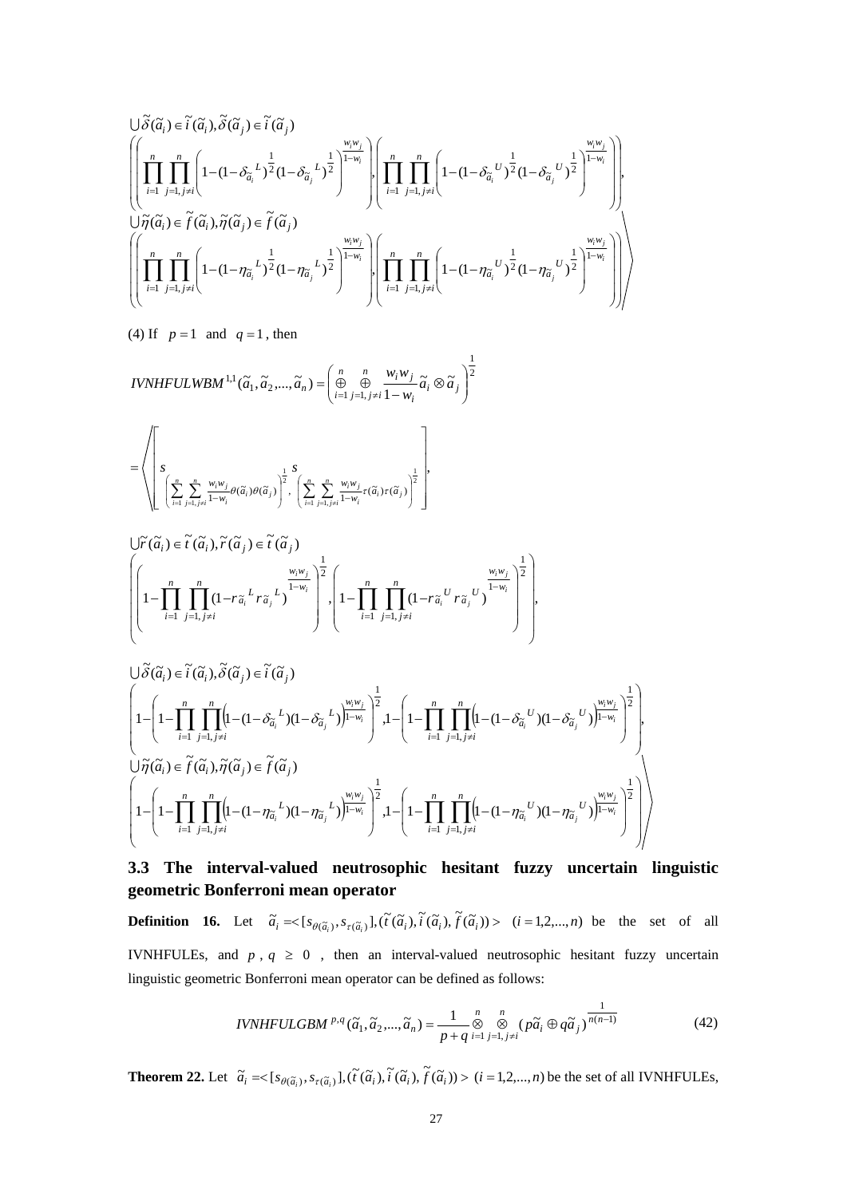$$\bigcup \tilde{\delta}(\tilde{a}_i) \in \tilde{i}(\tilde{a}_i), \tilde{\delta}(\tilde{a}_j) \in \tilde{i}(\tilde{a}_j)$$

$$\left( \left( \prod_{i=1}^{n} \prod_{j=1, j\neq i}^{n} \left( 1-(1-\delta_{\tilde{a}_i}{}^{L})^{\frac{1}{2}}(1-\delta_{\tilde{a}_j}{}^{L})^{\frac{1}{2}} \right)^{\frac{w_i w_j}{1-w_i}} \right), \left( \prod_{i=1}^{n} \prod_{j=1, j\neq i}^{n} \left( 1-(1-\delta_{\tilde{a}_i}{}^{U})^{\frac{1}{2}}(1-\delta_{\tilde{a}_j}{}^{U})^{\frac{1}{2}} \right)^{\frac{w_i w_j}{1-w_i}} \right) \right),$$

$$\bigcup \tilde{\eta}(\tilde{a}_i) \in \tilde{f}(\tilde{a}_i), \tilde{\eta}(\tilde{a}_j) \in \tilde{f}(\tilde{a}_j)$$

$$\left. \left( \left( \prod_{i=1}^{n} \prod_{j=1, j\neq i}^{n} \left( 1-(1-\eta_{\tilde{a}_i}{}^{L})^{\frac{1}{2}}(1-\eta_{\tilde{a}_j}{}^{L})^{\frac{1}{2}} \right)^{\frac{w_i w_j}{1-w_i}} \right), \left( \prod_{i=1}^{n} \prod_{j=1, j\neq i}^{n} \left( 1-(1-\eta_{\tilde{a}_i}{}^{U})^{\frac{1}{2}}(1-\eta_{\tilde{a}_j}{}^{U})^{\frac{1}{2}} \right)^{\frac{w_i w_j}{1-w_i}} \right) \right) \right\rangle$$

(4) If $p=1$ and $q=1$, then

$$IVNHFULWBM^{1,1}(\tilde{a}_1, \tilde{a}_2, ..., \tilde{a}_n) = \left( \mathop{\oplus}_{i=1}^{n} \mathop{\oplus}_{j=1, j\neq i}^{n} \frac{w_i w_j}{1-w_i} \tilde{a}_i \otimes \tilde{a}_j \right)^{\frac{1}{2}}$$

$$= \left\langle \left[ s_{\left( \sum_{i=1}^{n} \sum_{j=1, j\neq i}^{n} \frac{w_i w_j}{1-w_i} \theta(\tilde{a}_i)\theta(\tilde{a}_j) \right)^{\frac{1}{2}}}, s_{\left( \sum_{i=1}^{n} \sum_{j=1, j\neq i}^{n} \frac{w_i w_j}{1-w_i} \tau(\tilde{a}_i)\tau(\tilde{a}_j) \right)^{\frac{1}{2}}} \right], \right.$$

$$\bigcup \tilde{r}(\tilde{a}_i) \in \tilde{t}(\tilde{a}_i), \tilde{r}(\tilde{a}_j) \in \tilde{t}(\tilde{a}_j)$$

$$\left( \left( 1-\prod_{i=1}^{n} \prod_{j=1, j\neq i}^{n} (1-r_{\tilde{a}_i}{}^{L} r_{\tilde{a}_j}{}^{L})^{\frac{w_i w_j}{1-w_i}} \right)^{\frac{1}{2}}, \left( 1-\prod_{i=1}^{n} \prod_{j=1, j\neq i}^{n} (1-r_{\tilde{a}_i}{}^{U} r_{\tilde{a}_j}{}^{U})^{\frac{w_i w_j}{1-w_i}} \right)^{\frac{1}{2}} \right),$$

$$\bigcup \tilde{\delta}(\tilde{a}_i) \in \tilde{i}(\tilde{a}_i), \tilde{\delta}(\tilde{a}_j) \in \tilde{i}(\tilde{a}_j)$$

$$\left( 1-\left( 1-\prod_{i=1}^{n} \prod_{j=1, j\neq i}^{n} \left(1-(1-\delta_{\tilde{a}_i}{}^{L})(1-\delta_{\tilde{a}_j}{}^{L})\right)^{\frac{w_i w_j}{1-w_i}} \right)^{\frac{1}{2}}, 1-\left( 1-\prod_{i=1}^{n} \prod_{j=1, j\neq i}^{n} \left(1-(1-\delta_{\tilde{a}_i}{}^{U})(1-\delta_{\tilde{a}_j}{}^{U})\right)^{\frac{w_i w_j}{1-w_i}} \right)^{\frac{1}{2}} \right),$$

$$\bigcup \tilde{\eta}(\tilde{a}_i) \in \tilde{f}(\tilde{a}_i), \tilde{\eta}(\tilde{a}_j) \in \tilde{f}(\tilde{a}_j)$$

$$\left. \left( 1-\left( 1-\prod_{i=1}^{n} \prod_{j=1, j\neq i}^{n} \left(1-(1-\eta_{\tilde{a}_i}{}^{L})(1-\eta_{\tilde{a}_j}{}^{L})\right)^{\frac{w_i w_j}{1-w_i}} \right)^{\frac{1}{2}}, 1-\left( 1-\prod_{i=1}^{n} \prod_{j=1, j\neq i}^{n} \left(1-(1-\eta_{\tilde{a}_i}{}^{U})(1-\eta_{\tilde{a}_j}{}^{U})\right)^{\frac{w_i w_j}{1-w_i}} \right)^{\frac{1}{2}} \right) \right\rangle$$

### 3.3 The interval-valued neutrosophic hesitant fuzzy uncertain linguistic geometric Bonferroni mean operator

**Definition 16.** Let $\tilde{a}_i = <[s_{\theta(\tilde{a}_i)}, s_{\tau(\tilde{a}_i)}], (\tilde{t}(\tilde{a}_i), \tilde{i}(\tilde{a}_i), \tilde{f}(\tilde{a}_i))> \quad (i=1,2,...,n)$ be the set of all IVNHFULEs, and $p$, $q \geq 0$, then an interval-valued neutrosophic hesitant fuzzy uncertain linguistic geometric Bonferroni mean operator can be defined as follows:

$$IVNHFULGBM^{p,q}(\tilde{a}_1, \tilde{a}_2, ..., \tilde{a}_n) = \frac{1}{p+q} \mathop{\otimes}_{i=1}^{n} \mathop{\otimes}_{j=1, j\neq i}^{n} (p\tilde{a}_i \oplus q\tilde{a}_j)^{\frac{1}{n(n-1)}} \tag{42}$$

**Theorem 22.** Let $\tilde{a}_i = <[s_{\theta(\tilde{a}_i)}, s_{\tau(\tilde{a}_i)}], (\tilde{t}(\tilde{a}_i), \tilde{i}(\tilde{a}_i), \tilde{f}(\tilde{a}_i))> \ (i=1,2,...,n)$ be the set of all IVNHFULEs,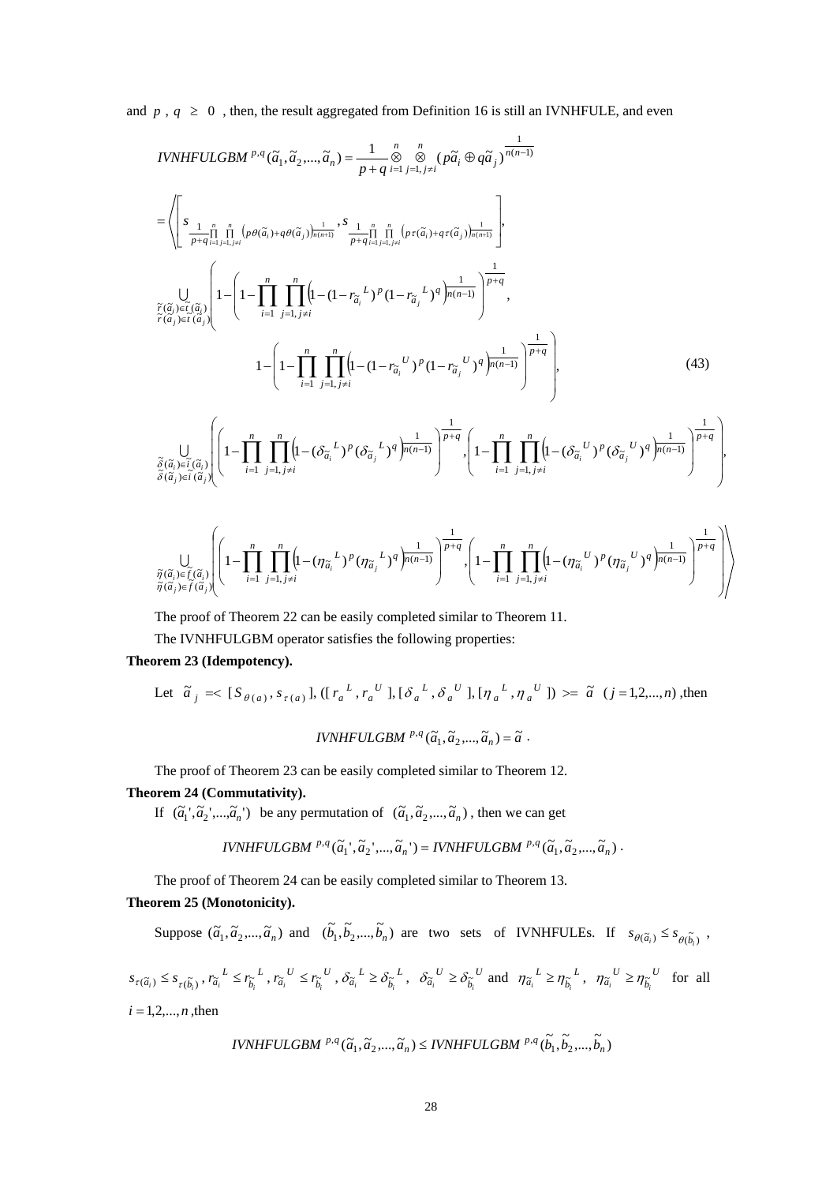and $p$ , $q$ $\geq$ 0 , then, the result aggregated from Definition 16 is still an IVNHFULE, and even

$$
IVNHFULGBM^{p,q}(\tilde{a}_1,\tilde{a}_2,...,\tilde{a}_n)=\frac{1}{p+q}\mathop{\otimes}_{i=1}^{n}\mathop{\otimes}_{j=1,j\neq i}^{n}(p\tilde{a}_i\oplus q\tilde{a}_j)^{\frac{1}{n(n-1)}}
$$

$$
=\left\langle\left[s_{\frac{1}{p+q}\prod_{i=1}^{n}\prod_{j=1,j\neq i}^{n}\left(p\theta(\tilde{a}_i)+q\theta(\tilde{a}_j)\right)^{\frac{1}{n(n+1)}}},s_{\frac{1}{p+q}\prod_{i=1}^{n}\prod_{j=1,j\neq i}^{n}\left(p\tau(\tilde{a}_i)+q\tau(\tilde{a}_j)\right)^{\frac{1}{n(n+1)}}}\right],\right.
$$

$$
\bigcup_{\substack{\tilde{r}(\tilde{a}_i)\in\tilde{t}(\tilde{a}_i)\\ \tilde{r}(\tilde{a}_j)\in\tilde{t}(\tilde{a}_j)}}\left(1-\left(1-\prod_{i=1}^{n}\prod_{j=1,j\neq i}^{n}\left(1-(1-r_{\tilde{a}_i}{}^{L})^{p}(1-r_{\tilde{a}_j}{}^{L})^{q}\right)^{\frac{1}{n(n-1)}}\right)^{\frac{1}{p+q}},\right.
$$

$$
\left.1-\left(1-\prod_{i=1}^{n}\prod_{j=1,j\neq i}^{n}\left(1-(1-r_{\tilde{a}_i}{}^{U})^{p}(1-r_{\tilde{a}_j}{}^{U})^{q}\right)^{\frac{1}{n(n-1)}}\right)^{\frac{1}{p+q}}\right),\tag{43}
$$

$$
\bigcup_{\substack{\tilde{\delta}(\tilde{a}_i)\in\tilde{i}(\tilde{a}_i)\\ \tilde{\delta}(\tilde{a}_j)\in\tilde{i}(\tilde{a}_j)}}\left(\left(1-\prod_{i=1}^{n}\prod_{j=1,j\neq i}^{n}\left(1-(\delta_{\tilde{a}_i}{}^{L})^{p}(\delta_{\tilde{a}_j}{}^{L})^{q}\right)^{\frac{1}{n(n-1)}}\right)^{\frac{1}{p+q}},\left(1-\prod_{i=1}^{n}\prod_{j=1,j\neq i}^{n}\left(1-(\delta_{\tilde{a}_i}{}^{U})^{p}(\delta_{\tilde{a}_j}{}^{U})^{q}\right)^{\frac{1}{n(n-1)}}\right)^{\frac{1}{p+q}}\right),
$$

$$
\left.\bigcup_{\substack{\tilde{\eta}(\tilde{a}_i)\in\tilde{f}(\tilde{a}_i)\\ \tilde{\eta}(\tilde{a}_j)\in\tilde{f}(\tilde{a}_j)}}\left(\left(1-\prod_{i=1}^{n}\prod_{j=1,j\neq i}^{n}\left(1-(\eta_{\tilde{a}_i}{}^{L})^{p}(\eta_{\tilde{a}_j}{}^{L})^{q}\right)^{\frac{1}{n(n-1)}}\right)^{\frac{1}{p+q}},\left(1-\prod_{i=1}^{n}\prod_{j=1,j\neq i}^{n}\left(1-(\eta_{\tilde{a}_i}{}^{U})^{p}(\eta_{\tilde{a}_j}{}^{U})^{q}\right)^{\frac{1}{n(n-1)}}\right)^{\frac{1}{p+q}}\right)\right\rangle
$$

The proof of Theorem 22 can be easily completed similar to Theorem 11.

The IVNHFULGBM operator satisfies the following properties:

**Theorem 23 (Idempotency).**

Let $\tilde{a}_j=<[S_{\theta(a)},s_{\tau(a)}],([r_a{}^L,r_a{}^U],[\delta_a{}^L,\delta_a{}^U],[\eta_a{}^L,\eta_a{}^U])>=\tilde{a}\ \ (j=1,2,...,n)$ ,then

$$
IVNHFULGBM^{p,q}(\tilde{a}_1,\tilde{a}_2,...,\tilde{a}_n)=\tilde{a}\ .
$$

The proof of Theorem 23 can be easily completed similar to Theorem 12.

**Theorem 24 (Commutativity).**

If $(\tilde{a}_1',\tilde{a}_2',...,\tilde{a}_n')$ be any permutation of $(\tilde{a}_1,\tilde{a}_2,...,\tilde{a}_n)$ , then we can get

$$
IVNHFULGBM^{p,q}(\tilde{a}_1',\tilde{a}_2',...,\tilde{a}_n')=IVNHFULGBM^{p,q}(\tilde{a}_1,\tilde{a}_2,...,\tilde{a}_n)\ .
$$

The proof of Theorem 24 can be easily completed similar to Theorem 13.

**Theorem 25 (Monotonicity).**

Suppose $(\tilde{a}_1,\tilde{a}_2,...,\tilde{a}_n)$ and $(\tilde{b}_1,\tilde{b}_2,...,\tilde{b}_n)$ are two sets of IVNHFULEs. If $s_{\theta(\tilde{a}_i)}\leq s_{\theta(\tilde{b}_i)}$ , $s_{\tau(\tilde{a}_i)}\leq s_{\tau(\tilde{b}_i)}$ , $r_{\tilde{a}_i}{}^L\leq r_{\tilde{b}_i}{}^L$ , $r_{\tilde{a}_i}{}^U\leq r_{\tilde{b}_i}{}^U$ , $\delta_{\tilde{a}_i}{}^L\geq\delta_{\tilde{b}_i}{}^L$ , $\delta_{\tilde{a}_i}{}^U\geq\delta_{\tilde{b}_i}{}^U$ and $\eta_{\tilde{a}_i}{}^L\geq\eta_{\tilde{b}_i}{}^L$ , $\eta_{\tilde{a}_i}{}^U\geq\eta_{\tilde{b}_i}{}^U$ for all $i=1,2,...,n$ ,then

$$
IVNHFULGBM^{p,q}(\tilde{a}_1,\tilde{a}_2,...,\tilde{a}_n)\leq IVNHFULGBM^{p,q}(\tilde{b}_1,\tilde{b}_2,...,\tilde{b}_n)
$$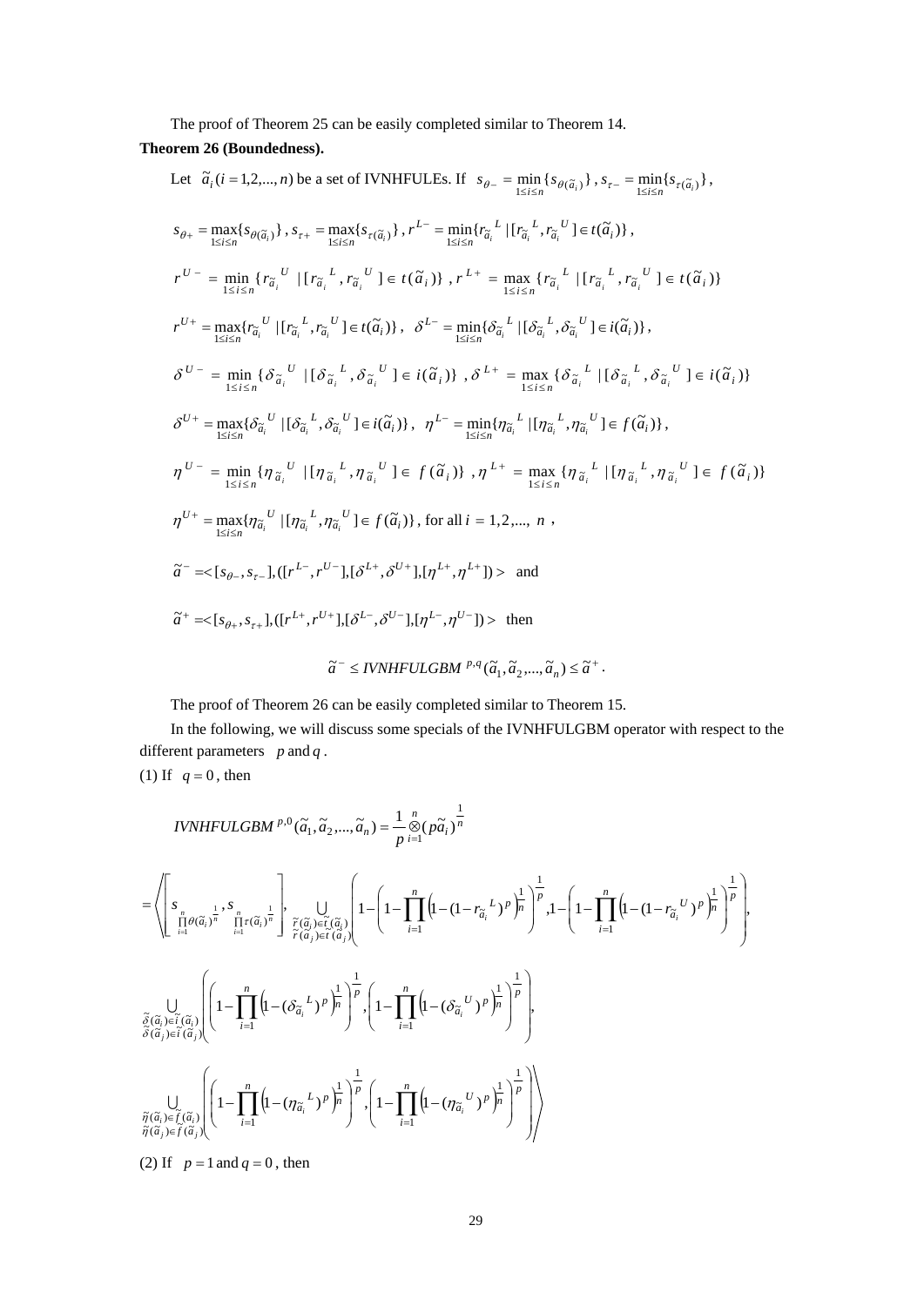The proof of Theorem 25 can be easily completed similar to Theorem 14.

**Theorem 26 (Boundedness).**

Let $\tilde{a}_i (i = 1,2,...,n)$ be a set of IVNHFULEs. If $s_{\theta-} = \min_{1\le i\le n}\{s_{\theta(\tilde{a}_i)}\}$, $s_{\tau-} = \min_{1\le i\le n}\{s_{\tau(\tilde{a}_i)}\}$,

$s_{\theta+} = \max_{1\le i\le n}\{s_{\theta(\tilde{a}_i)}\}$, $s_{\tau+} = \max_{1\le i\le n}\{s_{\tau(\tilde{a}_i)}\}$, $r^{L-} = \min_{1\le i\le n}\{r_{\tilde{a}_i}{}^L \mid [r_{\tilde{a}_i}{}^L, r_{\tilde{a}_i}{}^U] \in t(\tilde{a}_i)\}$,

$r^{U-} = \min_{1\le i\le n}\{r_{\tilde{a}_i}{}^U \mid [r_{\tilde{a}_i}{}^L, r_{\tilde{a}_i}{}^U] \in t(\tilde{a}_i)\}$, $r^{L+} = \max_{1\le i\le n}\{r_{\tilde{a}_i}{}^L \mid [r_{\tilde{a}_i}{}^L, r_{\tilde{a}_i}{}^U] \in t(\tilde{a}_i)\}$

$r^{U+} = \max_{1\le i\le n}\{r_{\tilde{a}_i}{}^U \mid [r_{\tilde{a}_i}{}^L, r_{\tilde{a}_i}{}^U] \in t(\tilde{a}_i)\}$, $\delta^{L-} = \min_{1\le i\le n}\{\delta_{\tilde{a}_i}{}^L \mid [\delta_{\tilde{a}_i}{}^L, \delta_{\tilde{a}_i}{}^U] \in i(\tilde{a}_i)\}$,

$\delta^{U-} = \min_{1\le i\le n}\{\delta_{\tilde{a}_i}{}^U \mid [\delta_{\tilde{a}_i}{}^L, \delta_{\tilde{a}_i}{}^U] \in i(\tilde{a}_i)\}$, $\delta^{L+} = \max_{1\le i\le n}\{\delta_{\tilde{a}_i}{}^L \mid [\delta_{\tilde{a}_i}{}^L, \delta_{\tilde{a}_i}{}^U] \in i(\tilde{a}_i)\}$

$\delta^{U+} = \max_{1\le i\le n}\{\delta_{\tilde{a}_i}{}^U \mid [\delta_{\tilde{a}_i}{}^L, \delta_{\tilde{a}_i}{}^U] \in i(\tilde{a}_i)\}$, $\eta^{L-} = \min_{1\le i\le n}\{\eta_{\tilde{a}_i}{}^L \mid [\eta_{\tilde{a}_i}{}^L, \eta_{\tilde{a}_i}{}^U] \in f(\tilde{a}_i)\}$,

$\eta^{U-} = \min_{1\le i\le n}\{\eta_{\tilde{a}_i}{}^U \mid [\eta_{\tilde{a}_i}{}^L, \eta_{\tilde{a}_i}{}^U] \in f(\tilde{a}_i)\}$, $\eta^{L+} = \max_{1\le i\le n}\{\eta_{\tilde{a}_i}{}^L \mid [\eta_{\tilde{a}_i}{}^L, \eta_{\tilde{a}_i}{}^U] \in f(\tilde{a}_i)\}$

$\eta^{U+} = \max_{1\le i\le n}\{\eta_{\tilde{a}_i}{}^U \mid [\eta_{\tilde{a}_i}{}^L, \eta_{\tilde{a}_i}{}^U] \in f(\tilde{a}_i)\}$, for all $i = 1,2,..., n$,

$\tilde{a}^- = <[s_{\theta-}, s_{\tau-}], ([r^{L-}, r^{U-}], [\delta^{L+}, \delta^{U+}], [\eta^{L+}, \eta^{L+}])>$ and

$\tilde{a}^+ = <[s_{\theta+}, s_{\tau+}], ([r^{L+}, r^{U+}], [\delta^{L-}, \delta^{U-}], [\eta^{L-}, \eta^{U-}])>$ then

$$\tilde{a}^- \le IVNHFULGBM^{p,q}(\tilde{a}_1, \tilde{a}_2, ..., \tilde{a}_n) \le \tilde{a}^+.$$

The proof of Theorem 26 can be easily completed similar to Theorem 15.

In the following, we will discuss some specials of the IVNHFULGBM operator with respect to the different parameters $p$ and $q$.

(1) If $q = 0$, then

$$IVNHFULGBM^{p,0}(\tilde{a}_1, \tilde{a}_2, ..., \tilde{a}_n) = \frac{1}{p} \overset{n}{\underset{i=1}{\otimes}} (p\tilde{a}_i)^{\frac{1}{n}}$$

$$= \left\langle \left[ s_{\prod_{i=1}^{n} \theta(\tilde{a}_i)^{\frac{1}{n}}}, s_{\prod_{i=1}^{n} \tau(\tilde{a}_i)^{\frac{1}{n}}} \right], \bigcup_{\substack{\tilde{r}(\tilde{a}_i) \in \tilde{t}(\tilde{a}_i) \\ \tilde{r}(\tilde{a}_j) \in \tilde{t}(\tilde{a}_j)}} \left( 1 - \left( 1 - \prod_{i=1}^{n} \left( 1 - (1 - r_{\tilde{a}_i}{}^L)^p \right)^{\frac{1}{n}} \right)^{\frac{1}{p}}, 1 - \left( 1 - \prod_{i=1}^{n} \left( 1 - (1 - r_{\tilde{a}_i}{}^U)^p \right)^{\frac{1}{n}} \right)^{\frac{1}{p}} \right), \right.$$

$$\bigcup_{\substack{\tilde{\delta}(\tilde{a}_i) \in \tilde{i}(\tilde{a}_i) \\ \tilde{\delta}(\tilde{a}_j) \in \tilde{i}(\tilde{a}_j)}} \left( \left( 1 - \prod_{i=1}^{n} \left( 1 - (\delta_{\tilde{a}_i}{}^L)^p \right)^{\frac{1}{n}} \right)^{\frac{1}{p}}, \left( 1 - \prod_{i=1}^{n} \left( 1 - (\delta_{\tilde{a}_i}{}^U)^p \right)^{\frac{1}{n}} \right)^{\frac{1}{p}} \right),$$

$$\left. \bigcup_{\substack{\tilde{\eta}(\tilde{a}_i) \in \tilde{f}(\tilde{a}_i) \\ \tilde{\eta}(\tilde{a}_j) \in \tilde{f}(\tilde{a}_j)}} \left( \left( 1 - \prod_{i=1}^{n} \left( 1 - (\eta_{\tilde{a}_i}{}^L)^p \right)^{\frac{1}{n}} \right)^{\frac{1}{p}}, \left( 1 - \prod_{i=1}^{n} \left( 1 - (\eta_{\tilde{a}_i}{}^U)^p \right)^{\frac{1}{n}} \right)^{\frac{1}{p}} \right) \right\rangle$$

(2) If $p = 1$ and $q = 0$, then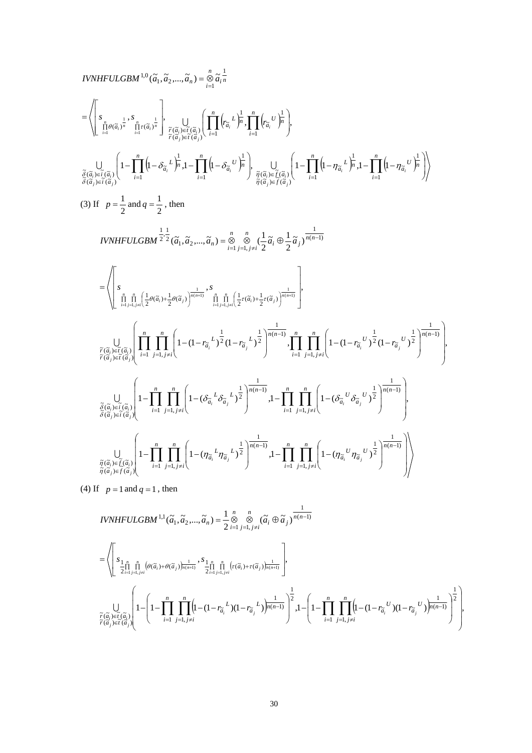$$IVNHFULGBM^{1,0}(\tilde{a}_1,\tilde{a}_2,...,\tilde{a}_n)=\overset{n}{\underset{i=1}{\otimes}}\tilde{a}_i^{\frac{1}{n}}$$

$$=\left\langle\left[s_{\prod_{i=1}^{n}\theta(\tilde{a}_i)^{\frac{1}{n}}},s_{\prod_{i=1}^{n}\tau(\tilde{a}_i)^{\frac{1}{n}}}\right],\bigcup_{\substack{\tilde{r}(\tilde{a}_i)\in\tilde{t}(\tilde{a}_i)\\ \tilde{r}(\tilde{a}_j)\in\tilde{t}(\tilde{a}_j)}}\left(\prod_{i=1}^{n}\left(r_{\tilde{a}_i}{}^{L}\right)^{\frac{1}{n}},\prod_{i=1}^{n}\left(r_{\tilde{a}_i}{}^{U}\right)^{\frac{1}{n}}\right),\right.$$

$$\left.\bigcup_{\substack{\tilde{\delta}(\tilde{a}_i)\in\tilde{i}(\tilde{a}_i)\\ \tilde{\delta}(\tilde{a}_j)\in\tilde{i}(\tilde{a}_j)}}\left(1-\prod_{i=1}^{n}\left(1-\delta_{\tilde{a}_i}{}^{L}\right)^{\frac{1}{n}},1-\prod_{i=1}^{n}\left(1-\delta_{\tilde{a}_i}{}^{U}\right)^{\frac{1}{n}}\right),\bigcup_{\substack{\tilde{\eta}(\tilde{a}_i)\in\tilde{f}(\tilde{a}_i)\\ \tilde{\eta}(\tilde{a}_j)\in\tilde{f}(\tilde{a}_j)}}\left(1-\prod_{i=1}^{n}\left(1-\eta_{\tilde{a}_i}{}^{L}\right)^{\frac{1}{n}},1-\prod_{i=1}^{n}\left(1-\eta_{\tilde{a}_i}{}^{U}\right)^{\frac{1}{n}}\right)\right\rangle$$

(3) If $p=\frac{1}{2}$ and $q=\frac{1}{2}$, then

$$IVNHFULGBM^{\frac{1}{2},\frac{1}{2}}(\tilde{a}_1,\tilde{a}_2,...,\tilde{a}_n)=\overset{n}{\underset{i=1}{\otimes}}\overset{n}{\underset{j=1,j\neq i}{\otimes}}\left(\frac{1}{2}\tilde{a}_i\oplus\frac{1}{2}\tilde{a}_j\right)^{\frac{1}{n(n-1)}}$$

$$=\left\langle\left[s_{\prod_{i=1}^{n}\prod_{j=1,j\neq i}^{n}\left(\frac{1}{2}\theta(\tilde{a}_i)+\frac{1}{2}\theta(\tilde{a}_j)\right)^{\frac{1}{n(n+1)}}},s_{\prod_{i=1}^{n}\prod_{j=1,j\neq i}^{n}\left(\frac{1}{2}\tau(\tilde{a}_i)+\frac{1}{2}\tau(\tilde{a}_j)\right)^{\frac{1}{n(n+1)}}}\right],\right.$$

$$\bigcup_{\substack{\tilde{r}(\tilde{a}_i)\in\tilde{t}(\tilde{a}_i)\\ \tilde{r}(\tilde{a}_j)\in\tilde{t}(\tilde{a}_j)}}\left(\prod_{i=1}^{n}\prod_{j=1,j\neq i}^{n}\left(1-(1-r_{\tilde{a}_i}{}^{L})^{\frac{1}{2}}(1-r_{\tilde{a}_j}{}^{L})^{\frac{1}{2}}\right)^{\frac{1}{n(n-1)}},\prod_{i=1}^{n}\prod_{j=1,j\neq i}^{n}\left(1-(1-r_{\tilde{a}_i}{}^{U})^{\frac{1}{2}}(1-r_{\tilde{a}_j}{}^{U})^{\frac{1}{2}}\right)^{\frac{1}{n(n-1)}}\right),$$

$$\bigcup_{\substack{\tilde{\delta}(\tilde{a}_i)\in\tilde{i}(\tilde{a}_i)\\ \tilde{\delta}(\tilde{a}_j)\in\tilde{i}(\tilde{a}_j)}}\left(1-\prod_{i=1}^{n}\prod_{j=1,j\neq i}^{n}\left(1-(\delta_{\tilde{a}_i}{}^{L}\delta_{\tilde{a}_j}{}^{L})^{\frac{1}{2}}\right)^{\frac{1}{n(n-1)}},1-\prod_{i=1}^{n}\prod_{j=1,j\neq i}^{n}\left(1-(\delta_{\tilde{a}_i}{}^{U}\delta_{\tilde{a}_j}{}^{U})^{\frac{1}{2}}\right)^{\frac{1}{n(n-1)}}\right),$$

$$\left.\bigcup_{\substack{\tilde{\eta}(\tilde{a}_i)\in\tilde{f}(\tilde{a}_i)\\ \tilde{\eta}(\tilde{a}_j)\in\tilde{f}(\tilde{a}_j)}}\left(1-\prod_{i=1}^{n}\prod_{j=1,j\neq i}^{n}\left(1-(\eta_{\tilde{a}_i}{}^{L}\eta_{\tilde{a}_j}{}^{L})^{\frac{1}{2}}\right)^{\frac{1}{n(n-1)}},1-\prod_{i=1}^{n}\prod_{j=1,j\neq i}^{n}\left(1-(\eta_{\tilde{a}_i}{}^{U}\eta_{\tilde{a}_j}{}^{U})^{\frac{1}{2}}\right)^{\frac{1}{n(n-1)}}\right)\right\rangle$$

(4) If $p=1$ and $q=1$, then

$$IVNHFULGBM^{1,1}(\tilde{a}_1,\tilde{a}_2,...,\tilde{a}_n)=\frac{1}{2}\overset{n}{\underset{i=1}{\otimes}}\overset{n}{\underset{j=1,j\neq i}{\otimes}}(\tilde{a}_i\oplus\tilde{a}_j)^{\frac{1}{n(n-1)}}$$

$$=\left\langle\left[s_{\frac{1}{2}\prod_{i=1}^{n}\prod_{j=1,j\neq i}^{n}\left(\theta(\tilde{a}_i)+\theta(\tilde{a}_j)\right)^{\frac{1}{n(n+1)}}},s_{\frac{1}{2}\prod_{i=1}^{n}\prod_{j=1,j\neq i}^{n}\left(\tau(\tilde{a}_i)+\tau(\tilde{a}_j)\right)^{\frac{1}{n(n+1)}}}\right],\right.$$

$$\bigcup_{\substack{\tilde{r}(\tilde{a}_i)\in\tilde{t}(\tilde{a}_i)\\ \tilde{r}(\tilde{a}_j)\in\tilde{t}(\tilde{a}_j)}}\left(1-\left(1-\prod_{i=1}^{n}\prod_{j=1,j\neq i}^{n}\left(1-(1-r_{\tilde{a}_i}{}^{L})(1-r_{\tilde{a}_j}{}^{L})\right)^{\frac{1}{n(n-1)}}\right)^{\frac{1}{2}},1-\left(1-\prod_{i=1}^{n}\prod_{j=1,j\neq i}^{n}\left(1-(1-r_{\tilde{a}_i}{}^{U})(1-r_{\tilde{a}_j}{}^{U})\right)^{\frac{1}{n(n-1)}}\right)^{\frac{1}{2}}\right),$$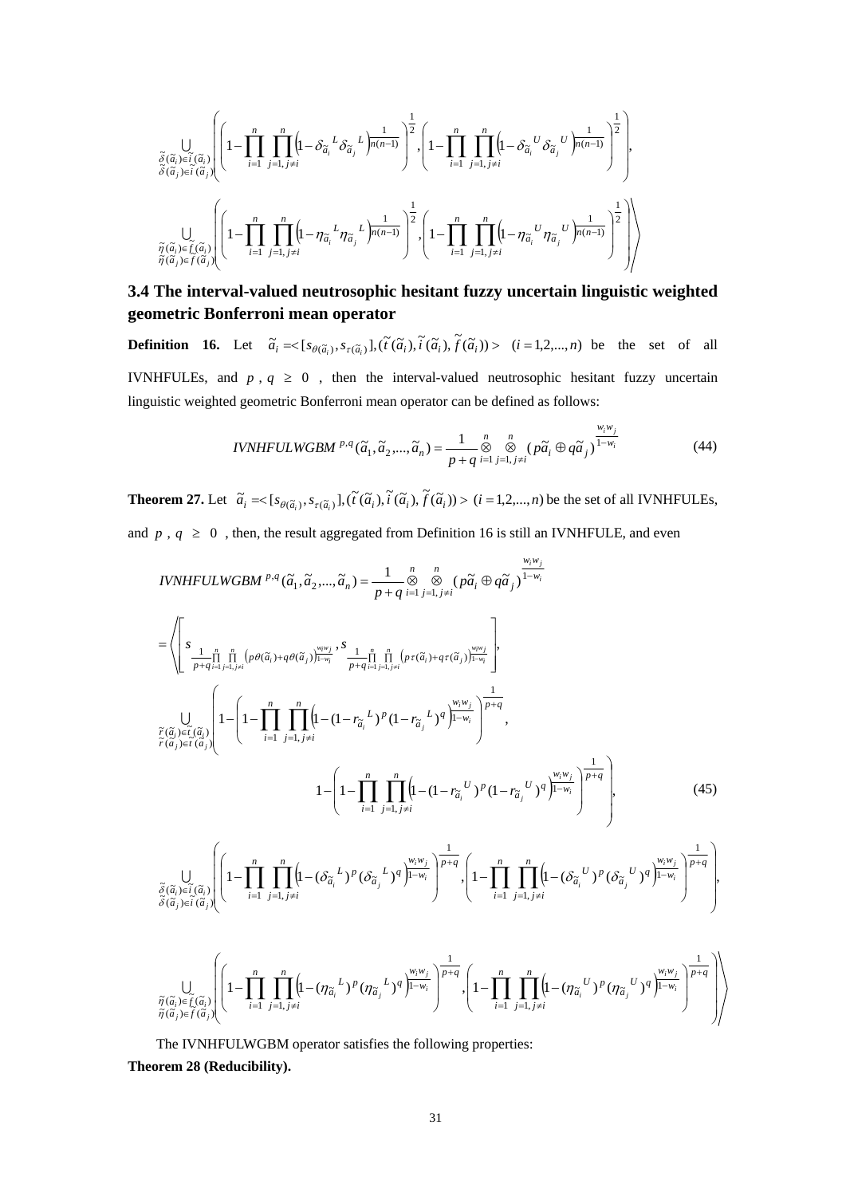$$\bigcup_{\substack{\tilde{\delta}(\tilde{a}_i)\in \tilde{i}(\tilde{a}_i)\\ \tilde{\delta}(\tilde{a}_j)\in \tilde{i}(\tilde{a}_j)}}\left(\left(1-\prod_{i=1}^{n}\prod_{j=1,j\neq i}^{n}\left(1-\delta_{\tilde{a}_i}{}^{L}\delta_{\tilde{a}_j}{}^{L}\right)^{\frac{1}{n(n-1)}}\right)^{\frac{1}{2}},\left(1-\prod_{i=1}^{n}\prod_{j=1,j\neq i}^{n}\left(1-\delta_{\tilde{a}_i}{}^{U}\delta_{\tilde{a}_j}{}^{U}\right)^{\frac{1}{n(n-1)}}\right)^{\frac{1}{2}}\right),$$

$$\left.\bigcup_{\substack{\tilde{\eta}(\tilde{a}_i)\in \tilde{f}(\tilde{a}_i)\\ \tilde{\eta}(\tilde{a}_j)\in \tilde{f}(\tilde{a}_j)}}\left(\left(1-\prod_{i=1}^{n}\prod_{j=1,j\neq i}^{n}\left(1-\eta_{\tilde{a}_i}{}^{L}\eta_{\tilde{a}_j}{}^{L}\right)^{\frac{1}{n(n-1)}}\right)^{\frac{1}{2}},\left(1-\prod_{i=1}^{n}\prod_{j=1,j\neq i}^{n}\left(1-\eta_{\tilde{a}_i}{}^{U}\eta_{\tilde{a}_j}{}^{U}\right)^{\frac{1}{n(n-1)}}\right)^{\frac{1}{2}}\right)\right\rangle$$

### 3.4 The interval-valued neutrosophic hesitant fuzzy uncertain linguistic weighted geometric Bonferroni mean operator

**Definition 16.** Let $\tilde{a}_i = <[s_{\theta(\tilde{a}_i)}, s_{\tau(\tilde{a}_i)}], (\tilde{t}(\tilde{a}_i), \tilde{i}(\tilde{a}_i), \tilde{f}(\tilde{a}_i))> \quad (i=1,2,...,n)$ be the set of all IVNHFULEs, and $p, q \geq 0$, then the interval-valued neutrosophic hesitant fuzzy uncertain linguistic weighted geometric Bonferroni mean operator can be defined as follows:

$$IVNHFULWGBM^{p,q}(\tilde{a}_1,\tilde{a}_2,...,\tilde{a}_n)=\frac{1}{p+q}\mathop{\otimes}_{i=1}^{n}\mathop{\otimes}_{j=1,j\neq i}^{n}(p\tilde{a}_i\oplus q\tilde{a}_j)^{\frac{w_iw_j}{1-w_i}} \tag{44}$$

**Theorem 27.** Let $\tilde{a}_i = <[s_{\theta(\tilde{a}_i)}, s_{\tau(\tilde{a}_i)}], (\tilde{t}(\tilde{a}_i), \tilde{i}(\tilde{a}_i), \tilde{f}(\tilde{a}_i))> \ (i=1,2,...,n)$ be the set of all IVNHFULEs, and $p, q \geq 0$, then, the result aggregated from Definition 16 is still an IVNHFULE, and even

$$IVNHFULWGBM^{p,q}(\tilde{a}_1,\tilde{a}_2,...,\tilde{a}_n)=\frac{1}{p+q}\mathop{\otimes}_{i=1}^{n}\mathop{\otimes}_{j=1,j\neq i}^{n}(p\tilde{a}_i\oplus q\tilde{a}_j)^{\frac{w_iw_j}{1-w_i}}$$

$$=\left\langle\left[s_{\frac{1}{p+q}\prod_{i=1}^{n}\prod_{j=1,j\neq i}^{n}\left(p\theta(\tilde{a}_i)+q\theta(\tilde{a}_j)\right)^{\frac{w_iw_j}{1-w_i}}},s_{\frac{1}{p+q}\prod_{i=1}^{n}\prod_{j=1,j\neq i}^{n}\left(p\tau(\tilde{a}_i)+q\tau(\tilde{a}_j)\right)^{\frac{w_iw_j}{1-w_i}}}\right],\right.$$

$$\bigcup_{\substack{\tilde{r}(\tilde{a}_i)\in \tilde{t}(\tilde{a}_i)\\ \tilde{r}(\tilde{a}_j)\in \tilde{t}(\tilde{a}_j)}}\left(1-\left(1-\prod_{i=1}^{n}\prod_{j=1,j\neq i}^{n}\left(1-(1-r_{\tilde{a}_i}{}^{L})^{p}(1-r_{\tilde{a}_j}{}^{L})^{q}\right)^{\frac{w_iw_j}{1-w_i}}\right)^{\frac{1}{p+q}},\right.$$

$$\left.1-\left(1-\prod_{i=1}^{n}\prod_{j=1,j\neq i}^{n}\left(1-(1-r_{\tilde{a}_i}{}^{U})^{p}(1-r_{\tilde{a}_j}{}^{U})^{q}\right)^{\frac{w_iw_j}{1-w_i}}\right)^{\frac{1}{p+q}}\right), \tag{45}$$

$$\bigcup_{\substack{\tilde{\delta}(\tilde{a}_i)\in \tilde{i}(\tilde{a}_i)\\ \tilde{\delta}(\tilde{a}_j)\in \tilde{i}(\tilde{a}_j)}}\left(\left(1-\prod_{i=1}^{n}\prod_{j=1,j\neq i}^{n}\left(1-(\delta_{\tilde{a}_i}{}^{L})^{p}(\delta_{\tilde{a}_j}{}^{L})^{q}\right)^{\frac{w_iw_j}{1-w_i}}\right)^{\frac{1}{p+q}},\left(1-\prod_{i=1}^{n}\prod_{j=1,j\neq i}^{n}\left(1-(\delta_{\tilde{a}_i}{}^{U})^{p}(\delta_{\tilde{a}_j}{}^{U})^{q}\right)^{\frac{w_iw_j}{1-w_i}}\right)^{\frac{1}{p+q}}\right),$$

$$\left.\bigcup_{\substack{\tilde{\eta}(\tilde{a}_i)\in \tilde{f}(\tilde{a}_i)\\ \tilde{\eta}(\tilde{a}_j)\in \tilde{f}(\tilde{a}_j)}}\left(\left(1-\prod_{i=1}^{n}\prod_{j=1,j\neq i}^{n}\left(1-(\eta_{\tilde{a}_i}{}^{L})^{p}(\eta_{\tilde{a}_j}{}^{L})^{q}\right)^{\frac{w_iw_j}{1-w_i}}\right)^{\frac{1}{p+q}},\left(1-\prod_{i=1}^{n}\prod_{j=1,j\neq i}^{n}\left(1-(\eta_{\tilde{a}_i}{}^{U})^{p}(\eta_{\tilde{a}_j}{}^{U})^{q}\right)^{\frac{w_iw_j}{1-w_i}}\right)^{\frac{1}{p+q}}\right)\right\rangle$$

The IVNHFULWGBM operator satisfies the following properties:

**Theorem 28 (Reducibility).**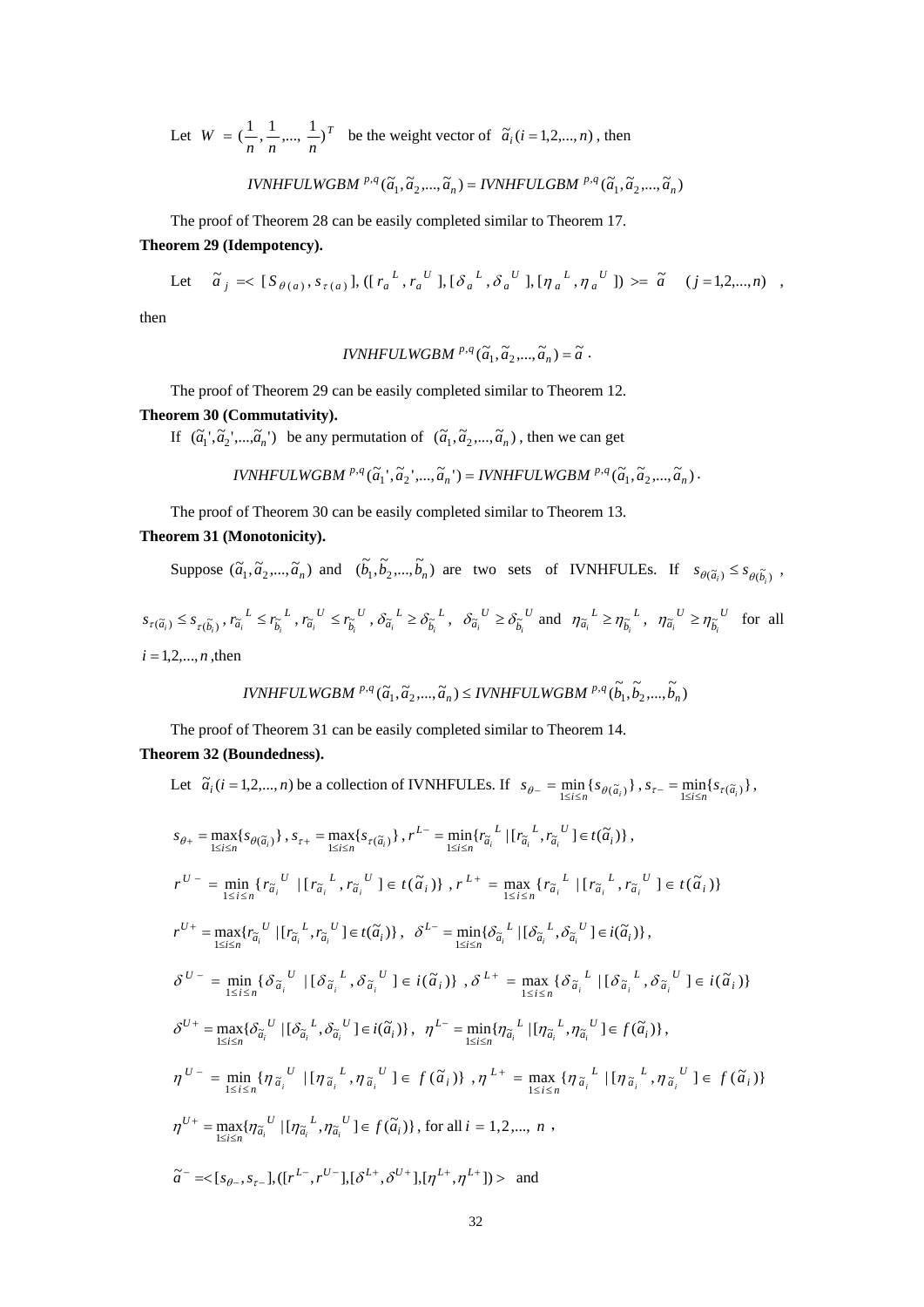Let $W=(\frac{1}{n},\frac{1}{n},...,\frac{1}{n})^T$ be the weight vector of $\tilde{a}_i (i=1,2,...,n)$, then

$$IVNHFULWGBM^{p,q}(\tilde{a}_1,\tilde{a}_2,...,\tilde{a}_n)=IVNHFULGBM^{p,q}(\tilde{a}_1,\tilde{a}_2,...,\tilde{a}_n)$$

The proof of Theorem 28 can be easily completed similar to Theorem 17.

**Theorem 29 (Idempotency).**

Let $\tilde{a}_j=<[S_{\theta(a)},s_{\tau(a)}],([r_a{}^L,r_a{}^U],[\delta_a{}^L,\delta_a{}^U],[\eta_a{}^L,\eta_a{}^U])>=\tilde{a} \quad (j=1,2,...,n)$,

then

$$IVNHFULWGBM^{p,q}(\tilde{a}_1,\tilde{a}_2,...,\tilde{a}_n)=\tilde{a}\,.$$

The proof of Theorem 29 can be easily completed similar to Theorem 12.

**Theorem 30 (Commutativity).**

If $(\tilde{a}_1',\tilde{a}_2',...,\tilde{a}_n')$ be any permutation of $(\tilde{a}_1,\tilde{a}_2,...,\tilde{a}_n)$, then we can get

$$IVNHFULWGBM^{p,q}(\tilde{a}_1',\tilde{a}_2',...,\tilde{a}_n')=IVNHFULWGBM^{p,q}(\tilde{a}_1,\tilde{a}_2,...,\tilde{a}_n)\,.$$

The proof of Theorem 30 can be easily completed similar to Theorem 13.

**Theorem 31 (Monotonicity).**

Suppose $(\tilde{a}_1,\tilde{a}_2,...,\tilde{a}_n)$ and $(\tilde{b}_1,\tilde{b}_2,...,\tilde{b}_n)$ are two sets of IVNHFULEs. If $s_{\theta(\tilde{a}_i)}\le s_{\theta(\tilde{b}_i)}$, $s_{\tau(\tilde{a}_i)}\le s_{\tau(\tilde{b}_i)}$, $r_{\tilde{a}_i}{}^L\le r_{\tilde{b}_i}{}^L$, $r_{\tilde{a}_i}{}^U\le r_{\tilde{b}_i}{}^U$, $\delta_{\tilde{a}_i}{}^L\ge\delta_{\tilde{b}_i}{}^L$, $\delta_{\tilde{a}_i}{}^U\ge\delta_{\tilde{b}_i}{}^U$ and $\eta_{\tilde{a}_i}{}^L\ge\eta_{\tilde{b}_i}{}^L$, $\eta_{\tilde{a}_i}{}^U\ge\eta_{\tilde{b}_i}{}^U$ for all $i=1,2,...,n$, then

$$IVNHFULWGBM^{p,q}(\tilde{a}_1,\tilde{a}_2,...,\tilde{a}_n)\le IVNHFULWGBM^{p,q}(\tilde{b}_1,\tilde{b}_2,...,\tilde{b}_n)$$

The proof of Theorem 31 can be easily completed similar to Theorem 14.

**Theorem 32 (Boundedness).**

Let $\tilde{a}_i (i=1,2,...,n)$ be a collection of IVNHFULEs. If $s_{\theta-}=\min\limits_{1\le i\le n}\{s_{\theta(\tilde{a}_i)}\}$, $s_{\tau-}=\min\limits_{1\le i\le n}\{s_{\tau(\tilde{a}_i)}\}$,

$s_{\theta+}=\max\limits_{1\le i\le n}\{s_{\theta(\tilde{a}_i)}\}$, $s_{\tau+}=\max\limits_{1\le i\le n}\{s_{\tau(\tilde{a}_i)}\}$, $r^{L-}=\min\limits_{1\le i\le n}\{r_{\tilde{a}_i}{}^L\,|\,[r_{\tilde{a}_i}{}^L,r_{\tilde{a}_i}{}^U]\in t(\tilde{a}_i)\}$,

$r^{U-}=\min\limits_{1\le i\le n}\{r_{\tilde{a}_i}{}^U\,|\,[r_{\tilde{a}_i}{}^L,r_{\tilde{a}_i}{}^U]\in t(\tilde{a}_i)\}$, $r^{L+}=\max\limits_{1\le i\le n}\{r_{\tilde{a}_i}{}^L\,|\,[r_{\tilde{a}_i}{}^L,r_{\tilde{a}_i}{}^U]\in t(\tilde{a}_i)\}$

$r^{U+}=\max\limits_{1\le i\le n}\{r_{\tilde{a}_i}{}^U\,|\,[r_{\tilde{a}_i}{}^L,r_{\tilde{a}_i}{}^U]\in t(\tilde{a}_i)\}$, $\delta^{L-}=\min\limits_{1\le i\le n}\{\delta_{\tilde{a}_i}{}^L\,|\,[\delta_{\tilde{a}_i}{}^L,\delta_{\tilde{a}_i}{}^U]\in i(\tilde{a}_i)\}$,

$\delta^{U-}=\min\limits_{1\le i\le n}\{\delta_{\tilde{a}_i}{}^U\,|\,[\delta_{\tilde{a}_i}{}^L,\delta_{\tilde{a}_i}{}^U]\in i(\tilde{a}_i)\}$, $\delta^{L+}=\max\limits_{1\le i\le n}\{\delta_{\tilde{a}_i}{}^L\,|\,[\delta_{\tilde{a}_i}{}^L,\delta_{\tilde{a}_i}{}^U]\in i(\tilde{a}_i)\}$

$\delta^{U+}=\max\limits_{1\le i\le n}\{\delta_{\tilde{a}_i}{}^U\,|\,[\delta_{\tilde{a}_i}{}^L,\delta_{\tilde{a}_i}{}^U]\in i(\tilde{a}_i)\}$, $\eta^{L-}=\min\limits_{1\le i\le n}\{\eta_{\tilde{a}_i}{}^L\,|\,[\eta_{\tilde{a}_i}{}^L,\eta_{\tilde{a}_i}{}^U]\in f(\tilde{a}_i)\}$,

$\eta^{U-}=\min\limits_{1\le i\le n}\{\eta_{\tilde{a}_i}{}^U\,|\,[\eta_{\tilde{a}_i}{}^L,\eta_{\tilde{a}_i}{}^U]\in f(\tilde{a}_i)\}$, $\eta^{L+}=\max\limits_{1\le i\le n}\{\eta_{\tilde{a}_i}{}^L\,|\,[\eta_{\tilde{a}_i}{}^L,\eta_{\tilde{a}_i}{}^U]\in f(\tilde{a}_i)\}$

$\eta^{U+}=\max\limits_{1\le i\le n}\{\eta_{\tilde{a}_i}{}^U\,|\,[\eta_{\tilde{a}_i}{}^L,\eta_{\tilde{a}_i}{}^U]\in f(\tilde{a}_i)\}$, for all $i=1,2,...,n$,

$\tilde{a}^-=<[s_{\theta-},s_{\tau-}],([r^{L-},r^{U-}],[\delta^{L+},\delta^{U+}],[\eta^{L+},\eta^{L+}])>$ and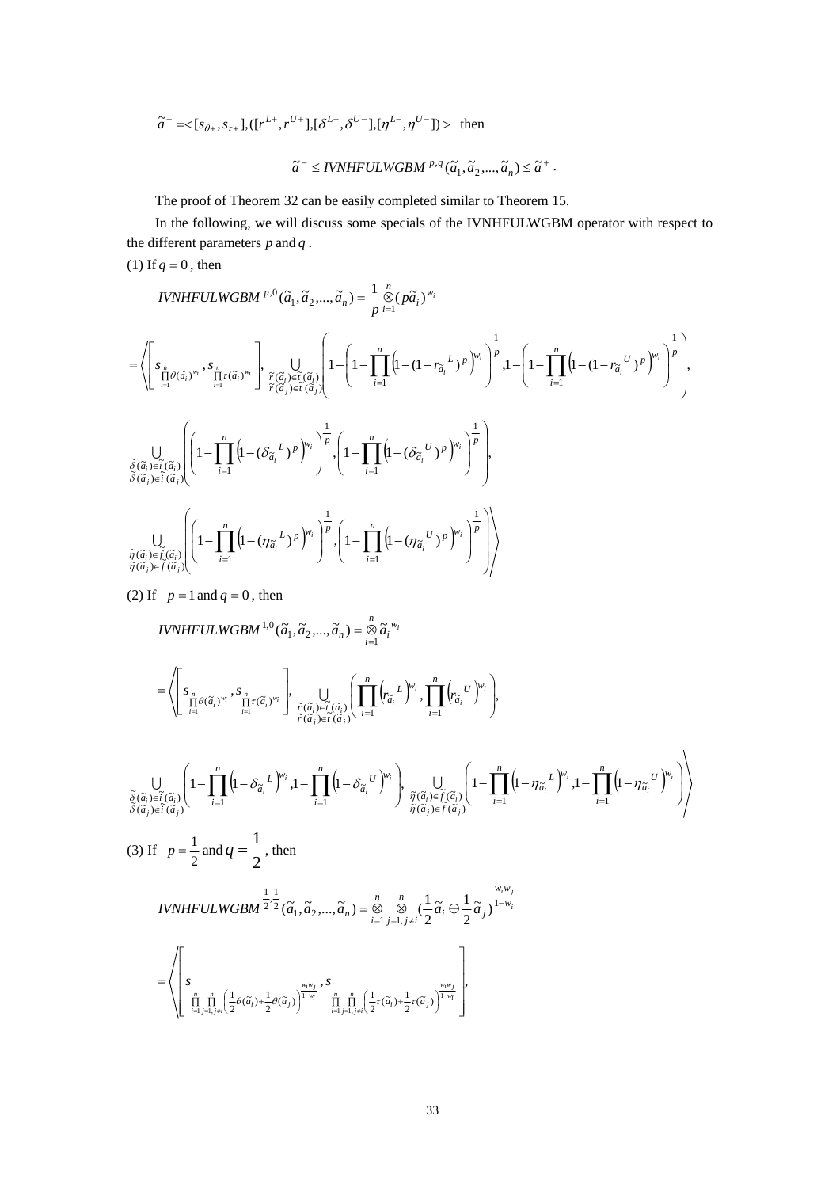$\tilde{a}^{+} = <[s_{\theta+}, s_{\tau+}], ([r^{L+}, r^{U+}], [\delta^{L-}, \delta^{U-}], [\eta^{L-}, \eta^{U-}])>$ then

$$\tilde{a}^{-} \leq IVNHFULWGBM^{p,q}(\tilde{a}_1, \tilde{a}_2, ..., \tilde{a}_n) \leq \tilde{a}^{+}.$$

The proof of Theorem 32 can be easily completed similar to Theorem 15.

In the following, we will discuss some specials of the IVNHFULWGBM operator with respect to the different parameters $p$ and $q$.

(1) If $q = 0$, then

$$IVNHFULWGBM^{p,0}(\tilde{a}_1, \tilde{a}_2, ..., \tilde{a}_n) = \frac{1}{p} \underset{i=1}{\overset{n}{\otimes}} (p\tilde{a}_i)^{w_i}$$

$$= \left\langle \left[ s_{\prod_{i=1}^{n} \theta(\tilde{a}_i)^{w_i}}, s_{\prod_{i=1}^{n} \tau(\tilde{a}_i)^{w_i}} \right], \bigcup_{\substack{\tilde{r}(\tilde{a}_i) \in \tilde{t}(\tilde{a}_i) \\ \tilde{r}(\tilde{a}_j) \in \tilde{t}(\tilde{a}_j)}} \left( 1 - \left( 1 - \prod_{i=1}^{n} \left( 1 - (1 - r_{\tilde{a}_i}{}^{L})^{p} \right)^{w_i} \right)^{\frac{1}{p}}, 1 - \left( 1 - \prod_{i=1}^{n} \left( 1 - (1 - r_{\tilde{a}_i}{}^{U})^{p} \right)^{w_i} \right)^{\frac{1}{p}} \right), \right.$$

$$\bigcup_{\substack{\tilde{\delta}(\tilde{a}_i) \in \tilde{i}(\tilde{a}_i) \\ \tilde{\delta}(\tilde{a}_j) \in \tilde{i}(\tilde{a}_j)}} \left( \left( 1 - \prod_{i=1}^{n} \left( 1 - (\delta_{\tilde{a}_i}{}^{L})^{p} \right)^{w_i} \right)^{\frac{1}{p}}, \left( 1 - \prod_{i=1}^{n} \left( 1 - (\delta_{\tilde{a}_i}{}^{U})^{p} \right)^{w_i} \right)^{\frac{1}{p}} \right),$$

$$\left. \bigcup_{\substack{\tilde{\eta}(\tilde{a}_i) \in \tilde{f}(\tilde{a}_i) \\ \tilde{\eta}(\tilde{a}_j) \in \tilde{f}(\tilde{a}_j)}} \left( \left( 1 - \prod_{i=1}^{n} \left( 1 - (\eta_{\tilde{a}_i}{}^{L})^{p} \right)^{w_i} \right)^{\frac{1}{p}}, \left( 1 - \prod_{i=1}^{n} \left( 1 - (\eta_{\tilde{a}_i}{}^{U})^{p} \right)^{w_i} \right)^{\frac{1}{p}} \right) \right\rangle$$

(2) If $p = 1$ and $q = 0$, then

$$IVNHFULWGBM^{1,0}(\tilde{a}_1, \tilde{a}_2, ..., \tilde{a}_n) = \underset{i=1}{\overset{n}{\otimes}} \tilde{a}_i^{w_i}$$

$$= \left\langle \left[ s_{\prod_{i=1}^{n} \theta(\tilde{a}_i)^{w_i}}, s_{\prod_{i=1}^{n} \tau(\tilde{a}_i)^{w_i}} \right], \bigcup_{\substack{\tilde{r}(\tilde{a}_i) \in \tilde{t}(\tilde{a}_i) \\ \tilde{r}(\tilde{a}_j) \in \tilde{t}(\tilde{a}_j)}} \left( \prod_{i=1}^{n} \left( r_{\tilde{a}_i}{}^{L} \right)^{w_i}, \prod_{i=1}^{n} \left( r_{\tilde{a}_i}{}^{U} \right)^{w_i} \right), \right.$$

$$\left. \bigcup_{\substack{\tilde{\delta}(\tilde{a}_i) \in \tilde{i}(\tilde{a}_i) \\ \tilde{\delta}(\tilde{a}_j) \in \tilde{i}(\tilde{a}_j)}} \left( 1 - \prod_{i=1}^{n} \left( 1 - \delta_{\tilde{a}_i}{}^{L} \right)^{w_i}, 1 - \prod_{i=1}^{n} \left( 1 - \delta_{\tilde{a}_i}{}^{U} \right)^{w_i} \right), \bigcup_{\substack{\tilde{\eta}(\tilde{a}_i) \in \tilde{f}(\tilde{a}_i) \\ \tilde{\eta}(\tilde{a}_j) \in \tilde{f}(\tilde{a}_j)}} \left( 1 - \prod_{i=1}^{n} \left( 1 - \eta_{\tilde{a}_i}{}^{L} \right)^{w_i}, 1 - \prod_{i=1}^{n} \left( 1 - \eta_{\tilde{a}_i}{}^{U} \right)^{w_i} \right) \right\rangle$$

(3) If $p = \frac{1}{2}$ and $q = \frac{1}{2}$, then

$$IVNHFULWGBM^{\frac{1}{2}, \frac{1}{2}}(\tilde{a}_1, \tilde{a}_2, ..., \tilde{a}_n) = \underset{i=1}{\overset{n}{\otimes}} \underset{j=1, j \neq i}{\overset{n}{\otimes}} \left( \frac{1}{2} \tilde{a}_i \oplus \frac{1}{2} \tilde{a}_j \right)^{\frac{w_i w_j}{1 - w_i}}$$

$$= \left\langle \left[ s_{\prod_{i=1}^{n} \prod_{j=1, j \neq i}^{n} \left( \frac{1}{2}\theta(\tilde{a}_i) + \frac{1}{2}\theta(\tilde{a}_j) \right)^{\frac{w_i w_j}{1 - w_i}}}, s_{\prod_{i=1}^{n} \prod_{j=1, j \neq i}^{n} \left( \frac{1}{2}\tau(\tilde{a}_i) + \frac{1}{2}\tau(\tilde{a}_j) \right)^{\frac{w_i w_j}{1 - w_i}}} \right], \right.$$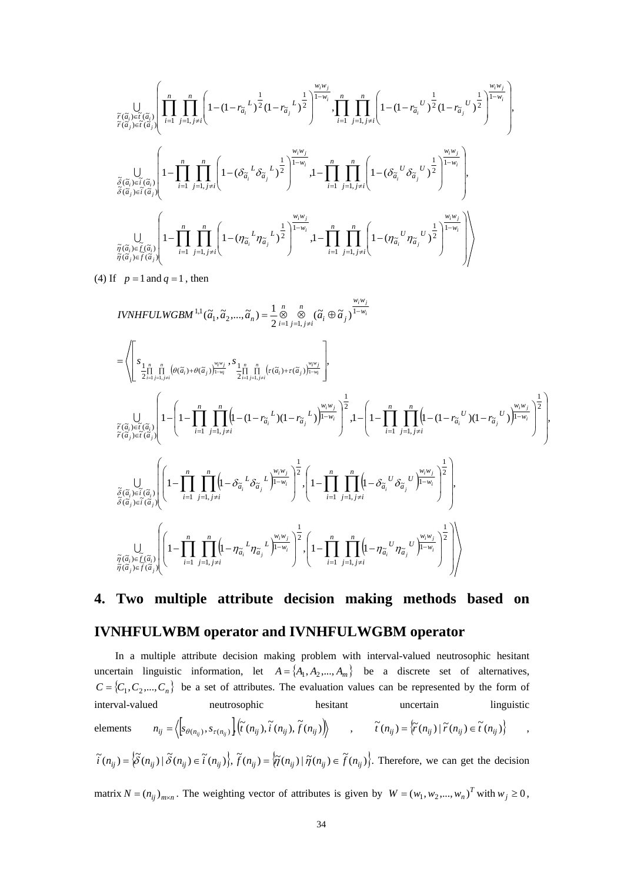$$
\bigcup_{\substack{\tilde{r}(\tilde{a}_i)\in\tilde{t}(\tilde{a}_i)\\ \tilde{r}(\tilde{a}_j)\in\tilde{t}(\tilde{a}_j)}}\left(\prod_{i=1}^{n}\prod_{j=1,j\neq i}^{n}\left(1-(1-r_{\tilde{a}_i}{}^{L})^{\frac{1}{2}}(1-r_{\tilde{a}_j}{}^{L})^{\frac{1}{2}}\right)^{\frac{w_iw_j}{1-w_i}},\prod_{i=1}^{n}\prod_{j=1,j\neq i}^{n}\left(1-(1-r_{\tilde{a}_i}{}^{U})^{\frac{1}{2}}(1-r_{\tilde{a}_j}{}^{U})^{\frac{1}{2}}\right)^{\frac{w_iw_j}{1-w_i}}\right),
$$

$$
\bigcup_{\substack{\tilde{\delta}(\tilde{a}_i)\in\tilde{i}(\tilde{a}_i)\\ \tilde{\delta}(\tilde{a}_j)\in\tilde{i}(\tilde{a}_j)}}\left(1-\prod_{i=1}^{n}\prod_{j=1,j\neq i}^{n}\left(1-(\delta_{\tilde{a}_i}{}^{L}\delta_{\tilde{a}_j}{}^{L})^{\frac{1}{2}}\right)^{\frac{w_iw_j}{1-w_i}},1-\prod_{i=1}^{n}\prod_{j=1,j\neq i}^{n}\left(1-(\delta_{\tilde{a}_i}{}^{U}\delta_{\tilde{a}_j}{}^{U})^{\frac{1}{2}}\right)^{\frac{w_iw_j}{1-w_i}}\right),
$$

$$
\bigcup_{\substack{\tilde{\eta}(\tilde{a}_i)\in\tilde{f}(\tilde{a}_i)\\ \tilde{\eta}(\tilde{a}_j)\in\tilde{f}(\tilde{a}_j)}}\left(1-\prod_{i=1}^{n}\prod_{j=1,j\neq i}^{n}\left(1-(\eta_{\tilde{a}_i}{}^{L}\eta_{\tilde{a}_j}{}^{L})^{\frac{1}{2}}\right)^{\frac{w_iw_j}{1-w_i}},1-\prod_{i=1}^{n}\prod_{j=1,j\neq i}^{n}\left(1-(\eta_{\tilde{a}_i}{}^{U}\eta_{\tilde{a}_j}{}^{U})^{\frac{1}{2}}\right)^{\frac{w_iw_j}{1-w_i}}\right)\Bigg\rangle
$$

(4) If $p=1$ and $q=1$, then

$$
IVNHFULWGBM^{1,1}(\tilde{a}_1,\tilde{a}_2,...,\tilde{a}_n)=\frac{1}{2}\overset{n}{\underset{i=1}{\otimes}}\overset{n}{\underset{j=1,j\neq i}{\otimes}}(\tilde{a}_i\oplus\tilde{a}_j)^{\frac{w_iw_j}{1-w_i}}
$$

$$
=\Bigg\langle\left[s_{\frac{1}{2}\prod_{i=1}^{n}\prod_{j=1,j\neq i}^{n}\left(\theta(\tilde{a}_i)+\theta(\tilde{a}_j)\right)^{\frac{w_iw_j}{1-w_i}}},s_{\frac{1}{2}\prod_{i=1}^{n}\prod_{j=1,j\neq i}^{n}\left(\tau(\tilde{a}_i)+\tau(\tilde{a}_j)\right)^{\frac{w_iw_j}{1-w_i}}}\right],
$$

$$
\bigcup_{\substack{\tilde{r}(\tilde{a}_i)\in\tilde{t}(\tilde{a}_i)\\ \tilde{r}(\tilde{a}_j)\in\tilde{t}(\tilde{a}_j)}}\left(1-\left(1-\prod_{i=1}^{n}\prod_{j=1,j\neq i}^{n}\left(1-(1-r_{\tilde{a}_i}{}^{L})(1-r_{\tilde{a}_j}{}^{L})\right)^{\frac{w_iw_j}{1-w_i}}\right)^{\frac{1}{2}},1-\left(1-\prod_{i=1}^{n}\prod_{j=1,j\neq i}^{n}\left(1-(1-r_{\tilde{a}_i}{}^{U})(1-r_{\tilde{a}_j}{}^{U})\right)^{\frac{w_iw_j}{1-w_i}}\right)^{\frac{1}{2}}\right),
$$

$$
\bigcup_{\substack{\tilde{\delta}(\tilde{a}_i)\in\tilde{i}(\tilde{a}_i)\\ \tilde{\delta}(\tilde{a}_j)\in\tilde{i}(\tilde{a}_j)}}\left(\left(1-\prod_{i=1}^{n}\prod_{j=1,j\neq i}^{n}\left(1-\delta_{\tilde{a}_i}{}^{L}\delta_{\tilde{a}_j}{}^{L}\right)^{\frac{w_iw_j}{1-w_i}}\right)^{\frac{1}{2}},\left(1-\prod_{i=1}^{n}\prod_{j=1,j\neq i}^{n}\left(1-\delta_{\tilde{a}_i}{}^{U}\delta_{\tilde{a}_j}{}^{U}\right)^{\frac{w_iw_j}{1-w_i}}\right)^{\frac{1}{2}}\right),
$$

$$
\bigcup_{\substack{\tilde{\eta}(\tilde{a}_i)\in\tilde{f}(\tilde{a}_i)\\ \tilde{\eta}(\tilde{a}_j)\in\tilde{f}(\tilde{a}_j)}}\left(\left(1-\prod_{i=1}^{n}\prod_{j=1,j\neq i}^{n}\left(1-\eta_{\tilde{a}_i}{}^{L}\eta_{\tilde{a}_j}{}^{L}\right)^{\frac{w_iw_j}{1-w_i}}\right)^{\frac{1}{2}},\left(1-\prod_{i=1}^{n}\prod_{j=1,j\neq i}^{n}\left(1-\eta_{\tilde{a}_i}{}^{U}\eta_{\tilde{a}_j}{}^{U}\right)^{\frac{w_iw_j}{1-w_i}}\right)^{\frac{1}{2}}\right)\Bigg\rangle
$$

# 4. Two multiple attribute decision making methods based on IVNHFULWBM operator and IVNHFULWGBM operator

In a multiple attribute decision making problem with interval-valued neutrosophic hesitant uncertain linguistic information, let $A=\{A_1,A_2,...,A_m\}$ be a discrete set of alternatives, $C=\{C_1,C_2,...,C_n\}$ be a set of attributes. The evaluation values can be represented by the form of interval-valued neutrosophic hesitant uncertain linguistic elements $n_{ij}=\left\langle\left[s_{\theta(n_{ij})},s_{\tau(n_{ij})}\right],\left(\tilde{t}(n_{ij}),\tilde{i}(n_{ij}),\tilde{f}(n_{ij})\right)\right\rangle$, $\tilde{t}(n_{ij})=\left\{\tilde{r}(n_{ij})\mid\tilde{r}(n_{ij})\in\tilde{t}(n_{ij})\right\}$, $\tilde{i}(n_{ij})=\left\{\tilde{\delta}(n_{ij})\mid\tilde{\delta}(n_{ij})\in\tilde{i}(n_{ij})\right\}$, $\tilde{f}(n_{ij})=\left\{\tilde{\eta}(n_{ij})\mid\tilde{\eta}(n_{ij})\in\tilde{f}(n_{ij})\right\}$. Therefore, we can get the decision matrix $N=(n_{ij})_{m\times n}$. The weighting vector of attributes is given by $W=(w_1,w_2,...,w_n)^T$ with $w_j\geq 0$,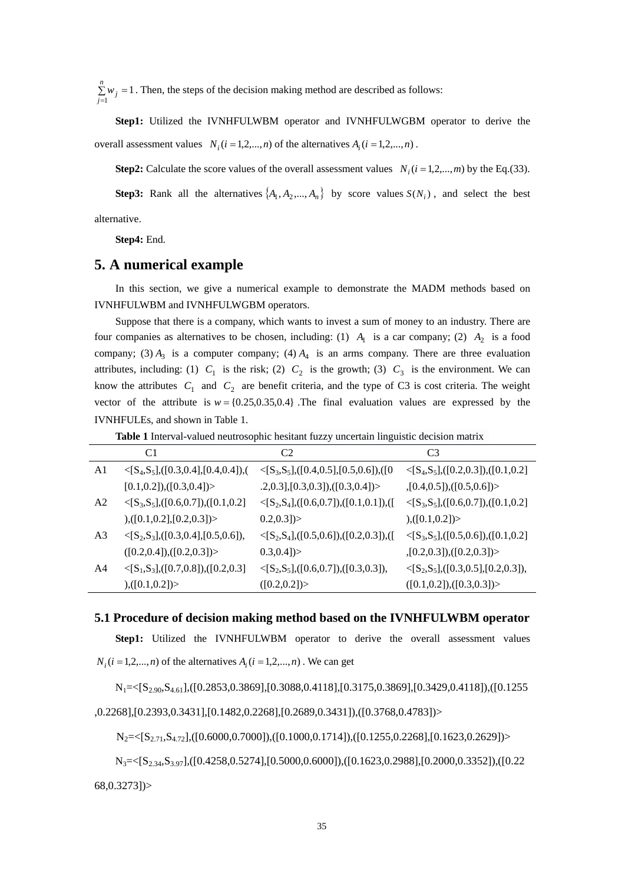$\sum_{j=1}^{n} w_j = 1$. Then, the steps of the decision making method are described as follows:

**Step1:** Utilized the IVNHFULWBM operator and IVNHFULWGBM operator to derive the overall assessment values $N_i\,(i=1,2,...,n)$ of the alternatives $A_i\,(i=1,2,...,n)$.

**Step2:** Calculate the score values of the overall assessment values $N_i\,(i=1,2,...,m)$ by the Eq.(33).

**Step3:** Rank all the alternatives $\{A_1, A_2, ..., A_n\}$ by score values $S(N_i)$, and select the best alternative.

**Step4:** End.

## 5. A numerical example

In this section, we give a numerical example to demonstrate the MADM methods based on IVNHFULWBM and IVNHFULWGBM operators.

Suppose that there is a company, which wants to invest a sum of money to an industry. There are four companies as alternatives to be chosen, including: (1) $A_1$ is a car company; (2) $A_2$ is a food company; (3) $A_3$ is a computer company; (4) $A_4$ is an arms company. There are three evaluation attributes, including: (1) $C_1$ is the risk; (2) $C_2$ is the growth; (3) $C_3$ is the environment. We can know the attributes $C_1$ and $C_2$ are benefit criteria, and the type of C3 is cost criteria. The weight vector of the attribute is $w=\{0.25,0.35,0.4\}$ .The final evaluation values are expressed by the IVNHFULEs, and shown in Table 1.

**Table 1** Interval-valued neutrosophic hesitant fuzzy uncertain linguistic decision matrix

| | C1 | C2 | C3 |
|---|---|---|---|
| A1 | <[$S_4$,$S_5$],([0.3,0.4],[0.4,0.4]),([0.1,0.2]),([0.3,0.4])> | <[$S_3$,$S_5$],([0.4,0.5],[0.5,0.6]),([0.2,0.3],[0.3,0.3]),([0.3,0.4])> | <[$S_4$,$S_5$],([0.2,0.3]),([0.1,0.2],[0.4,0.5]),([0.5,0.6])> |
| A2 | <[$S_3$,$S_5$],([0.6,0.7]),([0.1,0.2]),([0.1,0.2],[0.2,0.3])> | <[$S_2$,$S_4$],([0.6,0.7]),([0.1,0.1]),([0.2,0.3])> | <[$S_3$,$S_5$],([0.6,0.7]),([0.1,0.2]),([0.1,0.2])> |
| A3 | <[$S_2$,$S_3$],([0.3,0.4],[0.5,0.6]),([0.2,0.4]),([0.2,0.3])> | <[$S_2$,$S_4$],([0.5,0.6]),([0.2,0.3]),([0.3,0.4])> | <[$S_3$,$S_5$],([0.5,0.6]),([0.1,0.2],[0.2,0.3]),([0.2,0.3])> |
| A4 | <[$S_1$,$S_3$],([0.7,0.8]),([0.2,0.3]),([0.1,0.2])> | <[$S_2$,$S_5$],([0.6,0.7]),([0.3,0.3]),([0.2,0.2])> | <[$S_2$,$S_5$],([0.3,0.5],[0.2,0.3]),([0.1,0.2]),([0.3,0.3])> |

### 5.1 Procedure of decision making method based on the IVNHFULWBM operator

**Step1:** Utilized the IVNHFULWBM operator to derive the overall assessment values $N_i\,(i=1,2,...,n)$ of the alternatives $A_i\,(i=1,2,...,n)$. We can get

$N_1$=<[$S_{2.90}$,$S_{4.61}$],([0.2853,0.3869],[0.3088,0.4118],[0.3175,0.3869],[0.3429,0.4118]),([0.1255,0.2268],[0.2393,0.3431],[0.1482,0.2268],[0.2689,0.3431]),([0.3768,0.4783])>

$N_2$=<[$S_{2.71}$,$S_{4.72}$],([0.6000,0.7000]),([0.1000,0.1714]),([0.1255,0.2268],[0.1623,0.2629])>

$N_3$=<[$S_{2.34}$,$S_{3.97}$],([0.4258,0.5274],[0.5000,0.6000]),([0.1623,0.2988],[0.2000,0.3352]),([0.2268,0.3273])>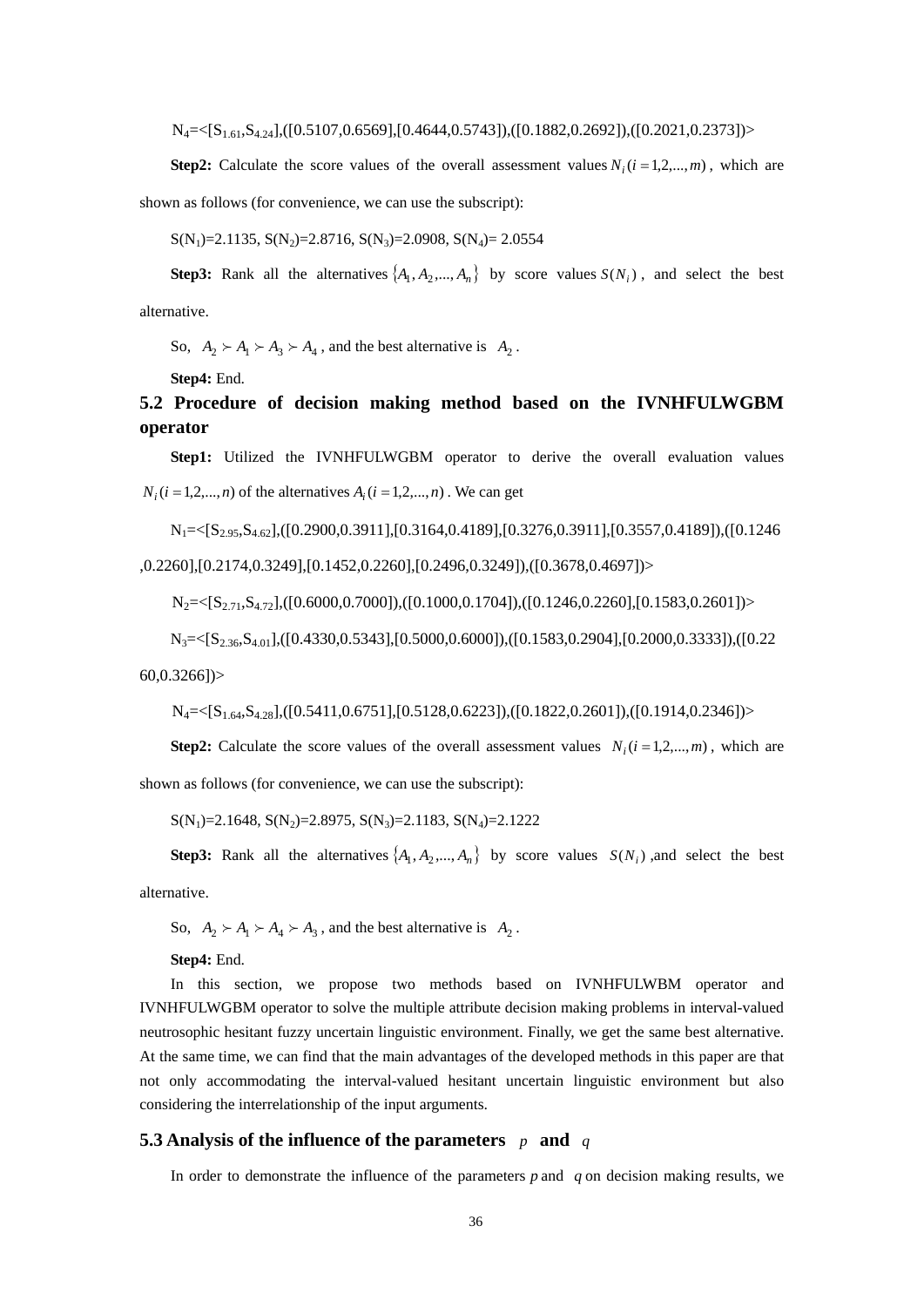$N_4$=<[$S_{1.61}$,$S_{4.24}$],([0.5107,0.6569],[0.4644,0.5743]),([0.1882,0.2692]),([0.2021,0.2373])>

**Step2:** Calculate the score values of the overall assessment values $N_i (i = 1,2,...,m)$, which are shown as follows (for convenience, we can use the subscript):

S($N_1$)=2.1135, S($N_2$)=2.8716, S($N_3$)=2.0908, S($N_4$)= 2.0554

**Step3:** Rank all the alternatives $\{A_1, A_2,..., A_n\}$ by score values $S(N_i)$, and select the best alternative.

So, $A_2 \succ A_1 \succ A_3 \succ A_4$, and the best alternative is $A_2$.

**Step4:** End.

## 5.2 Procedure of decision making method based on the IVNHFULWGBM operator

**Step1:** Utilized the IVNHFULWGBM operator to derive the overall evaluation values $N_i (i = 1,2,...,n)$ of the alternatives $A_i (i = 1,2,...,n)$. We can get

$N_1$=<[$S_{2.95}$,$S_{4.62}$],([0.2900,0.3911],[0.3164,0.4189],[0.3276,0.3911],[0.3557,0.4189]),([0.1246,0.2260],[0.2174,0.3249],[0.1452,0.2260],[0.2496,0.3249]),([0.3678,0.4697])>

$N_2$=<[$S_{2.71}$,$S_{4.72}$],([0.6000,0.7000]),([0.1000,0.1704]),([0.1246,0.2260],[0.1583,0.2601])>

$N_3$=<[$S_{2.36}$,$S_{4.01}$],([0.4330,0.5343],[0.5000,0.6000]),([0.1583,0.2904],[0.2000,0.3333]),([0.2260,0.3266])>

$N_4$=<[$S_{1.64}$,$S_{4.28}$],([0.5411,0.6751],[0.5128,0.6223]),([0.1822,0.2601]),([0.1914,0.2346])>

**Step2:** Calculate the score values of the overall assessment values $N_i (i = 1,2,...,m)$, which are shown as follows (for convenience, we can use the subscript):

S($N_1$)=2.1648, S($N_2$)=2.8975, S($N_3$)=2.1183, S($N_4$)=2.1222

**Step3:** Rank all the alternatives $\{A_1, A_2,..., A_n\}$ by score values $S(N_i)$ ,and select the best alternative.

So, $A_2 \succ A_1 \succ A_4 \succ A_3$, and the best alternative is $A_2$.

**Step4:** End.

In this section, we propose two methods based on IVNHFULWBM operator and IVNHFULWGBM operator to solve the multiple attribute decision making problems in interval-valued neutrosophic hesitant fuzzy uncertain linguistic environment. Finally, we get the same best alternative. At the same time, we can find that the main advantages of the developed methods in this paper are that not only accommodating the interval-valued hesitant uncertain linguistic environment but also considering the interrelationship of the input arguments.

## 5.3 Analysis of the influence of the parameters $p$ and $q$

In order to demonstrate the influence of the parameters $p$ and $q$ on decision making results, we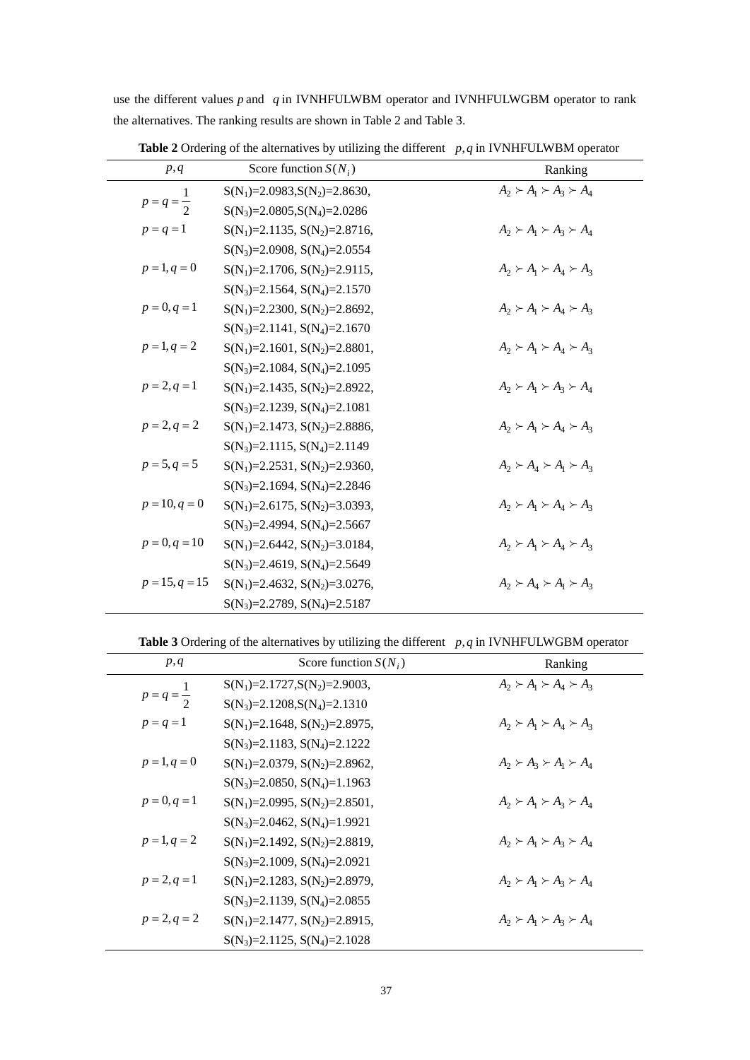use the different values $p$ and $q$ in IVNHFULWBM operator and IVNHFULWGBM operator to rank the alternatives. The ranking results are shown in Table 2 and Table 3.

**Table 2** Ordering of the alternatives by utilizing the different $p, q$ in IVNHFULWBM operator

| $p, q$ | Score function $S(N_i)$ | Ranking |
|---|---|---|
| $p = q = \frac{1}{2}$ | S(N$_1$)=2.0983,S(N$_2$)=2.8630, S(N$_3$)=2.0805,S(N$_4$)=2.0286 | $A_2 \succ A_1 \succ A_3 \succ A_4$ |
| $p = q = 1$ | S(N$_1$)=2.1135, S(N$_2$)=2.8716, S(N$_3$)=2.0908, S(N$_4$)=2.0554 | $A_2 \succ A_1 \succ A_3 \succ A_4$ |
| $p = 1, q = 0$ | S(N$_1$)=2.1706, S(N$_2$)=2.9115, S(N$_3$)=2.1564, S(N$_4$)=2.1570 | $A_2 \succ A_1 \succ A_4 \succ A_3$ |
| $p = 0, q = 1$ | S(N$_1$)=2.2300, S(N$_2$)=2.8692, S(N$_3$)=2.1141, S(N$_4$)=2.1670 | $A_2 \succ A_1 \succ A_4 \succ A_3$ |
| $p = 1, q = 2$ | S(N$_1$)=2.1601, S(N$_2$)=2.8801, S(N$_3$)=2.1084, S(N$_4$)=2.1095 | $A_2 \succ A_1 \succ A_4 \succ A_3$ |
| $p = 2, q = 1$ | S(N$_1$)=2.1435, S(N$_2$)=2.8922, S(N$_3$)=2.1239, S(N$_4$)=2.1081 | $A_2 \succ A_1 \succ A_3 \succ A_4$ |
| $p = 2, q = 2$ | S(N$_1$)=2.1473, S(N$_2$)=2.8886, S(N$_3$)=2.1115, S(N$_4$)=2.1149 | $A_2 \succ A_1 \succ A_4 \succ A_3$ |
| $p = 5, q = 5$ | S(N$_1$)=2.2531, S(N$_2$)=2.9360, S(N$_3$)=2.1694, S(N$_4$)=2.2846 | $A_2 \succ A_4 \succ A_1 \succ A_3$ |
| $p = 10, q = 0$ | S(N$_1$)=2.6175, S(N$_2$)=3.0393, S(N$_3$)=2.4994, S(N$_4$)=2.5667 | $A_2 \succ A_1 \succ A_4 \succ A_3$ |
| $p = 0, q = 10$ | S(N$_1$)=2.6442, S(N$_2$)=3.0184, S(N$_3$)=2.4619, S(N$_4$)=2.5649 | $A_2 \succ A_1 \succ A_4 \succ A_3$ |
| $p = 15, q = 15$ | S(N$_1$)=2.4632, S(N$_2$)=3.0276, S(N$_3$)=2.2789, S(N$_4$)=2.5187 | $A_2 \succ A_4 \succ A_1 \succ A_3$ |

**Table 3** Ordering of the alternatives by utilizing the different $p, q$ in IVNHFULWGBM operator

| $p, q$ | Score function $S(N_i)$ | Ranking |
|---|---|---|
| $p = q = \frac{1}{2}$ | S(N$_1$)=2.1727,S(N$_2$)=2.9003, S(N$_3$)=2.1208,S(N$_4$)=2.1310 | $A_2 \succ A_1 \succ A_4 \succ A_3$ |
| $p = q = 1$ | S(N$_1$)=2.1648, S(N$_2$)=2.8975, S(N$_3$)=2.1183, S(N$_4$)=2.1222 | $A_2 \succ A_1 \succ A_4 \succ A_3$ |
| $p = 1, q = 0$ | S(N$_1$)=2.0379, S(N$_2$)=2.8962, S(N$_3$)=2.0850, S(N$_4$)=1.1963 | $A_2 \succ A_3 \succ A_1 \succ A_4$ |
| $p = 0, q = 1$ | S(N$_1$)=2.0995, S(N$_2$)=2.8501, S(N$_3$)=2.0462, S(N$_4$)=1.9921 | $A_2 \succ A_1 \succ A_3 \succ A_4$ |
| $p = 1, q = 2$ | S(N$_1$)=2.1492, S(N$_2$)=2.8819, S(N$_3$)=2.1009, S(N$_4$)=2.0921 | $A_2 \succ A_1 \succ A_3 \succ A_4$ |
| $p = 2, q = 1$ | S(N$_1$)=2.1283, S(N$_2$)=2.8979, S(N$_3$)=2.1139, S(N$_4$)=2.0855 | $A_2 \succ A_1 \succ A_3 \succ A_4$ |
| $p = 2, q = 2$ | S(N$_1$)=2.1477, S(N$_2$)=2.8915, S(N$_3$)=2.1125, S(N$_4$)=2.1028 | $A_2 \succ A_1 \succ A_3 \succ A_4$ |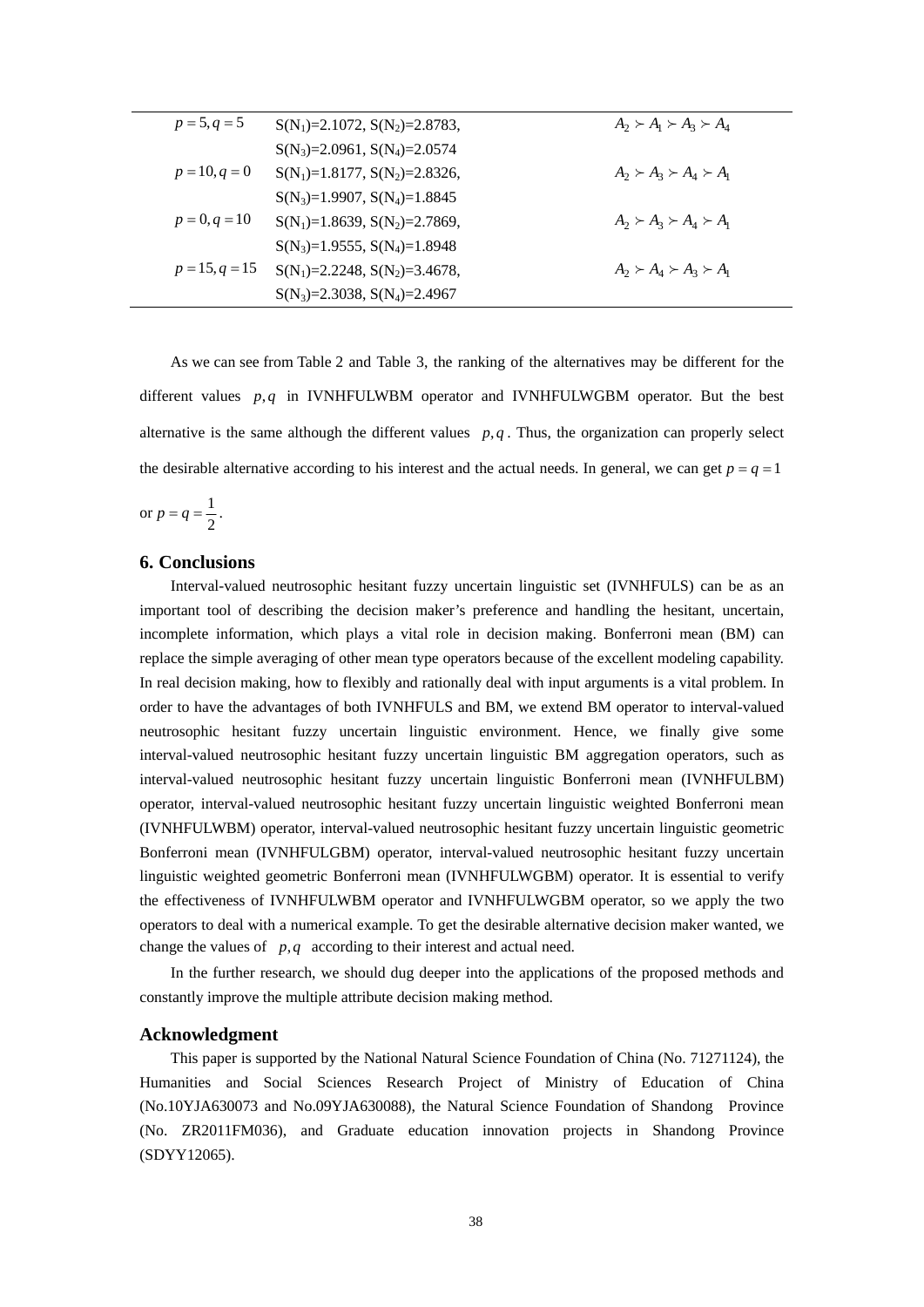| | | |
|---|---|---|
| $p=5, q=5$ | S(N$_1$)=2.1072, S(N$_2$)=2.8783, S(N$_3$)=2.0961, S(N$_4$)=2.0574 | $A_2 \succ A_1 \succ A_3 \succ A_4$ |
| $p=10, q=0$ | S(N$_1$)=1.8177, S(N$_2$)=2.8326, S(N$_3$)=1.9907, S(N$_4$)=1.8845 | $A_2 \succ A_3 \succ A_4 \succ A_1$ |
| $p=0, q=10$ | S(N$_1$)=1.8639, S(N$_2$)=2.7869, S(N$_3$)=1.9555, S(N$_4$)=1.8948 | $A_2 \succ A_3 \succ A_4 \succ A_1$ |
| $p=15, q=15$ | S(N$_1$)=2.2248, S(N$_2$)=3.4678, S(N$_3$)=2.3038, S(N$_4$)=2.4967 | $A_2 \succ A_4 \succ A_3 \succ A_1$ |

As we can see from Table 2 and Table 3, the ranking of the alternatives may be different for the different values $p, q$ in IVNHFULWBM operator and IVNHFULWGBM operator. But the best alternative is the same although the different values $p, q$. Thus, the organization can properly select the desirable alternative according to his interest and the actual needs. In general, we can get $p = q = 1$ or $p = q = \frac{1}{2}$.

## 6. Conclusions

Interval-valued neutrosophic hesitant fuzzy uncertain linguistic set (IVNHFULS) can be as an important tool of describing the decision maker's preference and handling the hesitant, uncertain, incomplete information, which plays a vital role in decision making. Bonferroni mean (BM) can replace the simple averaging of other mean type operators because of the excellent modeling capability. In real decision making, how to flexibly and rationally deal with input arguments is a vital problem. In order to have the advantages of both IVNHFULS and BM, we extend BM operator to interval-valued neutrosophic hesitant fuzzy uncertain linguistic environment. Hence, we finally give some interval-valued neutrosophic hesitant fuzzy uncertain linguistic BM aggregation operators, such as interval-valued neutrosophic hesitant fuzzy uncertain linguistic Bonferroni mean (IVNHFULBM) operator, interval-valued neutrosophic hesitant fuzzy uncertain linguistic weighted Bonferroni mean (IVNHFULWBM) operator, interval-valued neutrosophic hesitant fuzzy uncertain linguistic geometric Bonferroni mean (IVNHFULGBM) operator, interval-valued neutrosophic hesitant fuzzy uncertain linguistic weighted geometric Bonferroni mean (IVNHFULWGBM) operator. It is essential to verify the effectiveness of IVNHFULWBM operator and IVNHFULWGBM operator, so we apply the two operators to deal with a numerical example. To get the desirable alternative decision maker wanted, we change the values of $p, q$ according to their interest and actual need.

In the further research, we should dug deeper into the applications of the proposed methods and constantly improve the multiple attribute decision making method.

## Acknowledgment

This paper is supported by the National Natural Science Foundation of China (No. 71271124), the Humanities and Social Sciences Research Project of Ministry of Education of China (No.10YJA630073 and No.09YJA630088), the Natural Science Foundation of Shandong Province (No. ZR2011FM036), and Graduate education innovation projects in Shandong Province (SDYY12065).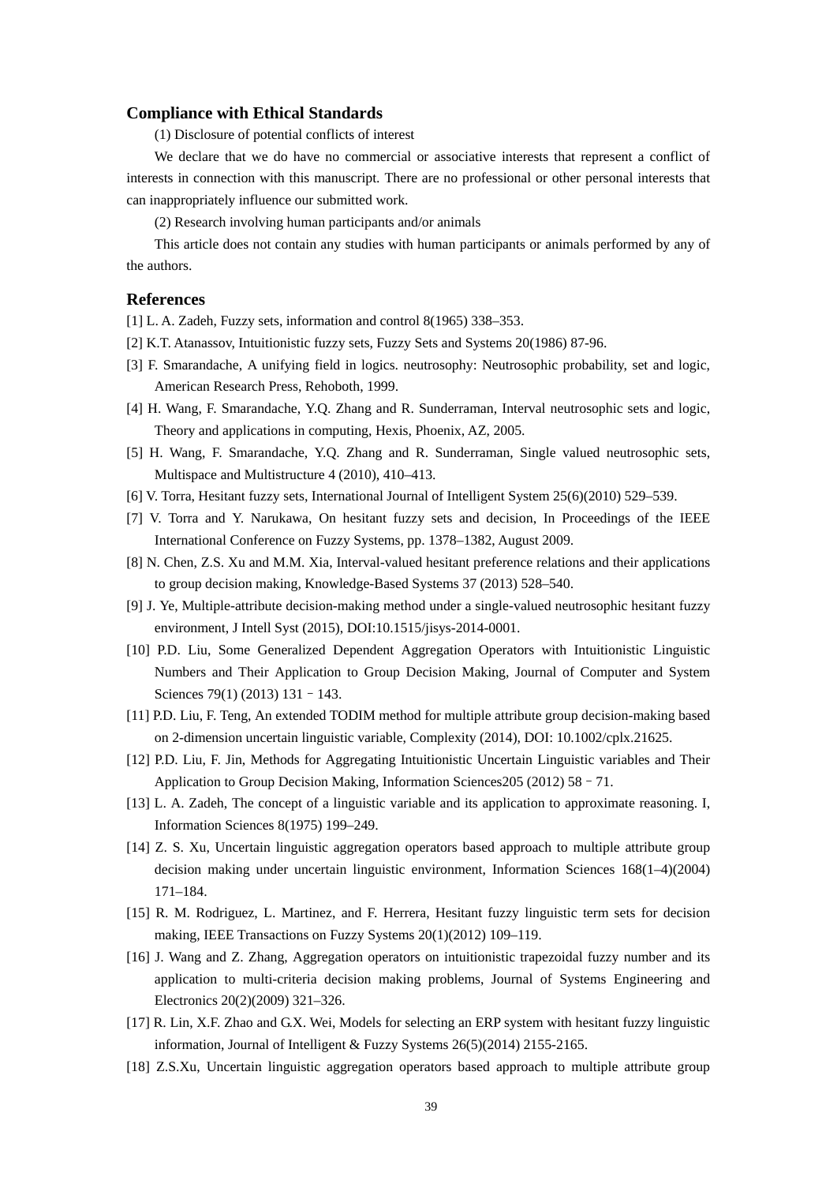## Compliance with Ethical Standards

(1) Disclosure of potential conflicts of interest

We declare that we do have no commercial or associative interests that represent a conflict of interests in connection with this manuscript. There are no professional or other personal interests that can inappropriately influence our submitted work.

(2) Research involving human participants and/or animals

This article does not contain any studies with human participants or animals performed by any of the authors.

## References

[1] L. A. Zadeh, Fuzzy sets, information and control 8(1965) 338–353.

[2] K.T. Atanassov, Intuitionistic fuzzy sets, Fuzzy Sets and Systems 20(1986) 87-96.

[3] F. Smarandache, A unifying field in logics. neutrosophy: Neutrosophic probability, set and logic, American Research Press, Rehoboth, 1999.

[4] H. Wang, F. Smarandache, Y.Q. Zhang and R. Sunderraman, Interval neutrosophic sets and logic, Theory and applications in computing, Hexis, Phoenix, AZ, 2005.

[5] H. Wang, F. Smarandache, Y.Q. Zhang and R. Sunderraman, Single valued neutrosophic sets, Multispace and Multistructure 4 (2010), 410–413.

[6] V. Torra, Hesitant fuzzy sets, International Journal of Intelligent System 25(6)(2010) 529–539.

[7] V. Torra and Y. Narukawa, On hesitant fuzzy sets and decision, In Proceedings of the IEEE International Conference on Fuzzy Systems, pp. 1378–1382, August 2009.

[8] N. Chen, Z.S. Xu and M.M. Xia, Interval-valued hesitant preference relations and their applications to group decision making, Knowledge-Based Systems 37 (2013) 528–540.

[9] J. Ye, Multiple-attribute decision-making method under a single-valued neutrosophic hesitant fuzzy environment, J Intell Syst (2015), DOI:10.1515/jisys-2014-0001.

[10] P.D. Liu, Some Generalized Dependent Aggregation Operators with Intuitionistic Linguistic Numbers and Their Application to Group Decision Making, Journal of Computer and System Sciences 79(1) (2013) 131–143.

[11] P.D. Liu, F. Teng, An extended TODIM method for multiple attribute group decision-making based on 2-dimension uncertain linguistic variable, Complexity (2014), DOI: 10.1002/cplx.21625.

[12] P.D. Liu, F. Jin, Methods for Aggregating Intuitionistic Uncertain Linguistic variables and Their Application to Group Decision Making, Information Sciences205 (2012) 58–71.

[13] L. A. Zadeh, The concept of a linguistic variable and its application to approximate reasoning. I, Information Sciences 8(1975) 199–249.

[14] Z. S. Xu, Uncertain linguistic aggregation operators based approach to multiple attribute group decision making under uncertain linguistic environment, Information Sciences 168(1–4)(2004) 171–184.

[15] R. M. Rodriguez, L. Martinez, and F. Herrera, Hesitant fuzzy linguistic term sets for decision making, IEEE Transactions on Fuzzy Systems 20(1)(2012) 109–119.

[16] J. Wang and Z. Zhang, Aggregation operators on intuitionistic trapezoidal fuzzy number and its application to multi-criteria decision making problems, Journal of Systems Engineering and Electronics 20(2)(2009) 321–326.

[17] R. Lin, X.F. Zhao and G.X. Wei, Models for selecting an ERP system with hesitant fuzzy linguistic information, Journal of Intelligent & Fuzzy Systems 26(5)(2014) 2155-2165.

[18] Z.S.Xu, Uncertain linguistic aggregation operators based approach to multiple attribute group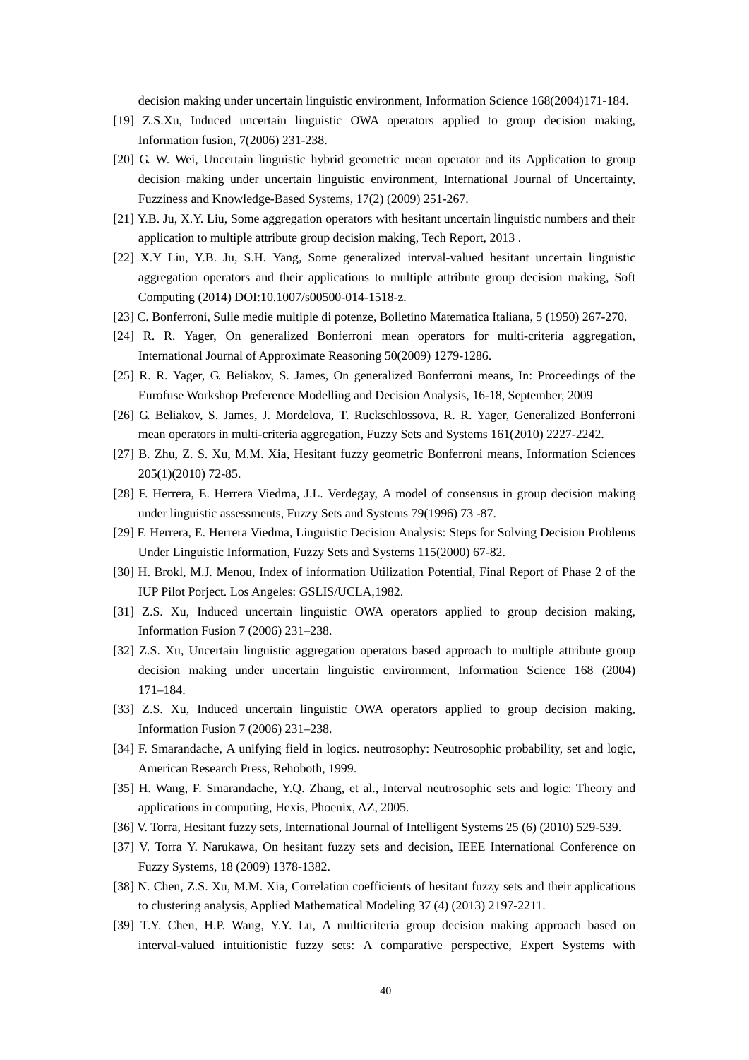decision making under uncertain linguistic environment, Information Science 168(2004)171-184.

[19] Z.S.Xu, Induced uncertain linguistic OWA operators applied to group decision making, Information fusion, 7(2006) 231-238.

[20] G. W. Wei, Uncertain linguistic hybrid geometric mean operator and its Application to group decision making under uncertain linguistic environment, International Journal of Uncertainty, Fuzziness and Knowledge-Based Systems, 17(2) (2009) 251-267.

[21] Y.B. Ju, X.Y. Liu, Some aggregation operators with hesitant uncertain linguistic numbers and their application to multiple attribute group decision making, Tech Report, 2013 .

[22] X.Y Liu, Y.B. Ju, S.H. Yang, Some generalized interval-valued hesitant uncertain linguistic aggregation operators and their applications to multiple attribute group decision making, Soft Computing (2014) DOI:10.1007/s00500-014-1518-z.

[23] C. Bonferroni, Sulle medie multiple di potenze, Bolletino Matematica Italiana, 5 (1950) 267-270.

[24] R. R. Yager, On generalized Bonferroni mean operators for multi-criteria aggregation, International Journal of Approximate Reasoning 50(2009) 1279-1286.

[25] R. R. Yager, G. Beliakov, S. James, On generalized Bonferroni means, In: Proceedings of the Eurofuse Workshop Preference Modelling and Decision Analysis, 16-18, September, 2009

[26] G. Beliakov, S. James, J. Mordelova, T. Ruckschlossova, R. R. Yager, Generalized Bonferroni mean operators in multi-criteria aggregation, Fuzzy Sets and Systems 161(2010) 2227-2242.

[27] B. Zhu, Z. S. Xu, M.M. Xia, Hesitant fuzzy geometric Bonferroni means, Information Sciences 205(1)(2010) 72-85.

[28] F. Herrera, E. Herrera Viedma, J.L. Verdegay, A model of consensus in group decision making under linguistic assessments, Fuzzy Sets and Systems 79(1996) 73 -87.

[29] F. Herrera, E. Herrera Viedma, Linguistic Decision Analysis: Steps for Solving Decision Problems Under Linguistic Information, Fuzzy Sets and Systems 115(2000) 67-82.

[30] H. Brokl, M.J. Menou, Index of information Utilization Potential, Final Report of Phase 2 of the IUP Pilot Porject. Los Angeles: GSLIS/UCLA,1982.

[31] Z.S. Xu, Induced uncertain linguistic OWA operators applied to group decision making, Information Fusion 7 (2006) 231–238.

[32] Z.S. Xu, Uncertain linguistic aggregation operators based approach to multiple attribute group decision making under uncertain linguistic environment, Information Science 168 (2004) 171–184.

[33] Z.S. Xu, Induced uncertain linguistic OWA operators applied to group decision making, Information Fusion 7 (2006) 231–238.

[34] F. Smarandache, A unifying field in logics. neutrosophy: Neutrosophic probability, set and logic, American Research Press, Rehoboth, 1999.

[35] H. Wang, F. Smarandache, Y.Q. Zhang, et al., Interval neutrosophic sets and logic: Theory and applications in computing, Hexis, Phoenix, AZ, 2005.

[36] V. Torra, Hesitant fuzzy sets, International Journal of Intelligent Systems 25 (6) (2010) 529-539.

[37] V. Torra Y. Narukawa, On hesitant fuzzy sets and decision, IEEE International Conference on Fuzzy Systems, 18 (2009) 1378-1382.

[38] N. Chen, Z.S. Xu, M.M. Xia, Correlation coefficients of hesitant fuzzy sets and their applications to clustering analysis, Applied Mathematical Modeling 37 (4) (2013) 2197-2211.

[39] T.Y. Chen, H.P. Wang, Y.Y. Lu, A multicriteria group decision making approach based on interval-valued intuitionistic fuzzy sets: A comparative perspective, Expert Systems with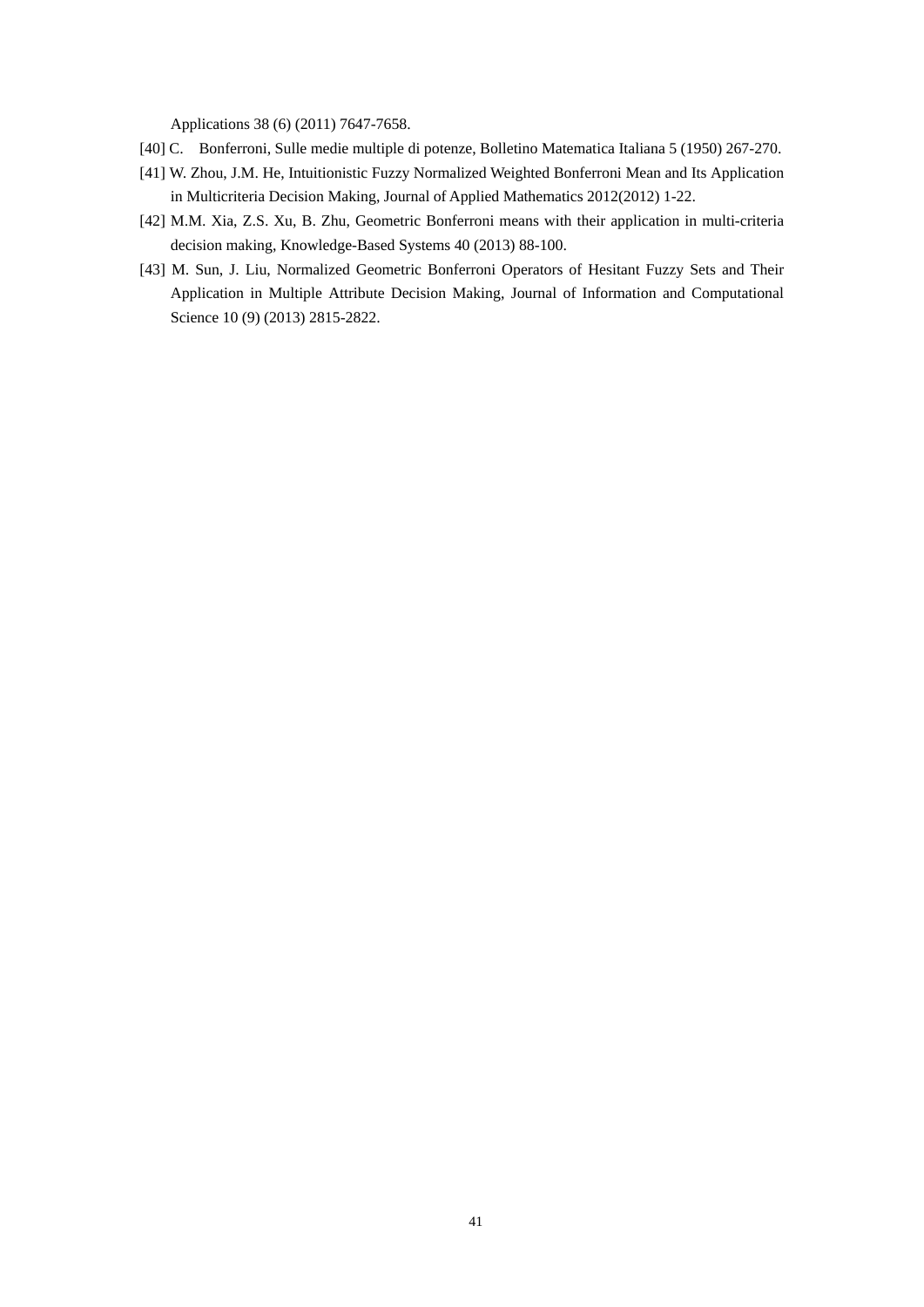Applications 38 (6) (2011) 7647-7658.

[40] C. Bonferroni, Sulle medie multiple di potenze, Bolletino Matematica Italiana 5 (1950) 267-270.

[41] W. Zhou, J.M. He, Intuitionistic Fuzzy Normalized Weighted Bonferroni Mean and Its Application in Multicriteria Decision Making, Journal of Applied Mathematics 2012(2012) 1-22.

[42] M.M. Xia, Z.S. Xu, B. Zhu, Geometric Bonferroni means with their application in multi-criteria decision making, Knowledge-Based Systems 40 (2013) 88-100.

[43] M. Sun, J. Liu, Normalized Geometric Bonferroni Operators of Hesitant Fuzzy Sets and Their Application in Multiple Attribute Decision Making, Journal of Information and Computational Science 10 (9) (2013) 2815-2822.